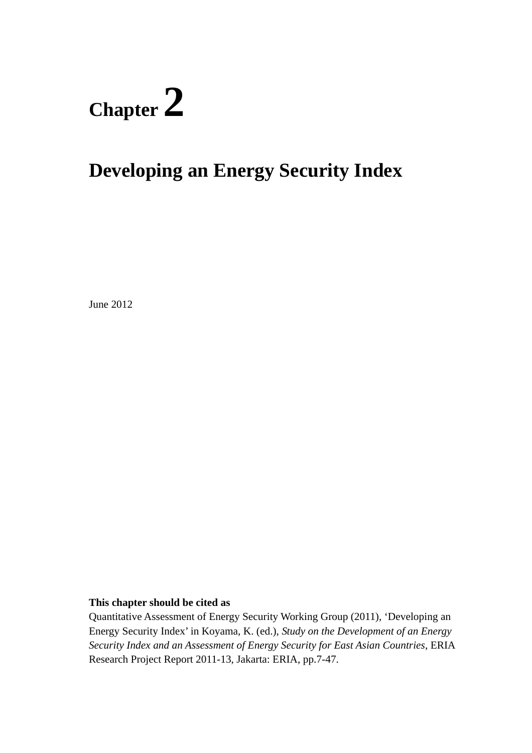# Chapter 2

# Developing an Energy Security Index

June 2012

**This chapter should be cited as**

Quantitative Assessment of Energy Security Working Group (2011), 'Developing an Energy Security Index' in Koyama, K. (ed.), *Study on the Development of an Energy Security Index and an Assessment of Energy Security for East Asian Countries*, ERIA Research Project Report 2011-13, Jakarta: ERIA, pp.7-47.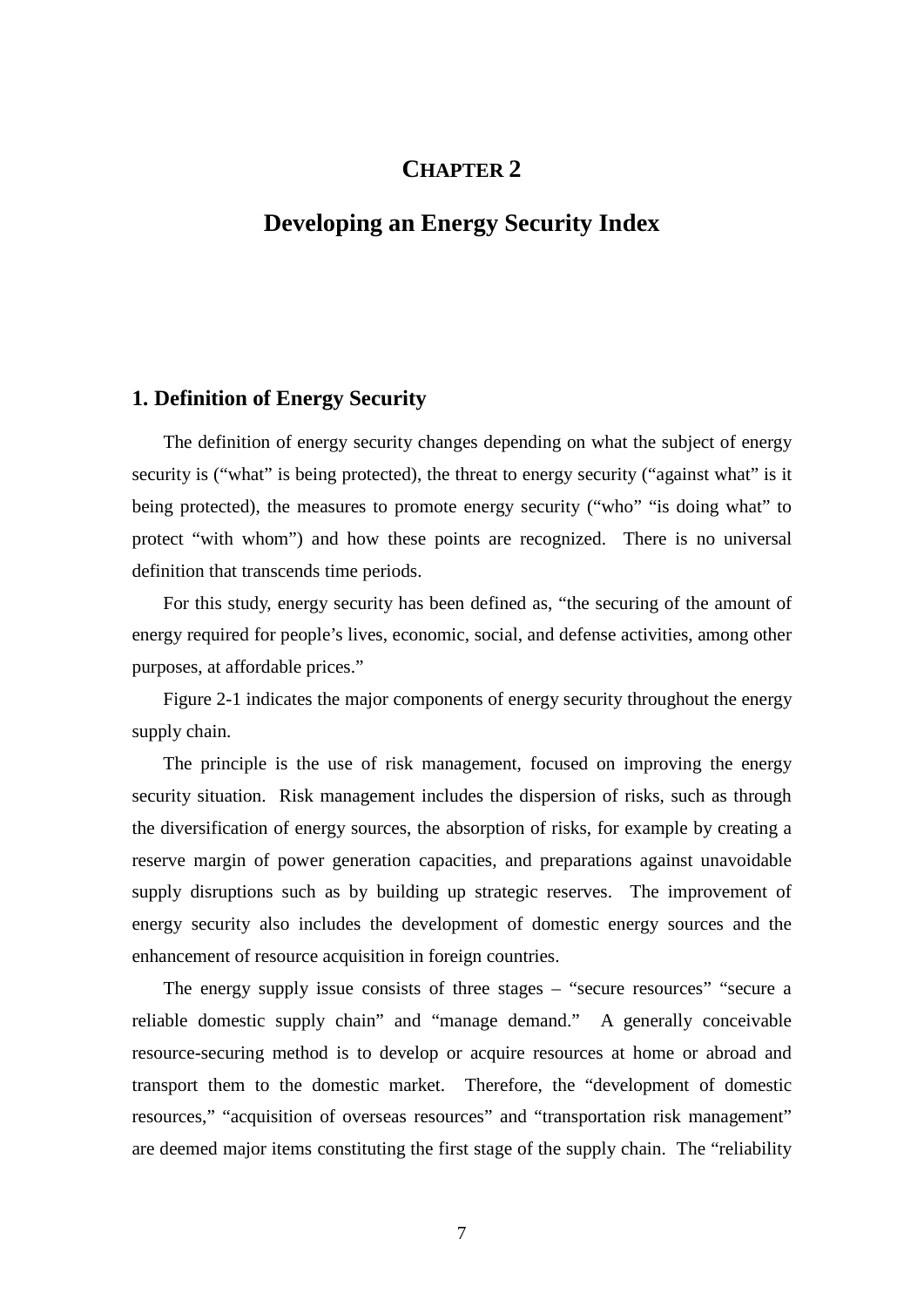# CHAPTER 2

# Developing an Energy Security Index

## 1. Definition of Energy Security

The definition of energy security changes depending on what the subject of energy security is ("what" is being protected), the threat to energy security ("against what" is it being protected), the measures to promote energy security ("who" "is doing what" to protect "with whom") and how these points are recognized. There is no universal definition that transcends time periods.

For this study, energy security has been defined as, "the securing of the amount of energy required for people's lives, economic, social, and defense activities, among other purposes, at affordable prices."

Figure 2-1 indicates the major components of energy security throughout the energy supply chain.

The principle is the use of risk management, focused on improving the energy security situation. Risk management includes the dispersion of risks, such as through the diversification of energy sources, the absorption of risks, for example by creating a reserve margin of power generation capacities, and preparations against unavoidable supply disruptions such as by building up strategic reserves. The improvement of energy security also includes the development of domestic energy sources and the enhancement of resource acquisition in foreign countries.

The energy supply issue consists of three stages – "secure resources" "secure a reliable domestic supply chain" and "manage demand." A generally conceivable resource-securing method is to develop or acquire resources at home or abroad and transport them to the domestic market. Therefore, the "development of domestic resources," "acquisition of overseas resources" and "transportation risk management" are deemed major items constituting the first stage of the supply chain. The "reliability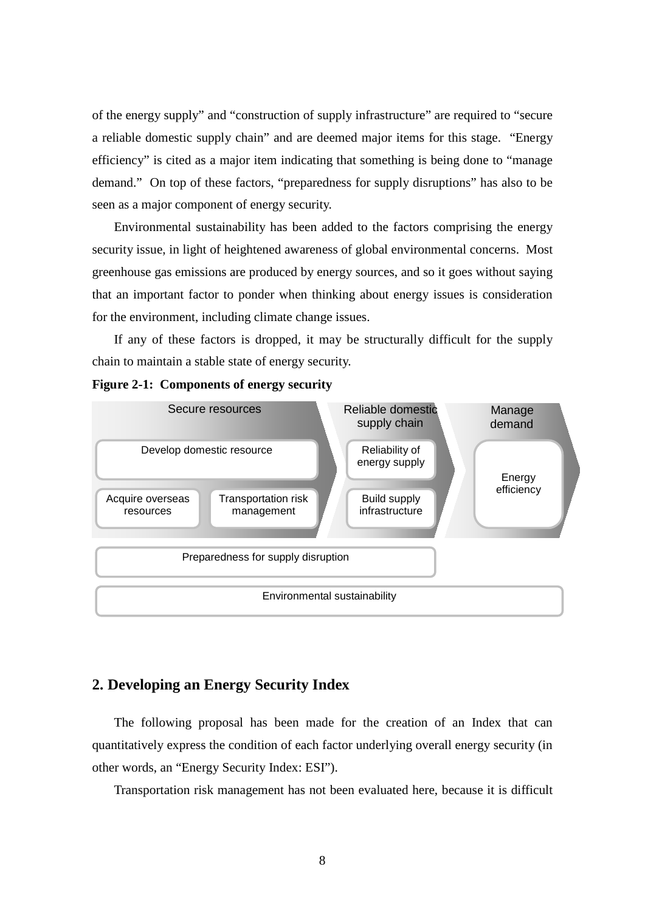of the energy supply" and "construction of supply infrastructure" are required to "secure a reliable domestic supply chain" and are deemed major items for this stage. "Energy efficiency" is cited as a major item indicating that something is being done to "manage demand." On top of these factors, "preparedness for supply disruptions" has also to be seen as a major component of energy security.

Environmental sustainability has been added to the factors comprising the energy security issue, in light of heightened awareness of global environmental concerns. Most greenhouse gas emissions are produced by energy sources, and so it goes without saying that an important factor to ponder when thinking about energy issues is consideration for the environment, including climate change issues.

If any of these factors is dropped, it may be structurally difficult for the supply chain to maintain a stable state of energy security.

**Figure 2-1: Components of energy security**

Secure resources

- Develop domestic resource
- Acquire overseas resources
- Transportation risk management

Reliable domestic supply chain

- Reliability of energy supply
- Build supply infrastructure

Manage demand

- Energy efficiency

Preparedness for supply disruption

Environmental sustainability

## 2. Developing an Energy Security Index

The following proposal has been made for the creation of an Index that can quantitatively express the condition of each factor underlying overall energy security (in other words, an "Energy Security Index: ESI").

Transportation risk management has not been evaluated here, because it is difficult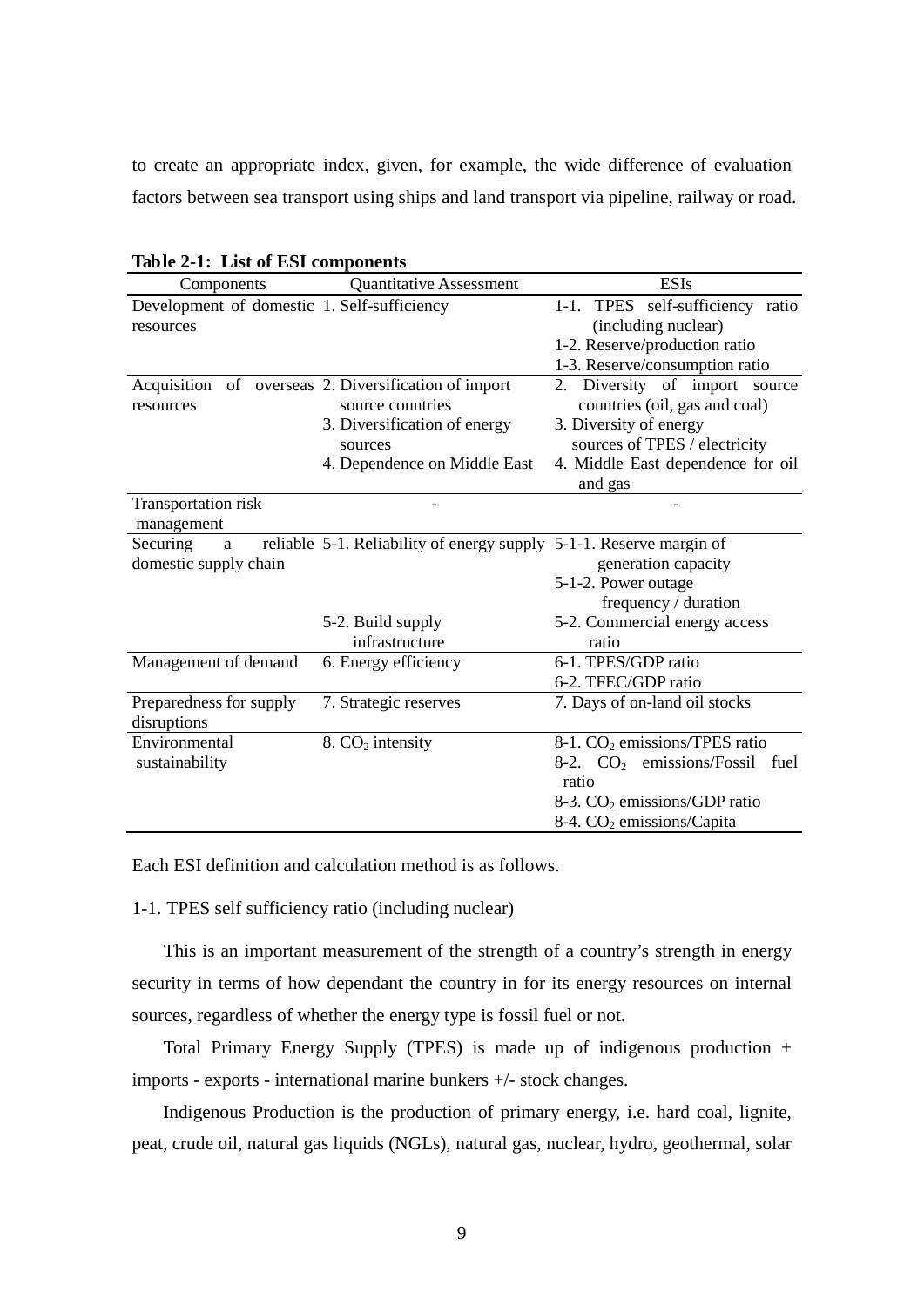to create an appropriate index, given, for example, the wide difference of evaluation factors between sea transport using ships and land transport via pipeline, railway or road.

**Table 2-1: List of ESI components**

| Components | Quantitative Assessment | ESIs |
|---|---|---|
| Development of domestic resources | 1. Self-sufficiency | 1-1. TPES self-sufficiency ratio (including nuclear)<br>1-2. Reserve/production ratio<br>1-3. Reserve/consumption ratio |
| Acquisition of overseas resources | 2. Diversification of import source countries<br>3. Diversification of energy sources<br>4. Dependence on Middle East | 2. Diversity of import source countries (oil, gas and coal)<br>3. Diversity of energy sources of TPES / electricity<br>4. Middle East dependence for oil and gas |
| Transportation risk management | - | - |
| Securing a reliable domestic supply chain | 5-1. Reliability of energy supply | 5-1-1. Reserve margin of generation capacity<br>5-1-2. Power outage frequency / duration |
| | 5-2. Build supply infrastructure | 5-2. Commercial energy access ratio |
| Management of demand | 6. Energy efficiency | 6-1. TPES/GDP ratio<br>6-2. TFEC/GDP ratio |
| Preparedness for supply disruptions | 7. Strategic reserves | 7. Days of on-land oil stocks |
| Environmental sustainability | 8. $CO_2$ intensity | 8-1. $CO_2$ emissions/TPES ratio<br>8-2. $CO_2$ emissions/Fossil fuel ratio<br>8-3. $CO_2$ emissions/GDP ratio<br>8-4. $CO_2$ emissions/Capita |

Each ESI definition and calculation method is as follows.

1-1. TPES self sufficiency ratio (including nuclear)

This is an important measurement of the strength of a country's strength in energy security in terms of how dependant the country in for its energy resources on internal sources, regardless of whether the energy type is fossil fuel or not.

Total Primary Energy Supply (TPES) is made up of indigenous production + imports - exports - international marine bunkers +/- stock changes.

Indigenous Production is the production of primary energy, i.e. hard coal, lignite, peat, crude oil, natural gas liquids (NGLs), natural gas, nuclear, hydro, geothermal, solar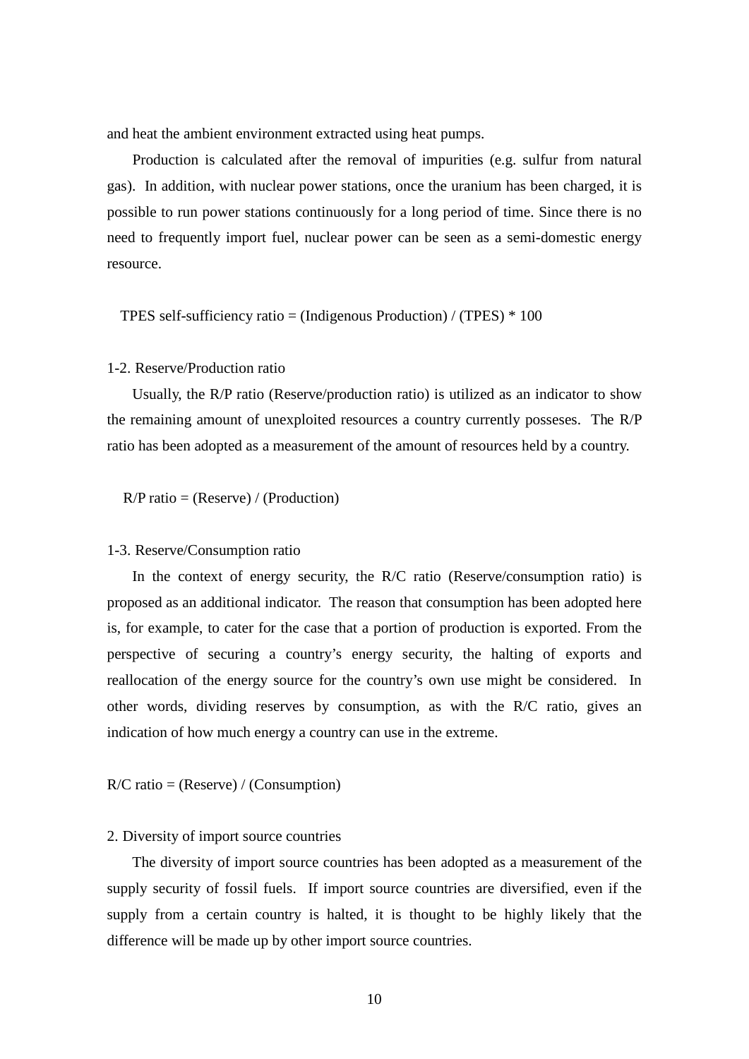and heat the ambient environment extracted using heat pumps.

Production is calculated after the removal of impurities (e.g. sulfur from natural gas). In addition, with nuclear power stations, once the uranium has been charged, it is possible to run power stations continuously for a long period of time. Since there is no need to frequently import fuel, nuclear power can be seen as a semi-domestic energy resource.

TPES self-sufficiency ratio = (Indigenous Production) / (TPES) * 100

### 1-2. Reserve/Production ratio

Usually, the R/P ratio (Reserve/production ratio) is utilized as an indicator to show the remaining amount of unexploited resources a country currently posseses. The R/P ratio has been adopted as a measurement of the amount of resources held by a country.

R/P ratio = (Reserve) / (Production)

### 1-3. Reserve/Consumption ratio

In the context of energy security, the R/C ratio (Reserve/consumption ratio) is proposed as an additional indicator. The reason that consumption has been adopted here is, for example, to cater for the case that a portion of production is exported. From the perspective of securing a country's energy security, the halting of exports and reallocation of the energy source for the country's own use might be considered. In other words, dividing reserves by consumption, as with the R/C ratio, gives an indication of how much energy a country can use in the extreme.

R/C ratio = (Reserve) / (Consumption)

## 2. Diversity of import source countries

The diversity of import source countries has been adopted as a measurement of the supply security of fossil fuels. If import source countries are diversified, even if the supply from a certain country is halted, it is thought to be highly likely that the difference will be made up by other import source countries.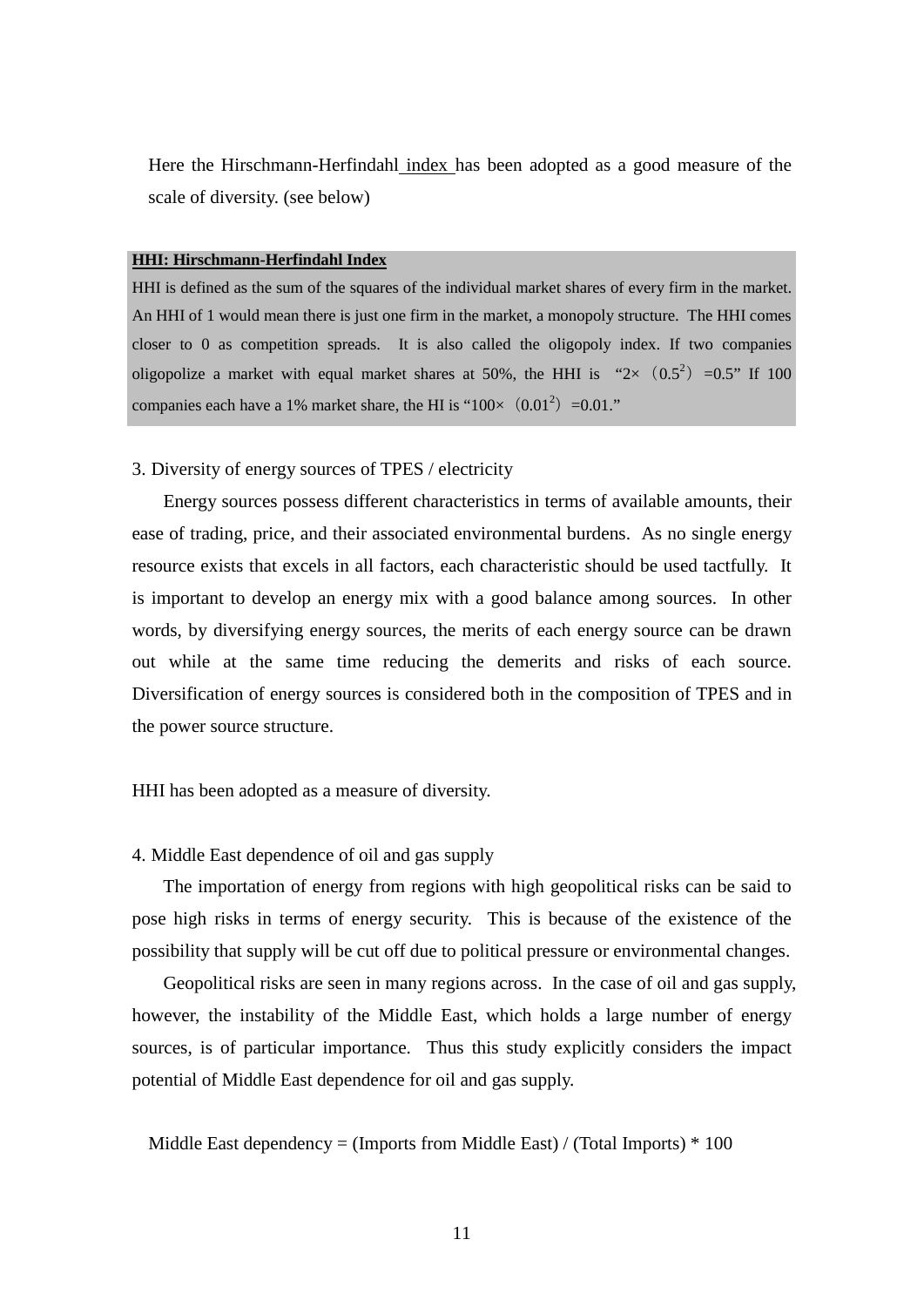Here the Hirschmann-Herfindahl index has been adopted as a good measure of the scale of diversity. (see below)

**HHI: Hirschmann-Herfindahl Index**

HHI is defined as the sum of the squares of the individual market shares of every firm in the market. An HHI of 1 would mean there is just one firm in the market, a monopoly structure. The HHI comes closer to 0 as competition spreads. It is also called the oligopoly index. If two companies oligopolize a market with equal market shares at 50%, the HHI is "$2\times(0.5^2)=0.5$" If 100 companies each have a 1% market share, the HI is "$100\times(0.01^2)=0.01$."

3. Diversity of energy sources of TPES / electricity

Energy sources possess different characteristics in terms of available amounts, their ease of trading, price, and their associated environmental burdens. As no single energy resource exists that excels in all factors, each characteristic should be used tactfully. It is important to develop an energy mix with a good balance among sources. In other words, by diversifying energy sources, the merits of each energy source can be drawn out while at the same time reducing the demerits and risks of each source. Diversification of energy sources is considered both in the composition of TPES and in the power source structure.

HHI has been adopted as a measure of diversity.

4. Middle East dependence of oil and gas supply

The importation of energy from regions with high geopolitical risks can be said to pose high risks in terms of energy security. This is because of the existence of the possibility that supply will be cut off due to political pressure or environmental changes.

Geopolitical risks are seen in many regions across. In the case of oil and gas supply, however, the instability of the Middle East, which holds a large number of energy sources, is of particular importance. Thus this study explicitly considers the impact potential of Middle East dependence for oil and gas supply.

Middle East dependency = (Imports from Middle East) / (Total Imports) * 100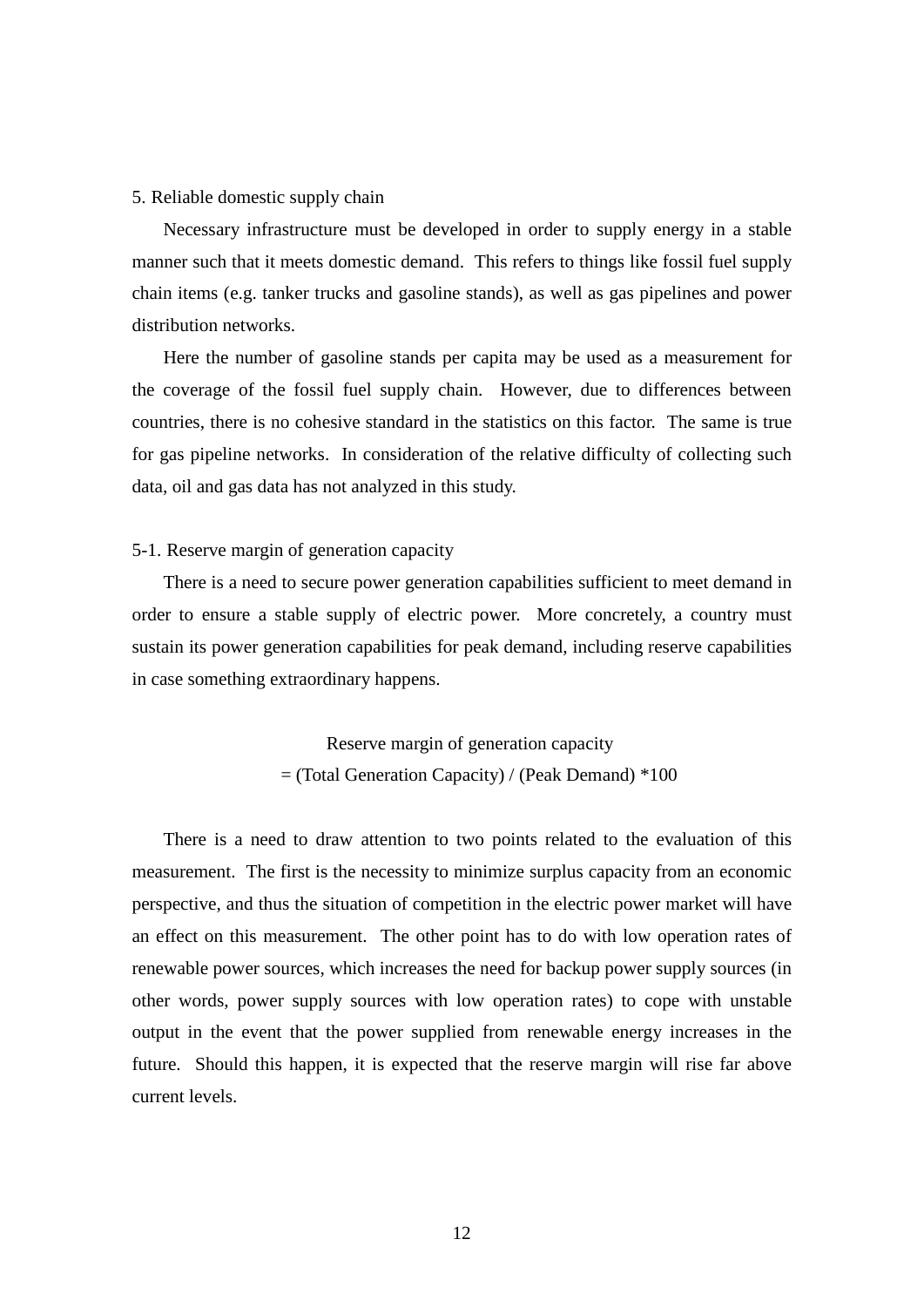## 5. Reliable domestic supply chain

Necessary infrastructure must be developed in order to supply energy in a stable manner such that it meets domestic demand. This refers to things like fossil fuel supply chain items (e.g. tanker trucks and gasoline stands), as well as gas pipelines and power distribution networks.

Here the number of gasoline stands per capita may be used as a measurement for the coverage of the fossil fuel supply chain. However, due to differences between countries, there is no cohesive standard in the statistics on this factor. The same is true for gas pipeline networks. In consideration of the relative difficulty of collecting such data, oil and gas data has not analyzed in this study.

### 5-1. Reserve margin of generation capacity

There is a need to secure power generation capabilities sufficient to meet demand in order to ensure a stable supply of electric power. More concretely, a country must sustain its power generation capabilities for peak demand, including reserve capabilities in case something extraordinary happens.

$$\text{Reserve margin of generation capacity} = (\text{Total Generation Capacity}) / (\text{Peak Demand}) * 100$$

There is a need to draw attention to two points related to the evaluation of this measurement. The first is the necessity to minimize surplus capacity from an economic perspective, and thus the situation of competition in the electric power market will have an effect on this measurement. The other point has to do with low operation rates of renewable power sources, which increases the need for backup power supply sources (in other words, power supply sources with low operation rates) to cope with unstable output in the event that the power supplied from renewable energy increases in the future. Should this happen, it is expected that the reserve margin will rise far above current levels.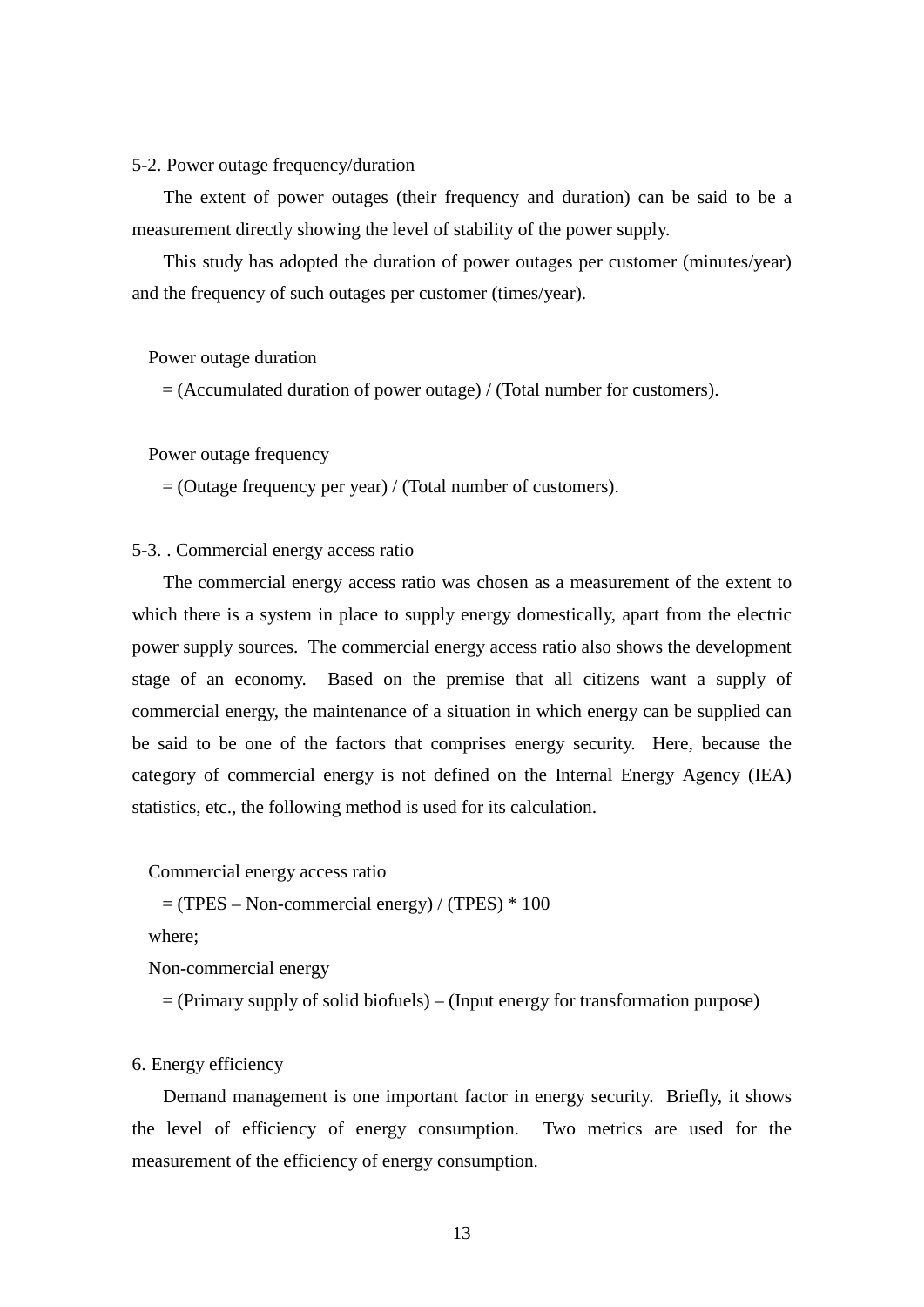5-2. Power outage frequency/duration

The extent of power outages (their frequency and duration) can be said to be a measurement directly showing the level of stability of the power supply.

This study has adopted the duration of power outages per customer (minutes/year) and the frequency of such outages per customer (times/year).

Power outage duration
= (Accumulated duration of power outage) / (Total number for customers).

Power outage frequency
= (Outage frequency per year) / (Total number of customers).

5-3. . Commercial energy access ratio

The commercial energy access ratio was chosen as a measurement of the extent to which there is a system in place to supply energy domestically, apart from the electric power supply sources. The commercial energy access ratio also shows the development stage of an economy. Based on the premise that all citizens want a supply of commercial energy, the maintenance of a situation in which energy can be supplied can be said to be one of the factors that comprises energy security. Here, because the category of commercial energy is not defined on the Internal Energy Agency (IEA) statistics, etc., the following method is used for its calculation.

Commercial energy access ratio
= (TPES – Non-commercial energy) / (TPES) * 100
where;
Non-commercial energy
= (Primary supply of solid biofuels) – (Input energy for transformation purpose)

6. Energy efficiency

Demand management is one important factor in energy security. Briefly, it shows the level of efficiency of energy consumption. Two metrics are used for the measurement of the efficiency of energy consumption.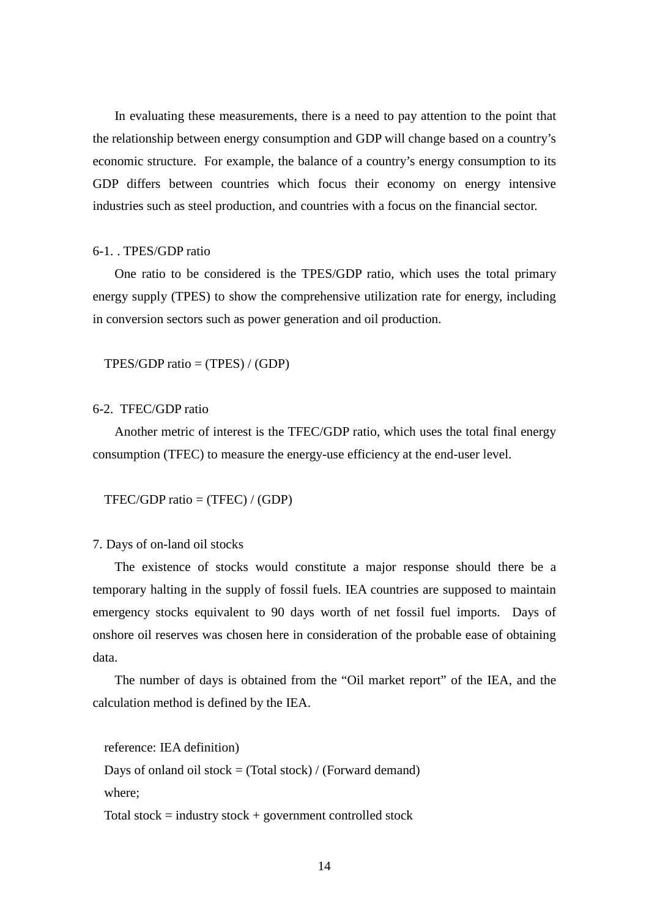In evaluating these measurements, there is a need to pay attention to the point that the relationship between energy consumption and GDP will change based on a country's economic structure. For example, the balance of a country's energy consumption to its GDP differs between countries which focus their economy on energy intensive industries such as steel production, and countries with a focus on the financial sector.

### 6-1. . TPES/GDP ratio

One ratio to be considered is the TPES/GDP ratio, which uses the total primary energy supply (TPES) to show the comprehensive utilization rate for energy, including in conversion sectors such as power generation and oil production.

TPES/GDP ratio = (TPES) / (GDP)

### 6-2. TFEC/GDP ratio

Another metric of interest is the TFEC/GDP ratio, which uses the total final energy consumption (TFEC) to measure the energy-use efficiency at the end-user level.

TFEC/GDP ratio = (TFEC) / (GDP)

## 7. Days of on-land oil stocks

The existence of stocks would constitute a major response should there be a temporary halting in the supply of fossil fuels. IEA countries are supposed to maintain emergency stocks equivalent to 90 days worth of net fossil fuel imports. Days of onshore oil reserves was chosen here in consideration of the probable ease of obtaining data.

The number of days is obtained from the "Oil market report" of the IEA, and the calculation method is defined by the IEA.

reference: IEA definition)
Days of onland oil stock = (Total stock) / (Forward demand)
where;
Total stock = industry stock + government controlled stock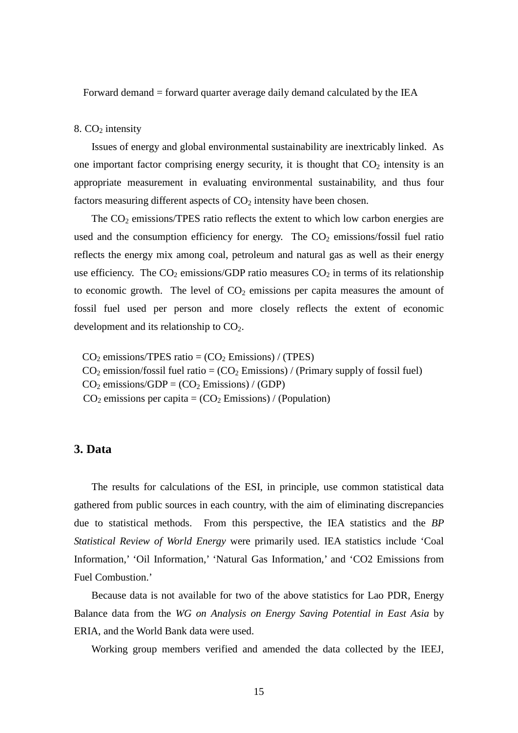Forward demand = forward quarter average daily demand calculated by the IEA

8. $CO_2$ intensity

Issues of energy and global environmental sustainability are inextricably linked. As one important factor comprising energy security, it is thought that $CO_2$ intensity is an appropriate measurement in evaluating environmental sustainability, and thus four factors measuring different aspects of $CO_2$ intensity have been chosen.

The $CO_2$ emissions/TPES ratio reflects the extent to which low carbon energies are used and the consumption efficiency for energy. The $CO_2$ emissions/fossil fuel ratio reflects the energy mix among coal, petroleum and natural gas as well as their energy use efficiency. The $CO_2$ emissions/GDP ratio measures $CO_2$ in terms of its relationship to economic growth. The level of $CO_2$ emissions per capita measures the amount of fossil fuel used per person and more closely reflects the extent of economic development and its relationship to $CO_2$.

$CO_2$ emissions/TPES ratio = ($CO_2$ Emissions) / (TPES)
$CO_2$ emission/fossil fuel ratio = ($CO_2$ Emissions) / (Primary supply of fossil fuel)
$CO_2$ emissions/GDP = ($CO_2$ Emissions) / (GDP)
$CO_2$ emissions per capita = ($CO_2$ Emissions) / (Population)

## 3. Data

The results for calculations of the ESI, in principle, use common statistical data gathered from public sources in each country, with the aim of eliminating discrepancies due to statistical methods. From this perspective, the IEA statistics and the *BP Statistical Review of World Energy* were primarily used. IEA statistics include 'Coal Information,' 'Oil Information,' 'Natural Gas Information,' and 'CO2 Emissions from Fuel Combustion.'

Because data is not available for two of the above statistics for Lao PDR, Energy Balance data from the *WG on Analysis on Energy Saving Potential in East Asia* by ERIA, and the World Bank data were used.

Working group members verified and amended the data collected by the IEEJ,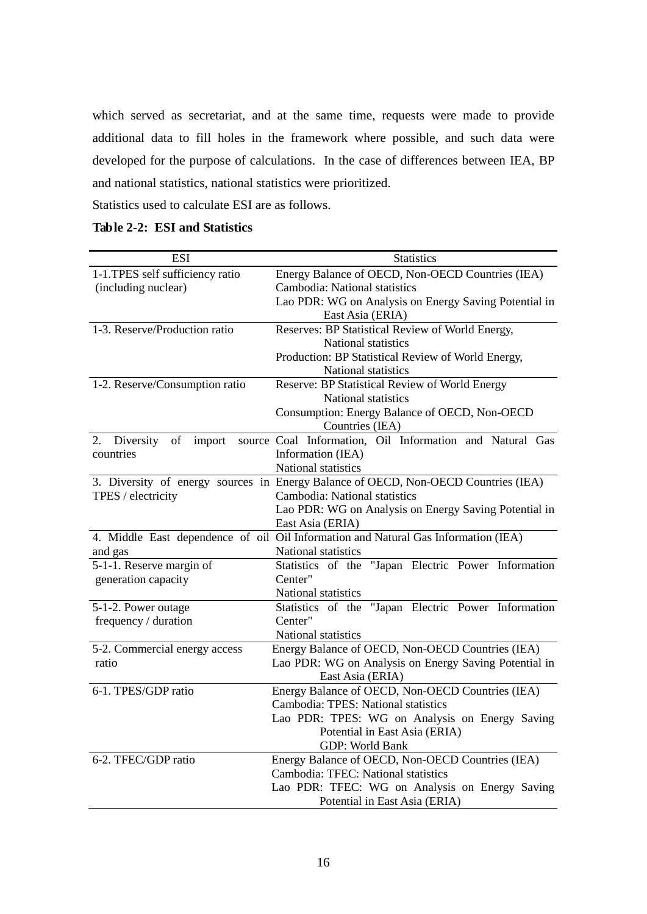which served as secretariat, and at the same time, requests were made to provide additional data to fill holes in the framework where possible, and such data were developed for the purpose of calculations. In the case of differences between IEA, BP and national statistics, national statistics were prioritized.

Statistics used to calculate ESI are as follows.

**Table 2-2: ESI and Statistics**

| ESI | Statistics |
|---|---|
| 1-1.TPES self sufficiency ratio (including nuclear) | Energy Balance of OECD, Non-OECD Countries (IEA)<br>Cambodia: National statistics<br>Lao PDR: WG on Analysis on Energy Saving Potential in East Asia (ERIA) |
| 1-3. Reserve/Production ratio | Reserves: BP Statistical Review of World Energy, National statistics<br>Production: BP Statistical Review of World Energy, National statistics |
| 1-2. Reserve/Consumption ratio | Reserve: BP Statistical Review of World Energy National statistics<br>Consumption: Energy Balance of OECD, Non-OECD Countries (IEA) |
| 2. Diversity of import source countries | Coal Information, Oil Information and Natural Gas Information (IEA)<br>National statistics |
| 3. Diversity of energy sources in TPES / electricity | Energy Balance of OECD, Non-OECD Countries (IEA)<br>Cambodia: National statistics<br>Lao PDR: WG on Analysis on Energy Saving Potential in East Asia (ERIA) |
| 4. Middle East dependence of oil and gas | Oil Information and Natural Gas Information (IEA)<br>National statistics |
| 5-1-1. Reserve margin of generation capacity | Statistics of the "Japan Electric Power Information Center"<br>National statistics |
| 5-1-2. Power outage frequency / duration | Statistics of the "Japan Electric Power Information Center"<br>National statistics |
| 5-2. Commercial energy access ratio | Energy Balance of OECD, Non-OECD Countries (IEA)<br>Lao PDR: WG on Analysis on Energy Saving Potential in East Asia (ERIA) |
| 6-1. TPES/GDP ratio | Energy Balance of OECD, Non-OECD Countries (IEA)<br>Cambodia: TPES: National statistics<br>Lao PDR: TPES: WG on Analysis on Energy Saving Potential in East Asia (ERIA)<br>GDP: World Bank |
| 6-2. TFEC/GDP ratio | Energy Balance of OECD, Non-OECD Countries (IEA)<br>Cambodia: TFEC: National statistics<br>Lao PDR: TFEC: WG on Analysis on Energy Saving Potential in East Asia (ERIA) |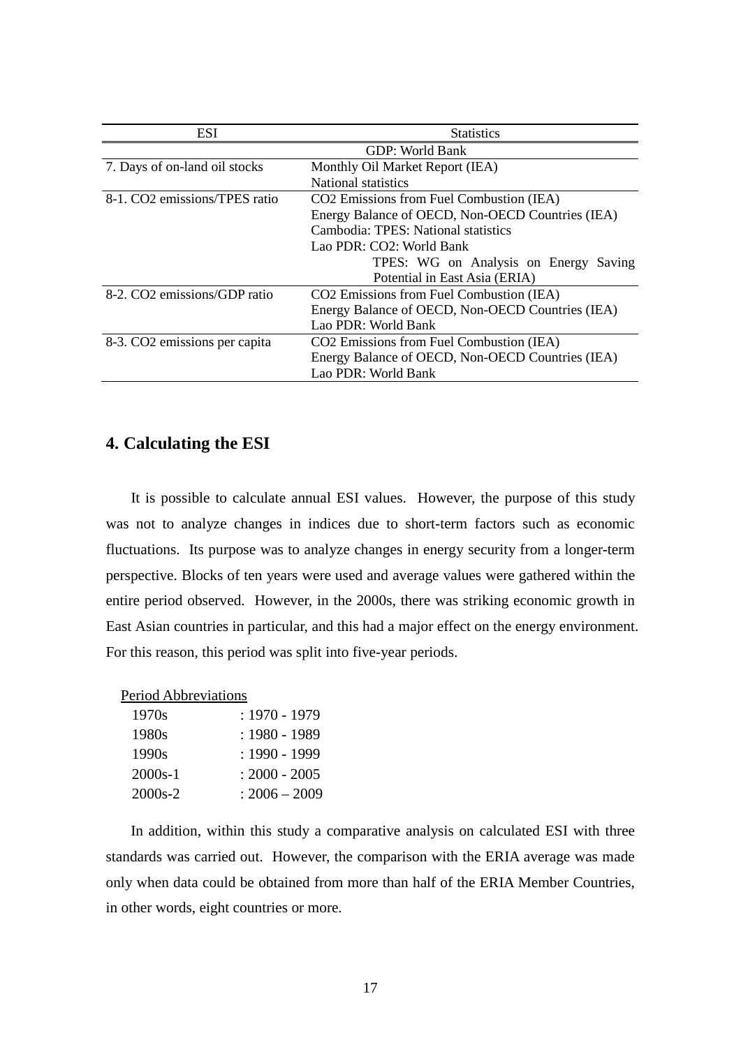| ESI | Statistics |
|---|---|
| | GDP: World Bank |
| 7. Days of on-land oil stocks | Monthly Oil Market Report (IEA)<br>National statistics |
| 8-1. $CO_2$ emissions/TPES ratio | $CO_2$ Emissions from Fuel Combustion (IEA)<br>Energy Balance of OECD, Non-OECD Countries (IEA)<br>Cambodia: TPES: National statistics<br>Lao PDR: $CO_2$: World Bank<br>TPES: WG on Analysis on Energy Saving Potential in East Asia (ERIA) |
| 8-2. $CO_2$ emissions/GDP ratio | $CO_2$ Emissions from Fuel Combustion (IEA)<br>Energy Balance of OECD, Non-OECD Countries (IEA)<br>Lao PDR: World Bank |
| 8-3. $CO_2$ emissions per capita | $CO_2$ Emissions from Fuel Combustion (IEA)<br>Energy Balance of OECD, Non-OECD Countries (IEA)<br>Lao PDR: World Bank |

## 4. Calculating the ESI

It is possible to calculate annual ESI values. However, the purpose of this study was not to analyze changes in indices due to short-term factors such as economic fluctuations. Its purpose was to analyze changes in energy security from a longer-term perspective. Blocks of ten years were used and average values were gathered within the entire period observed. However, in the 2000s, there was striking economic growth in East Asian countries in particular, and this had a major effect on the energy environment. For this reason, this period was split into five-year periods.

Period Abbreviations

| | |
|---|---|
| 1970s | : 1970 - 1979 |
| 1980s | : 1980 - 1989 |
| 1990s | : 1990 - 1999 |
| 2000s-1 | : 2000 - 2005 |
| 2000s-2 | : 2006 – 2009 |

In addition, within this study a comparative analysis on calculated ESI with three standards was carried out. However, the comparison with the ERIA average was made only when data could be obtained from more than half of the ERIA Member Countries, in other words, eight countries or more.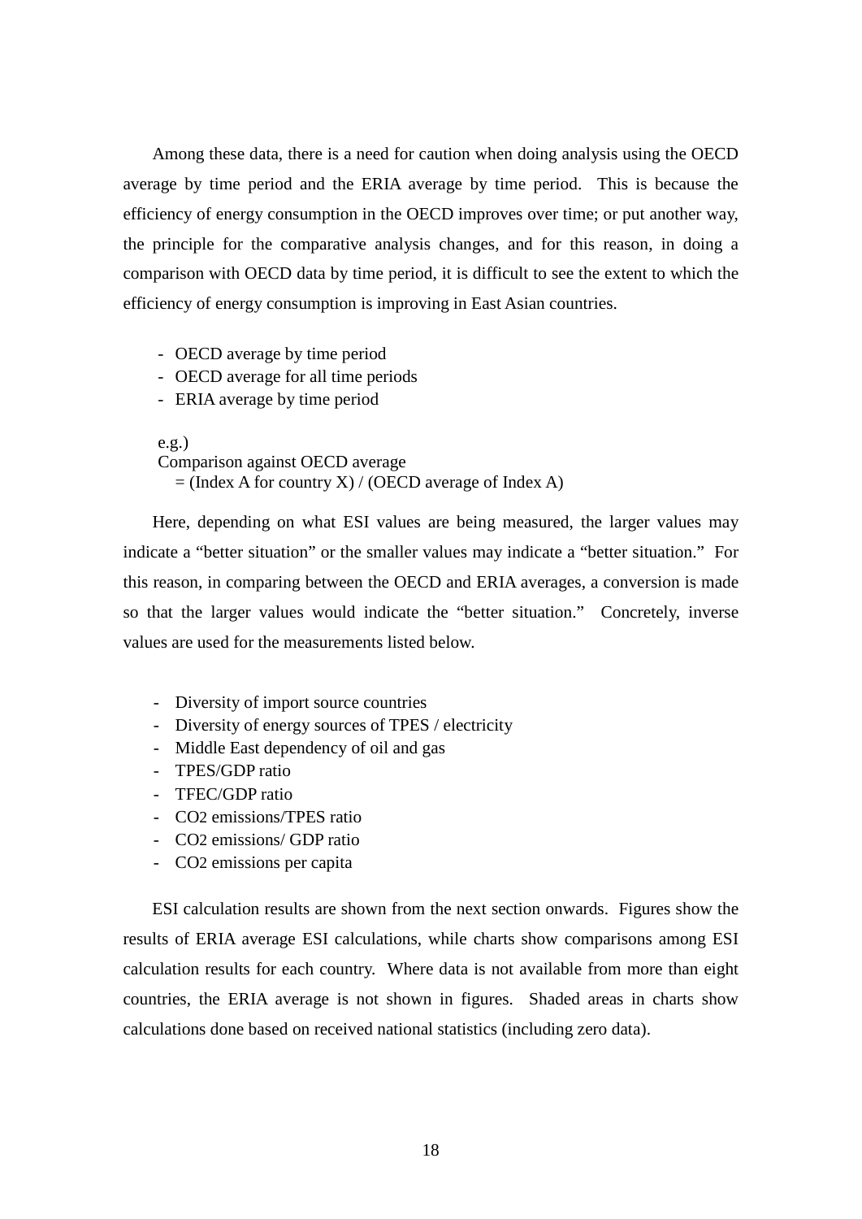Among these data, there is a need for caution when doing analysis using the OECD average by time period and the ERIA average by time period. This is because the efficiency of energy consumption in the OECD improves over time; or put another way, the principle for the comparative analysis changes, and for this reason, in doing a comparison with OECD data by time period, it is difficult to see the extent to which the efficiency of energy consumption is improving in East Asian countries.

- OECD average by time period
- OECD average for all time periods
- ERIA average by time period

e.g.)
Comparison against OECD average
= (Index A for country X) / (OECD average of Index A)

Here, depending on what ESI values are being measured, the larger values may indicate a "better situation" or the smaller values may indicate a "better situation." For this reason, in comparing between the OECD and ERIA averages, a conversion is made so that the larger values would indicate the "better situation." Concretely, inverse values are used for the measurements listed below.

- Diversity of import source countries
- Diversity of energy sources of TPES / electricity
- Middle East dependency of oil and gas
- TPES/GDP ratio
- TFEC/GDP ratio
- $CO_2$ emissions/TPES ratio
- $CO_2$ emissions/ GDP ratio
- $CO_2$ emissions per capita

ESI calculation results are shown from the next section onwards. Figures show the results of ERIA average ESI calculations, while charts show comparisons among ESI calculation results for each country. Where data is not available from more than eight countries, the ERIA average is not shown in figures. Shaded areas in charts show calculations done based on received national statistics (including zero data).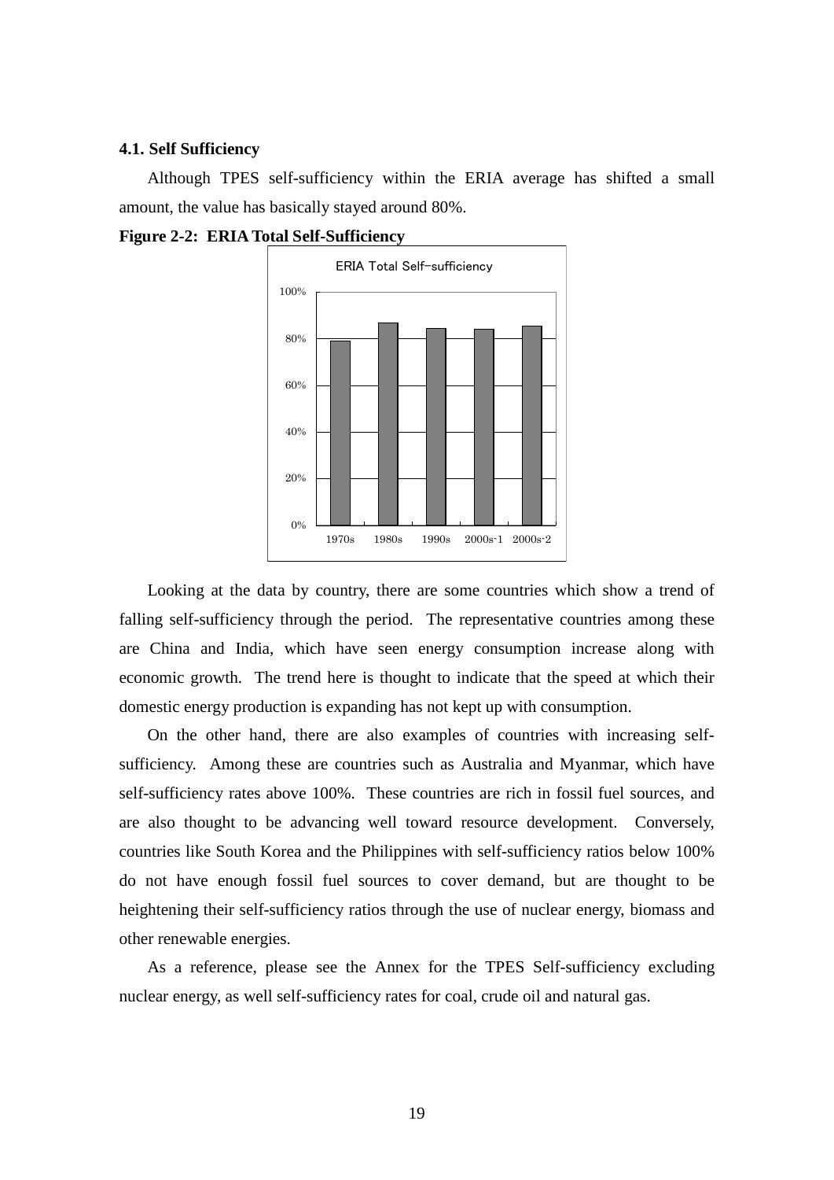### 4.1. Self Sufficiency

Although TPES self-sufficiency within the ERIA average has shifted a small amount, the value has basically stayed around 80%.

**Figure 2-2: ERIA Total Self-Sufficiency**

Looking at the data by country, there are some countries which show a trend of falling self-sufficiency through the period. The representative countries among these are China and India, which have seen energy consumption increase along with economic growth. The trend here is thought to indicate that the speed at which their domestic energy production is expanding has not kept up with consumption.

On the other hand, there are also examples of countries with increasing self-sufficiency. Among these are countries such as Australia and Myanmar, which have self-sufficiency rates above 100%. These countries are rich in fossil fuel sources, and are also thought to be advancing well toward resource development. Conversely, countries like South Korea and the Philippines with self-sufficiency ratios below 100% do not have enough fossil fuel sources to cover demand, but are thought to be heightening their self-sufficiency ratios through the use of nuclear energy, biomass and other renewable energies.

As a reference, please see the Annex for the TPES Self-sufficiency excluding nuclear energy, as well self-sufficiency rates for coal, crude oil and natural gas.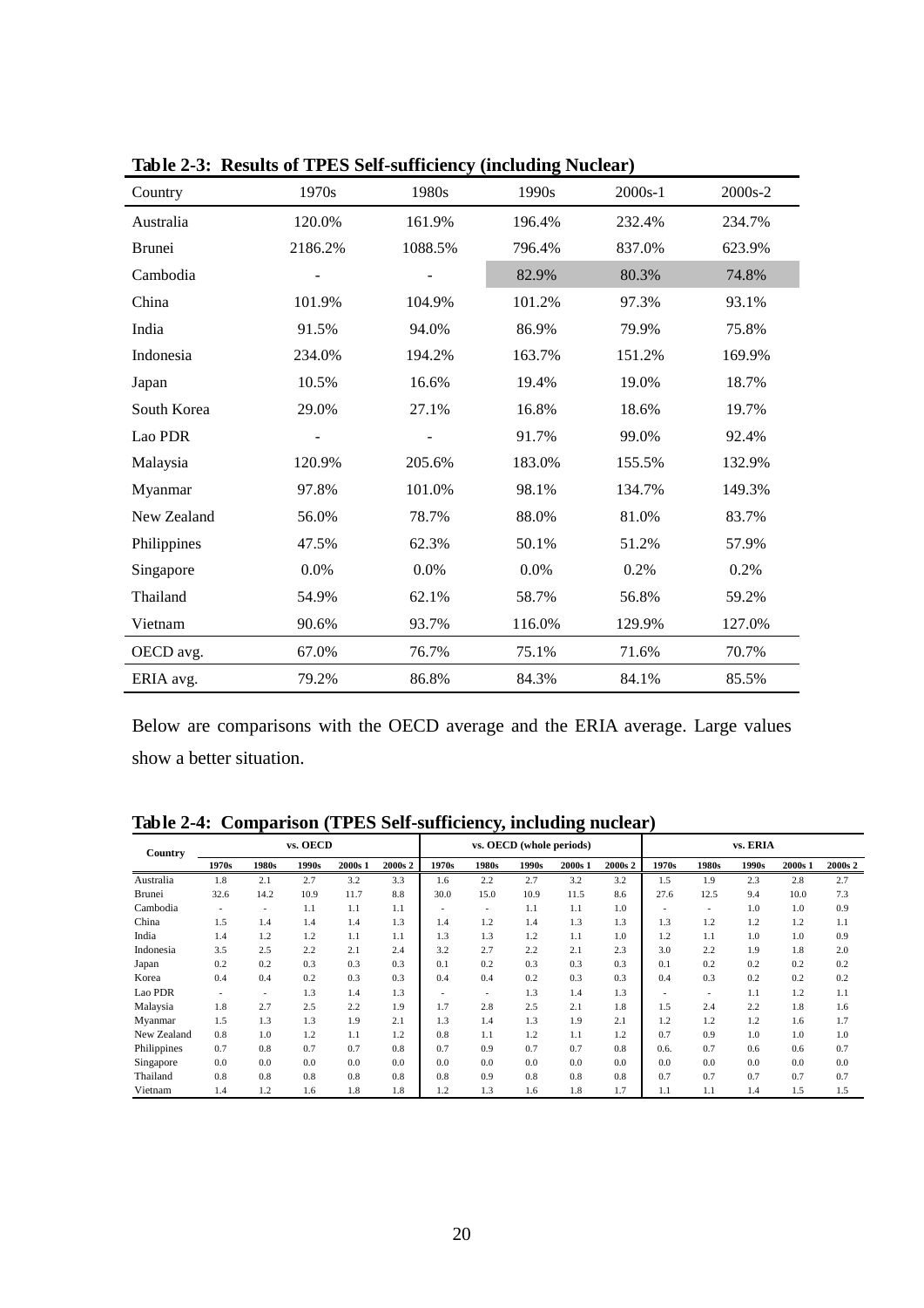**Table 2-3: Results of TPES Self-sufficiency (including Nuclear)**

| Country | 1970s | 1980s | 1990s | 2000s-1 | 2000s-2 |
|---|---|---|---|---|---|
| Australia | 120.0% | 161.9% | 196.4% | 232.4% | 234.7% |
| Brunei | 2186.2% | 1088.5% | 796.4% | 837.0% | 623.9% |
| Cambodia | - | - | 82.9% | 80.3% | 74.8% |
| China | 101.9% | 104.9% | 101.2% | 97.3% | 93.1% |
| India | 91.5% | 94.0% | 86.9% | 79.9% | 75.8% |
| Indonesia | 234.0% | 194.2% | 163.7% | 151.2% | 169.9% |
| Japan | 10.5% | 16.6% | 19.4% | 19.0% | 18.7% |
| South Korea | 29.0% | 27.1% | 16.8% | 18.6% | 19.7% |
| Lao PDR | - | - | 91.7% | 99.0% | 92.4% |
| Malaysia | 120.9% | 205.6% | 183.0% | 155.5% | 132.9% |
| Myanmar | 97.8% | 101.0% | 98.1% | 134.7% | 149.3% |
| New Zealand | 56.0% | 78.7% | 88.0% | 81.0% | 83.7% |
| Philippines | 47.5% | 62.3% | 50.1% | 51.2% | 57.9% |
| Singapore | 0.0% | 0.0% | 0.0% | 0.2% | 0.2% |
| Thailand | 54.9% | 62.1% | 58.7% | 56.8% | 59.2% |
| Vietnam | 90.6% | 93.7% | 116.0% | 129.9% | 127.0% |
| OECD avg. | 67.0% | 76.7% | 75.1% | 71.6% | 70.7% |
| ERIA avg. | 79.2% | 86.8% | 84.3% | 84.1% | 85.5% |

Below are comparisons with the OECD average and the ERIA average. Large values show a better situation.

**Table 2-4: Comparison (TPES Self-sufficiency, including nuclear)**

| Country | vs. OECD | | | | | vs. OECD (whole periods) | | | | | vs. ERIA | | | | |
|---|---|---|---|---|---|---|---|---|---|---|---|---|---|---|---|
| | 1970s | 1980s | 1990s | 2000s 1 | 2000s 2 | 1970s | 1980s | 1990s | 2000s 1 | 2000s 2 | 1970s | 1980s | 1990s | 2000s 1 | 2000s 2 |
| Australia | 1.8 | 2.1 | 2.7 | 3.2 | 3.3 | 1.6 | 2.2 | 2.7 | 3.2 | 3.2 | 1.5 | 1.9 | 2.3 | 2.8 | 2.7 |
| Brunei | 32.6 | 14.2 | 10.9 | 11.7 | 8.8 | 30.0 | 15.0 | 10.9 | 11.5 | 8.6 | 27.6 | 12.5 | 9.4 | 10.0 | 7.3 |
| Cambodia | - | - | 1.1 | 1.1 | 1.1 | - | - | 1.1 | 1.1 | 1.0 | - | - | 1.0 | 1.0 | 0.9 |
| China | 1.5 | 1.4 | 1.4 | 1.4 | 1.3 | 1.4 | 1.2 | 1.4 | 1.3 | 1.3 | 1.3 | 1.2 | 1.2 | 1.2 | 1.1 |
| India | 1.4 | 1.2 | 1.2 | 1.1 | 1.1 | 1.3 | 1.3 | 1.2 | 1.1 | 1.0 | 1.2 | 1.1 | 1.0 | 1.0 | 0.9 |
| Indonesia | 3.5 | 2.5 | 2.2 | 2.1 | 2.4 | 3.2 | 2.7 | 2.2 | 2.1 | 2.3 | 3.0 | 2.2 | 1.9 | 1.8 | 2.0 |
| Japan | 0.2 | 0.2 | 0.3 | 0.3 | 0.3 | 0.1 | 0.2 | 0.3 | 0.3 | 0.3 | 0.1 | 0.2 | 0.2 | 0.2 | 0.2 |
| Korea | 0.4 | 0.4 | 0.2 | 0.3 | 0.3 | 0.4 | 0.4 | 0.2 | 0.3 | 0.3 | 0.4 | 0.3 | 0.2 | 0.2 | 0.2 |
| Lao PDR | - | - | 1.3 | 1.4 | 1.3 | - | - | 1.3 | 1.4 | 1.3 | - | - | 1.1 | 1.2 | 1.1 |
| Malaysia | 1.8 | 2.7 | 2.5 | 2.2 | 1.9 | 1.7 | 2.8 | 2.5 | 2.1 | 1.8 | 1.5 | 2.4 | 2.2 | 1.8 | 1.6 |
| Myanmar | 1.5 | 1.3 | 1.3 | 1.9 | 2.1 | 1.3 | 1.4 | 1.3 | 1.9 | 2.1 | 1.2 | 1.2 | 1.2 | 1.6 | 1.7 |
| New Zealand | 0.8 | 1.0 | 1.2 | 1.1 | 1.2 | 0.8 | 1.1 | 1.2 | 1.1 | 1.2 | 0.7 | 0.9 | 1.0 | 1.0 | 1.0 |
| Philippines | 0.7 | 0.8 | 0.7 | 0.7 | 0.8 | 0.7 | 0.9 | 0.7 | 0.7 | 0.8 | 0.6. | 0.7 | 0.6 | 0.6 | 0.7 |
| Singapore | 0.0 | 0.0 | 0.0 | 0.0 | 0.0 | 0.0 | 0.0 | 0.0 | 0.0 | 0.0 | 0.0 | 0.0 | 0.0 | 0.0 | 0.0 |
| Thailand | 0.8 | 0.8 | 0.8 | 0.8 | 0.8 | 0.8 | 0.9 | 0.8 | 0.8 | 0.8 | 0.7 | 0.7 | 0.7 | 0.7 | 0.7 |
| Vietnam | 1.4 | 1.2 | 1.6 | 1.8 | 1.8 | 1.2 | 1.3 | 1.6 | 1.8 | 1.7 | 1.1 | 1.1 | 1.4 | 1.5 | 1.5 |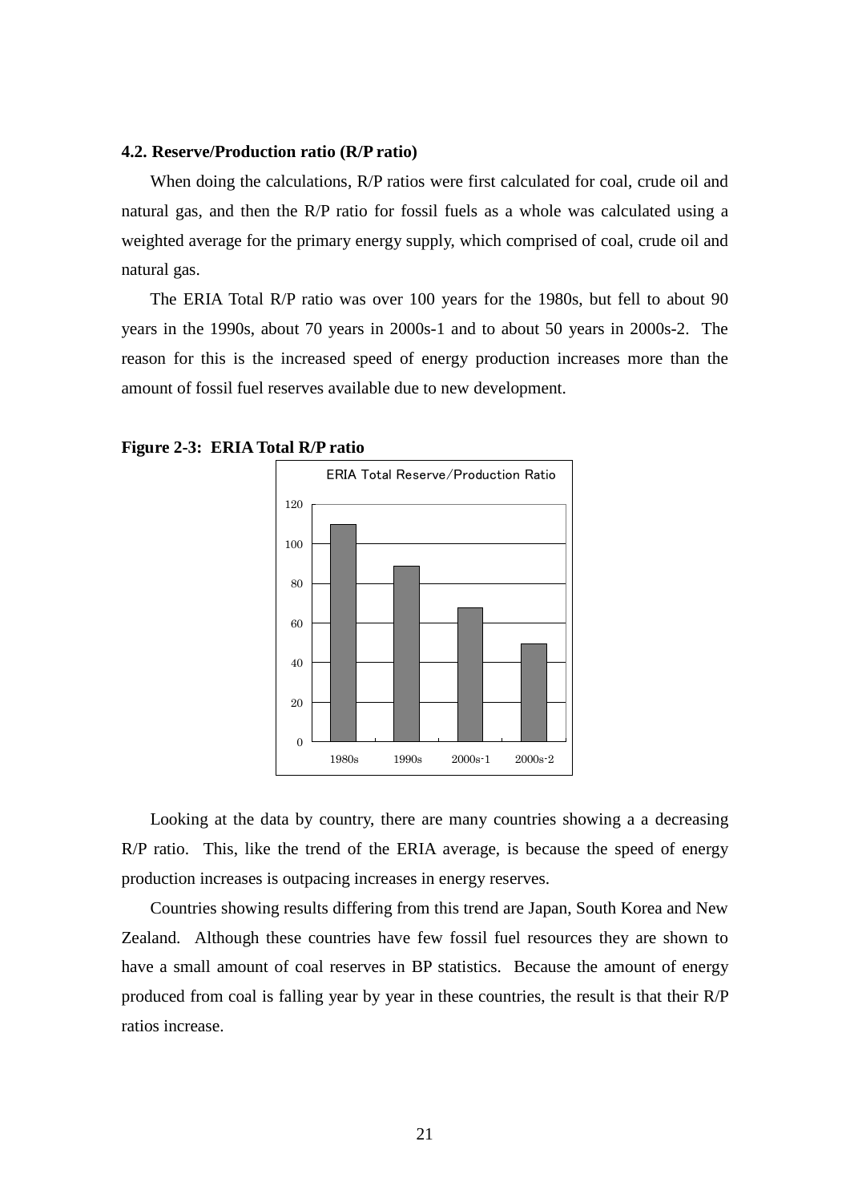### 4.2. Reserve/Production ratio (R/P ratio)

When doing the calculations, R/P ratios were first calculated for coal, crude oil and natural gas, and then the R/P ratio for fossil fuels as a whole was calculated using a weighted average for the primary energy supply, which comprised of coal, crude oil and natural gas.

The ERIA Total R/P ratio was over 100 years for the 1980s, but fell to about 90 years in the 1990s, about 70 years in 2000s-1 and to about 50 years in 2000s-2. The reason for this is the increased speed of energy production increases more than the amount of fossil fuel reserves available due to new development.

**Figure 2-3: ERIA Total R/P ratio**

Looking at the data by country, there are many countries showing a a decreasing R/P ratio. This, like the trend of the ERIA average, is because the speed of energy production increases is outpacing increases in energy reserves.

Countries showing results differing from this trend are Japan, South Korea and New Zealand. Although these countries have few fossil fuel resources they are shown to have a small amount of coal reserves in BP statistics. Because the amount of energy produced from coal is falling year by year in these countries, the result is that their R/P ratios increase.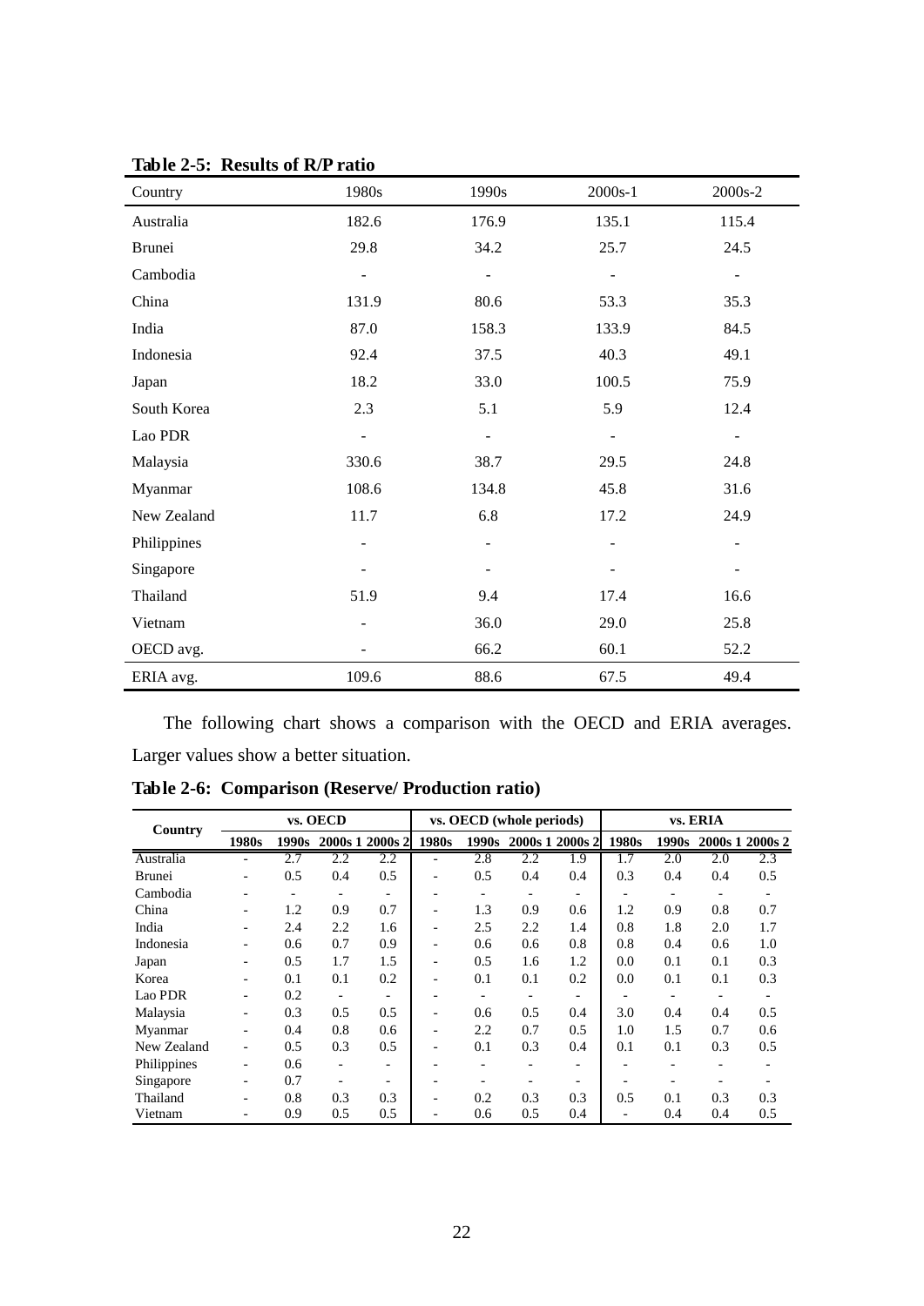**Table 2-5: Results of R/P ratio**

| Country | 1980s | 1990s | 2000s-1 | 2000s-2 |
|---|---|---|---|---|
| Australia | 182.6 | 176.9 | 135.1 | 115.4 |
| Brunei | 29.8 | 34.2 | 25.7 | 24.5 |
| Cambodia | - | - | - | - |
| China | 131.9 | 80.6 | 53.3 | 35.3 |
| India | 87.0 | 158.3 | 133.9 | 84.5 |
| Indonesia | 92.4 | 37.5 | 40.3 | 49.1 |
| Japan | 18.2 | 33.0 | 100.5 | 75.9 |
| South Korea | 2.3 | 5.1 | 5.9 | 12.4 |
| Lao PDR | - | - | - | - |
| Malaysia | 330.6 | 38.7 | 29.5 | 24.8 |
| Myanmar | 108.6 | 134.8 | 45.8 | 31.6 |
| New Zealand | 11.7 | 6.8 | 17.2 | 24.9 |
| Philippines | - | - | - | - |
| Singapore | - | - | - | - |
| Thailand | 51.9 | 9.4 | 17.4 | 16.6 |
| Vietnam | - | 36.0 | 29.0 | 25.8 |
| OECD avg. | - | 66.2 | 60.1 | 52.2 |
| ERIA avg. | 109.6 | 88.6 | 67.5 | 49.4 |

The following chart shows a comparison with the OECD and ERIA averages. Larger values show a better situation.

**Table 2-6: Comparison (Reserve/ Production ratio)**

| Country | vs. OECD | | | | vs. OECD (whole periods) | | | | vs. ERIA | | | |
|---|---|---|---|---|---|---|---|---|---|---|---|---|
| | 1980s | 1990s | 2000s 1 | 2000s 2 | 1980s | 1990s | 2000s 1 | 2000s 2 | 1980s | 1990s | 2000s 1 | 2000s 2 |
| Australia | - | 2.7 | 2.2 | 2.2 | - | 2.8 | 2.2 | 1.9 | 1.7 | 2.0 | 2.0 | 2.3 |
| Brunei | - | 0.5 | 0.4 | 0.5 | - | 0.5 | 0.4 | 0.4 | 0.3 | 0.4 | 0.4 | 0.5 |
| Cambodia | - | - | - | - | - | - | - | - | - | - | - | - |
| China | - | 1.2 | 0.9 | 0.7 | - | 1.3 | 0.9 | 0.6 | 1.2 | 0.9 | 0.8 | 0.7 |
| India | - | 2.4 | 2.2 | 1.6 | - | 2.5 | 2.2 | 1.4 | 0.8 | 1.8 | 2.0 | 1.7 |
| Indonesia | - | 0.6 | 0.7 | 0.9 | - | 0.6 | 0.6 | 0.8 | 0.8 | 0.4 | 0.6 | 1.0 |
| Japan | - | 0.5 | 1.7 | 1.5 | - | 0.5 | 1.6 | 1.2 | 0.0 | 0.1 | 0.1 | 0.3 |
| Korea | - | 0.1 | 0.1 | 0.2 | - | 0.1 | 0.1 | 0.2 | 0.0 | 0.1 | 0.1 | 0.3 |
| Lao PDR | - | 0.2 | - | - | - | - | - | - | - | - | - | - |
| Malaysia | - | 0.3 | 0.5 | 0.5 | - | 0.6 | 0.5 | 0.4 | 3.0 | 0.4 | 0.4 | 0.5 |
| Myanmar | - | 0.4 | 0.8 | 0.6 | - | 2.2 | 0.7 | 0.5 | 1.0 | 1.5 | 0.7 | 0.6 |
| New Zealand | - | 0.5 | 0.3 | 0.5 | - | 0.1 | 0.3 | 0.4 | 0.1 | 0.1 | 0.3 | 0.5 |
| Philippines | - | 0.6 | - | - | - | - | - | - | - | - | - | - |
| Singapore | - | 0.7 | - | - | - | - | - | - | - | - | - | - |
| Thailand | - | 0.8 | 0.3 | 0.3 | - | 0.2 | 0.3 | 0.3 | 0.5 | 0.1 | 0.3 | 0.3 |
| Vietnam | - | 0.9 | 0.5 | 0.5 | - | 0.6 | 0.5 | 0.4 | - | 0.4 | 0.4 | 0.5 |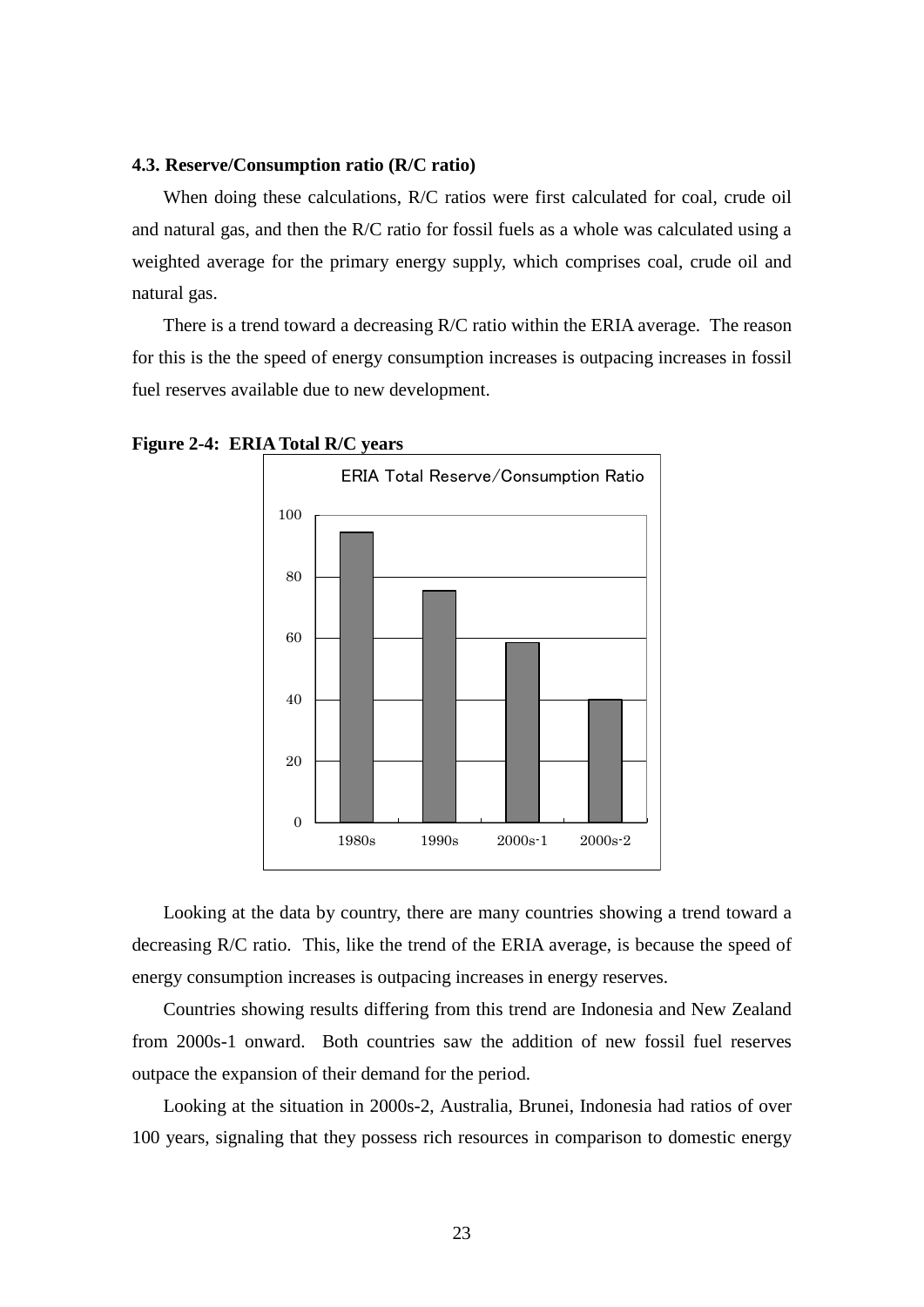### 4.3. Reserve/Consumption ratio (R/C ratio)

When doing these calculations, R/C ratios were first calculated for coal, crude oil and natural gas, and then the R/C ratio for fossil fuels as a whole was calculated using a weighted average for the primary energy supply, which comprises coal, crude oil and natural gas.

There is a trend toward a decreasing R/C ratio within the ERIA average. The reason for this is the the speed of energy consumption increases is outpacing increases in fossil fuel reserves available due to new development.

**Figure 2-4: ERIA Total R/C years**

ERIA Total Reserve/Consumption Ratio

| Period | R/C ratio (approx.) |
| --- | --- |
| 1980s | 94 |
| 1990s | 75 |
| 2000s-1 | 58 |
| 2000s-2 | 40 |

Looking at the data by country, there are many countries showing a trend toward a decreasing R/C ratio. This, like the trend of the ERIA average, is because the speed of energy consumption increases is outpacing increases in energy reserves.

Countries showing results differing from this trend are Indonesia and New Zealand from 2000s-1 onward. Both countries saw the addition of new fossil fuel reserves outpace the expansion of their demand for the period.

Looking at the situation in 2000s-2, Australia, Brunei, Indonesia had ratios of over 100 years, signaling that they possess rich resources in comparison to domestic energy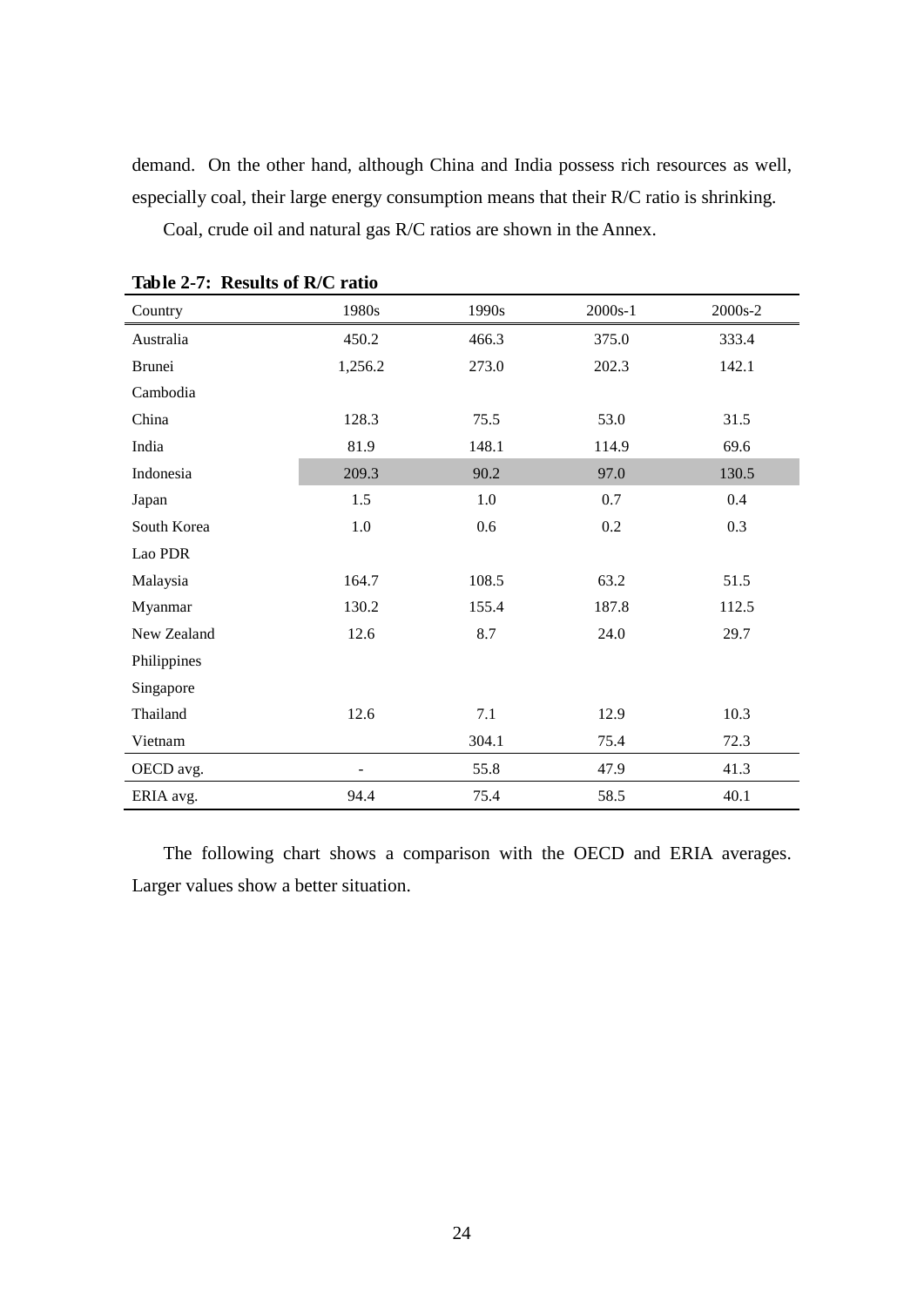demand. On the other hand, although China and India possess rich resources as well, especially coal, their large energy consumption means that their R/C ratio is shrinking.

Coal, crude oil and natural gas R/C ratios are shown in the Annex.

**Table 2-7: Results of R/C ratio**

| Country | 1980s | 1990s | 2000s-1 | 2000s-2 |
|---|---|---|---|---|
| Australia | 450.2 | 466.3 | 375.0 | 333.4 |
| Brunei | 1,256.2 | 273.0 | 202.3 | 142.1 |
| Cambodia | | | | |
| China | 128.3 | 75.5 | 53.0 | 31.5 |
| India | 81.9 | 148.1 | 114.9 | 69.6 |
| Indonesia | 209.3 | 90.2 | 97.0 | 130.5 |
| Japan | 1.5 | 1.0 | 0.7 | 0.4 |
| South Korea | 1.0 | 0.6 | 0.2 | 0.3 |
| Lao PDR | | | | |
| Malaysia | 164.7 | 108.5 | 63.2 | 51.5 |
| Myanmar | 130.2 | 155.4 | 187.8 | 112.5 |
| New Zealand | 12.6 | 8.7 | 24.0 | 29.7 |
| Philippines | | | | |
| Singapore | | | | |
| Thailand | 12.6 | 7.1 | 12.9 | 10.3 |
| Vietnam | | 304.1 | 75.4 | 72.3 |
| OECD avg. | - | 55.8 | 47.9 | 41.3 |
| ERIA avg. | 94.4 | 75.4 | 58.5 | 40.1 |

The following chart shows a comparison with the OECD and ERIA averages. Larger values show a better situation.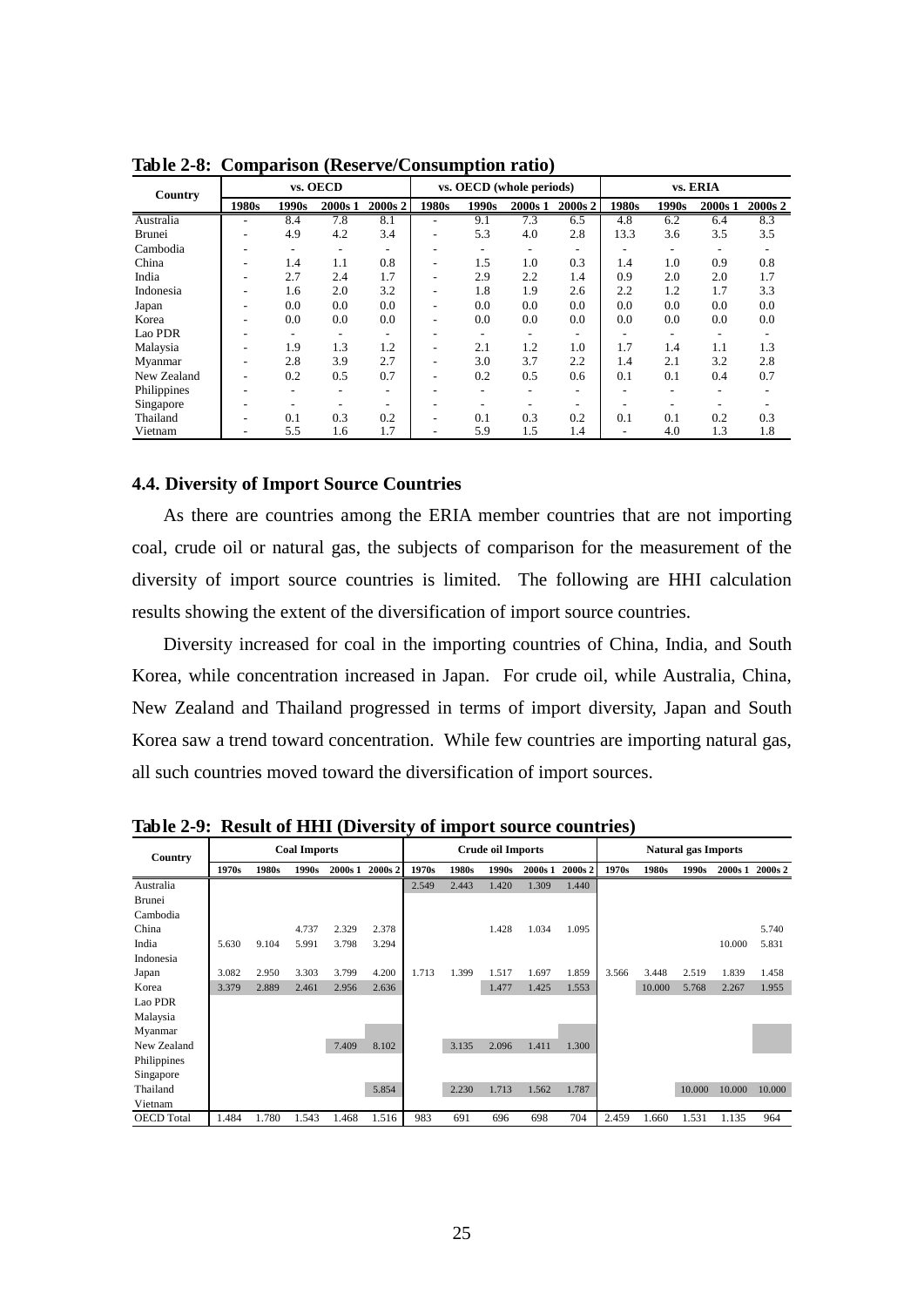**Table 2-8: Comparison (Reserve/Consumption ratio)**

| Country | vs. OECD | | | | vs. OECD (whole periods) | | | | vs. ERIA | | | |
|---|---|---|---|---|---|---|---|---|---|---|---|---|
| | 1980s | 1990s | 2000s 1 | 2000s 2 | 1980s | 1990s | 2000s 1 | 2000s 2 | 1980s | 1990s | 2000s 1 | 2000s 2 |
| Australia | - | 8.4 | 7.8 | 8.1 | - | 9.1 | 7.3 | 6.5 | 4.8 | 6.2 | 6.4 | 8.3 |
| Brunei | - | 4.9 | 4.2 | 3.4 | - | 5.3 | 4.0 | 2.8 | 13.3 | 3.6 | 3.5 | 3.5 |
| Cambodia | - | - | - | - | - | - | - | - | - | - | - | - |
| China | - | 1.4 | 1.1 | 0.8 | - | 1.5 | 1.0 | 0.3 | 1.4 | 1.0 | 0.9 | 0.8 |
| India | - | 2.7 | 2.4 | 1.7 | - | 2.9 | 2.2 | 1.4 | 0.9 | 2.0 | 2.0 | 1.7 |
| Indonesia | - | 1.6 | 2.0 | 3.2 | - | 1.8 | 1.9 | 2.6 | 2.2 | 1.2 | 1.7 | 3.3 |
| Japan | - | 0.0 | 0.0 | 0.0 | - | 0.0 | 0.0 | 0.0 | 0.0 | 0.0 | 0.0 | 0.0 |
| Korea | - | 0.0 | 0.0 | 0.0 | - | 0.0 | 0.0 | 0.0 | 0.0 | 0.0 | 0.0 | 0.0 |
| Lao PDR | - | - | - | - | - | - | - | - | - | - | - | - |
| Malaysia | - | 1.9 | 1.3 | 1.2 | - | 2.1 | 1.2 | 1.0 | 1.7 | 1.4 | 1.1 | 1.3 |
| Myanmar | - | 2.8 | 3.9 | 2.7 | - | 3.0 | 3.7 | 2.2 | 1.4 | 2.1 | 3.2 | 2.8 |
| New Zealand | - | 0.2 | 0.5 | 0.7 | - | 0.2 | 0.5 | 0.6 | 0.1 | 0.1 | 0.4 | 0.7 |
| Philippines | - | - | - | - | - | - | - | - | - | - | - | - |
| Singapore | - | - | - | - | - | - | - | - | - | - | - | - |
| Thailand | - | 0.1 | 0.3 | 0.2 | - | 0.1 | 0.3 | 0.2 | 0.1 | 0.1 | 0.2 | 0.3 |
| Vietnam | - | 5.5 | 1.6 | 1.7 | - | 5.9 | 1.5 | 1.4 | - | 4.0 | 1.3 | 1.8 |

### 4.4. Diversity of Import Source Countries

As there are countries among the ERIA member countries that are not importing coal, crude oil or natural gas, the subjects of comparison for the measurement of the diversity of import source countries is limited. The following are HHI calculation results showing the extent of the diversification of import source countries.

Diversity increased for coal in the importing countries of China, India, and South Korea, while concentration increased in Japan. For crude oil, while Australia, China, New Zealand and Thailand progressed in terms of import diversity, Japan and South Korea saw a trend toward concentration. While few countries are importing natural gas, all such countries moved toward the diversification of import sources.

**Table 2-9: Result of HHI (Diversity of import source countries)**

| Country | Coal Imports | | | | | Crude oil Imports | | | | | Natural gas Imports | | | | |
|---|---|---|---|---|---|---|---|---|---|---|---|---|---|---|---|
| | 1970s | 1980s | 1990s | 2000s 1 | 2000s 2 | 1970s | 1980s | 1990s | 2000s 1 | 2000s 2 | 1970s | 1980s | 1990s | 2000s 1 | 2000s 2 |
| Australia | | | | | | 2.549 | 2.443 | 1.420 | 1.309 | 1.440 | | | | | |
| Brunei | | | | | | | | | | | | | | | |
| Cambodia | | | | | | | | | | | | | | | |
| China | | | 4.737 | 2.329 | 2.378 | | | 1.428 | 1.034 | 1.095 | | | | | |
| India | 5.630 | 9.104 | 5.991 | 3.798 | 3.294 | | | | | | | | | 10.000 | 5.831 |
| Indonesia | | | | | | | | | | | | | | | |
| Japan | 3.082 | 2.950 | 3.303 | 3.799 | 4.200 | 1.713 | 1.399 | 1.517 | 1.697 | 1.859 | 3.566 | 3.448 | 2.519 | 1.839 | 1.458 |
| Korea | 3.379 | 2.889 | 2.461 | 2.956 | 2.636 | | | 1.477 | 1.425 | 1.553 | | 10.000 | 5.768 | 2.267 | 1.955 |
| Lao PDR | | | | | | | | | | | | | | | |
| Malaysia | | | | | | | | | | | | | | | |
| Myanmar | | | | | | | | | | | | | | | |
| New Zealand | | | | 7.409 | 8.102 | | 3.135 | 2.096 | 1.411 | 1.300 | | | | | |
| Philippines | | | | | | | | | | | | | | | |
| Singapore | | | | | | | | | | | | | | | |
| Thailand | | | | | 5.854 | | 2.230 | 1.713 | 1.562 | 1.787 | | | 10.000 | 10.000 | 10.000 |
| Vietnam | | | | | | | | | | | | | | | |
| OECD Total | 1.484 | 1.780 | 1.543 | 1.468 | 1.516 | 983 | 691 | 696 | 698 | 704 | 2.459 | 1.660 | 1.531 | 1.135 | 964 |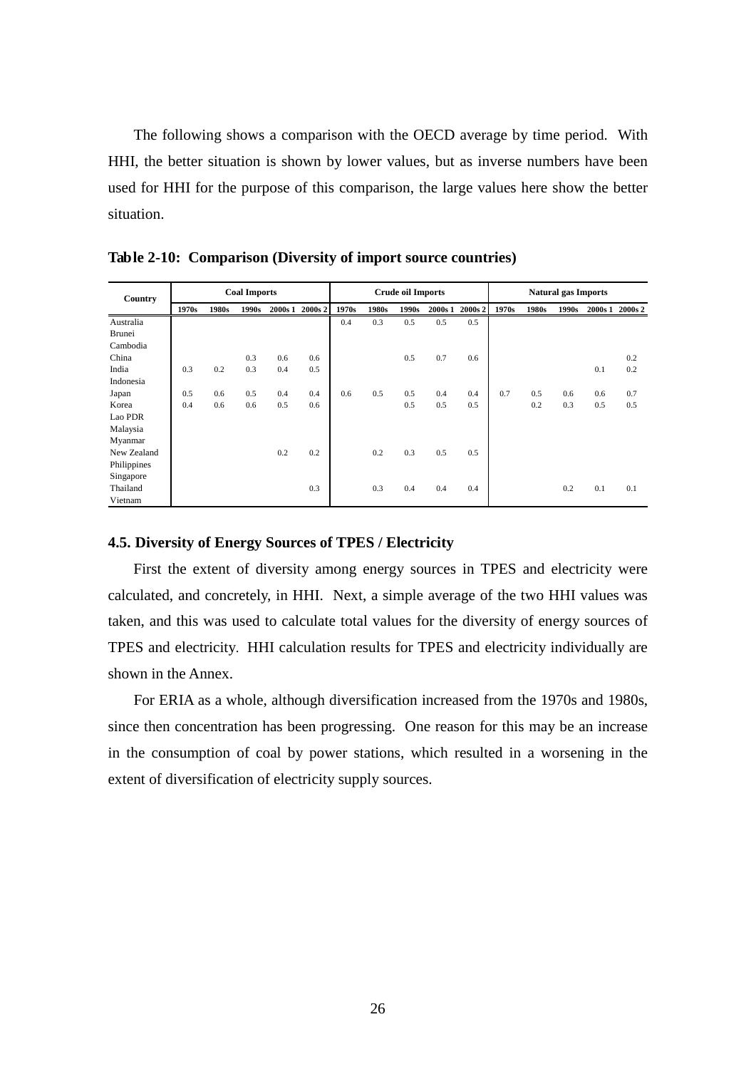The following shows a comparison with the OECD average by time period. With HHI, the better situation is shown by lower values, but as inverse numbers have been used for HHI for the purpose of this comparison, the large values here show the better situation.

**Table 2-10: Comparison (Diversity of import source countries)**

| Country | Coal Imports | | | | | Crude oil Imports | | | | | Natural gas Imports | | | | |
|---|---|---|---|---|---|---|---|---|---|---|---|---|---|---|---|
| | 1970s | 1980s | 1990s | 2000s 1 | 2000s 2 | 1970s | 1980s | 1990s | 2000s 1 | 2000s 2 | 1970s | 1980s | 1990s | 2000s 1 | 2000s 2 |
| Australia | | | | | | 0.4 | 0.3 | 0.5 | 0.5 | 0.5 | | | | | |
| Brunei | | | | | | | | | | | | | | | |
| Cambodia | | | | | | | | | | | | | | | |
| China | | | 0.3 | 0.6 | 0.6 | | | 0.5 | 0.7 | 0.6 | | | | | 0.2 |
| India | 0.3 | 0.2 | 0.3 | 0.4 | 0.5 | | | | | | | | | 0.1 | 0.2 |
| Indonesia | | | | | | | | | | | | | | | |
| Japan | 0.5 | 0.6 | 0.5 | 0.4 | 0.4 | 0.6 | 0.5 | 0.5 | 0.4 | 0.4 | 0.7 | 0.5 | 0.6 | 0.6 | 0.7 |
| Korea | 0.4 | 0.6 | 0.6 | 0.5 | 0.6 | | | 0.5 | 0.5 | 0.5 | | 0.2 | 0.3 | 0.5 | 0.5 |
| Lao PDR | | | | | | | | | | | | | | | |
| Malaysia | | | | | | | | | | | | | | | |
| Myanmar | | | | | | | | | | | | | | | |
| New Zealand | | | | 0.2 | 0.2 | | 0.2 | 0.3 | 0.5 | 0.5 | | | | | |
| Philippines | | | | | | | | | | | | | | | |
| Singapore | | | | | | | | | | | | | | | |
| Thailand | | | | | 0.3 | | 0.3 | 0.4 | 0.4 | 0.4 | | | 0.2 | 0.1 | 0.1 |
| Vietnam | | | | | | | | | | | | | | | |

### 4.5. Diversity of Energy Sources of TPES / Electricity

First the extent of diversity among energy sources in TPES and electricity were calculated, and concretely, in HHI. Next, a simple average of the two HHI values was taken, and this was used to calculate total values for the diversity of energy sources of TPES and electricity. HHI calculation results for TPES and electricity individually are shown in the Annex.

For ERIA as a whole, although diversification increased from the 1970s and 1980s, since then concentration has been progressing. One reason for this may be an increase in the consumption of coal by power stations, which resulted in a worsening in the extent of diversification of electricity supply sources.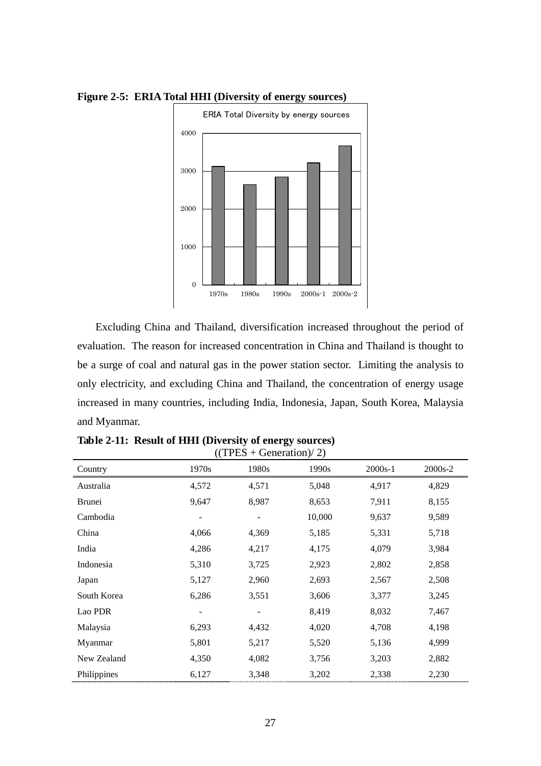**Figure 2-5: ERIA Total HHI (Diversity of energy sources)**

Excluding China and Thailand, diversification increased throughout the period of evaluation. The reason for increased concentration in China and Thailand is thought to be a surge of coal and natural gas in the power station sector. Limiting the analysis to only electricity, and excluding China and Thailand, the concentration of energy usage increased in many countries, including India, Indonesia, Japan, South Korea, Malaysia and Myanmar.

**Table 2-11: Result of HHI (Diversity of energy sources)**

((TPES + Generation)/ 2)

| Country | 1970s | 1980s | 1990s | 2000s-1 | 2000s-2 |
|---|---|---|---|---|---|
| Australia | 4,572 | 4,571 | 5,048 | 4,917 | 4,829 |
| Brunei | 9,647 | 8,987 | 8,653 | 7,911 | 8,155 |
| Cambodia | - | - | 10,000 | 9,637 | 9,589 |
| China | 4,066 | 4,369 | 5,185 | 5,331 | 5,718 |
| India | 4,286 | 4,217 | 4,175 | 4,079 | 3,984 |
| Indonesia | 5,310 | 3,725 | 2,923 | 2,802 | 2,858 |
| Japan | 5,127 | 2,960 | 2,693 | 2,567 | 2,508 |
| South Korea | 6,286 | 3,551 | 3,606 | 3,377 | 3,245 |
| Lao PDR | - | - | 8,419 | 8,032 | 7,467 |
| Malaysia | 6,293 | 4,432 | 4,020 | 4,708 | 4,198 |
| Myanmar | 5,801 | 5,217 | 5,520 | 5,136 | 4,999 |
| New Zealand | 4,350 | 4,082 | 3,756 | 3,203 | 2,882 |
| Philippines | 6,127 | 3,348 | 3,202 | 2,338 | 2,230 |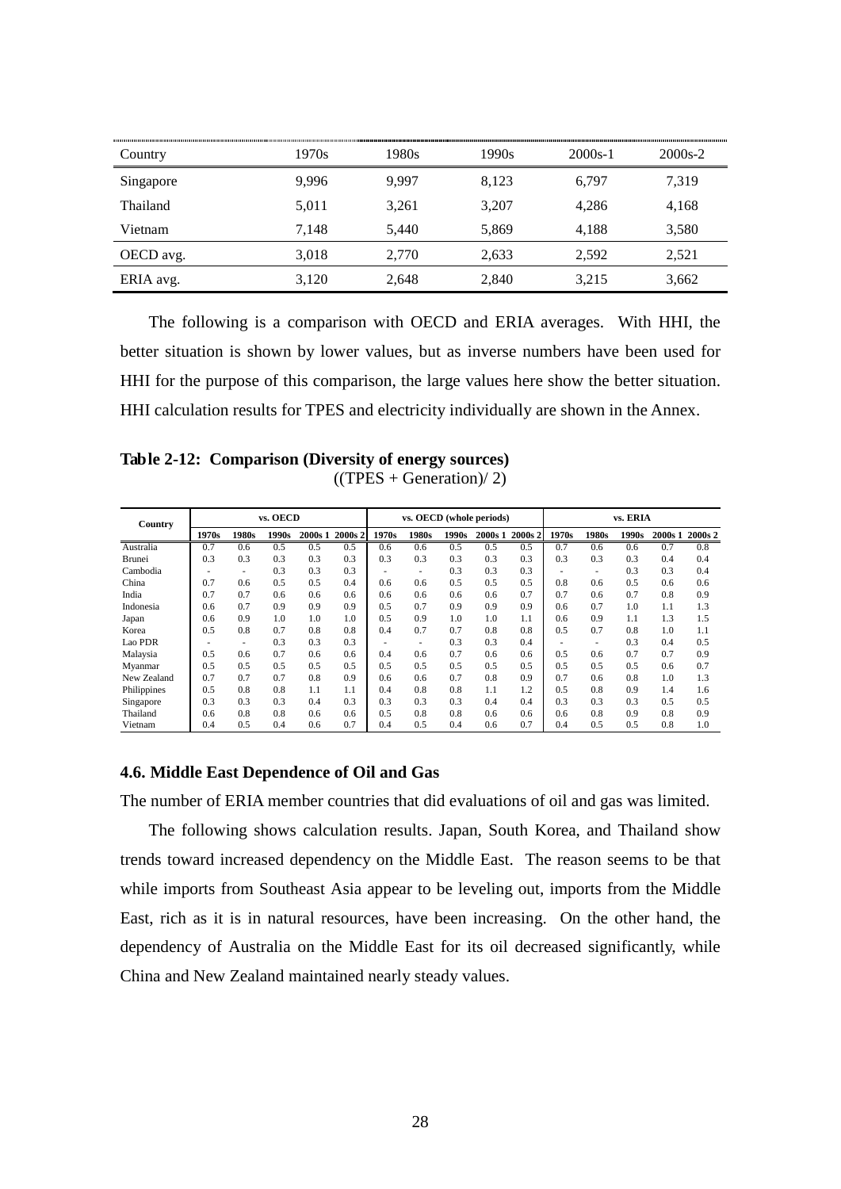| Country | 1970s | 1980s | 1990s | 2000s-1 | 2000s-2 |
|---|---|---|---|---|---|
| Singapore | 9,996 | 9,997 | 8,123 | 6,797 | 7,319 |
| Thailand | 5,011 | 3,261 | 3,207 | 4,286 | 4,168 |
| Vietnam | 7,148 | 5,440 | 5,869 | 4,188 | 3,580 |
| OECD avg. | 3,018 | 2,770 | 2,633 | 2,592 | 2,521 |
| ERIA avg. | 3,120 | 2,648 | 2,840 | 3,215 | 3,662 |

The following is a comparison with OECD and ERIA averages. With HHI, the better situation is shown by lower values, but as inverse numbers have been used for HHI for the purpose of this comparison, the large values here show the better situation. HHI calculation results for TPES and electricity individually are shown in the Annex.

**Table 2-12: Comparison (Diversity of energy sources)**
((TPES + Generation)/ 2)

| Country | vs. OECD | | | | | vs. OECD (whole periods) | | | | | vs. ERIA | | | | |
|---|---|---|---|---|---|---|---|---|---|---|---|---|---|---|---|
| | 1970s | 1980s | 1990s | 2000s 1 | 2000s 2 | 1970s | 1980s | 1990s | 2000s 1 | 2000s 2 | 1970s | 1980s | 1990s | 2000s 1 | 2000s 2 |
| Australia | 0.7 | 0.6 | 0.5 | 0.5 | 0.5 | 0.6 | 0.6 | 0.5 | 0.5 | 0.5 | 0.7 | 0.6 | 0.6 | 0.7 | 0.8 |
| Brunei | 0.3 | 0.3 | 0.3 | 0.3 | 0.3 | 0.3 | 0.3 | 0.3 | 0.3 | 0.3 | 0.3 | 0.3 | 0.3 | 0.4 | 0.4 |
| Cambodia | - | - | 0.3 | 0.3 | 0.3 | - | - | 0.3 | 0.3 | 0.3 | - | - | 0.3 | 0.3 | 0.4 |
| China | 0.7 | 0.6 | 0.5 | 0.5 | 0.4 | 0.6 | 0.6 | 0.5 | 0.5 | 0.5 | 0.8 | 0.6 | 0.5 | 0.6 | 0.6 |
| India | 0.7 | 0.7 | 0.6 | 0.6 | 0.6 | 0.6 | 0.6 | 0.6 | 0.6 | 0.7 | 0.7 | 0.6 | 0.7 | 0.8 | 0.9 |
| Indonesia | 0.6 | 0.7 | 0.9 | 0.9 | 0.9 | 0.5 | 0.7 | 0.9 | 0.9 | 0.9 | 0.6 | 0.7 | 1.0 | 1.1 | 1.3 |
| Japan | 0.6 | 0.9 | 1.0 | 1.0 | 1.0 | 0.5 | 0.9 | 1.0 | 1.0 | 1.1 | 0.6 | 0.9 | 1.1 | 1.3 | 1.5 |
| Korea | 0.5 | 0.8 | 0.7 | 0.8 | 0.8 | 0.4 | 0.7 | 0.7 | 0.8 | 0.8 | 0.5 | 0.7 | 0.8 | 1.0 | 1.1 |
| Lao PDR | - | - | 0.3 | 0.3 | 0.3 | - | - | 0.3 | 0.3 | 0.4 | - | - | 0.3 | 0.4 | 0.5 |
| Malaysia | 0.5 | 0.6 | 0.7 | 0.6 | 0.6 | 0.4 | 0.6 | 0.7 | 0.6 | 0.6 | 0.5 | 0.6 | 0.7 | 0.7 | 0.9 |
| Myanmar | 0.5 | 0.5 | 0.5 | 0.5 | 0.5 | 0.5 | 0.5 | 0.5 | 0.5 | 0.5 | 0.5 | 0.5 | 0.5 | 0.6 | 0.7 |
| New Zealand | 0.7 | 0.7 | 0.7 | 0.8 | 0.9 | 0.6 | 0.6 | 0.7 | 0.8 | 0.9 | 0.7 | 0.6 | 0.8 | 1.0 | 1.3 |
| Philippines | 0.5 | 0.8 | 0.8 | 1.1 | 1.1 | 0.4 | 0.8 | 0.8 | 1.1 | 1.2 | 0.5 | 0.8 | 0.9 | 1.4 | 1.6 |
| Singapore | 0.3 | 0.3 | 0.3 | 0.4 | 0.3 | 0.3 | 0.3 | 0.3 | 0.4 | 0.4 | 0.3 | 0.3 | 0.3 | 0.5 | 0.5 |
| Thailand | 0.6 | 0.8 | 0.8 | 0.6 | 0.6 | 0.5 | 0.8 | 0.8 | 0.6 | 0.6 | 0.6 | 0.8 | 0.9 | 0.8 | 0.9 |
| Vietnam | 0.4 | 0.5 | 0.4 | 0.6 | 0.7 | 0.4 | 0.5 | 0.4 | 0.6 | 0.7 | 0.4 | 0.5 | 0.5 | 0.8 | 1.0 |

### 4.6. Middle East Dependence of Oil and Gas

The number of ERIA member countries that did evaluations of oil and gas was limited.

The following shows calculation results. Japan, South Korea, and Thailand show trends toward increased dependency on the Middle East. The reason seems to be that while imports from Southeast Asia appear to be leveling out, imports from the Middle East, rich as it is in natural resources, have been increasing. On the other hand, the dependency of Australia on the Middle East for its oil decreased significantly, while China and New Zealand maintained nearly steady values.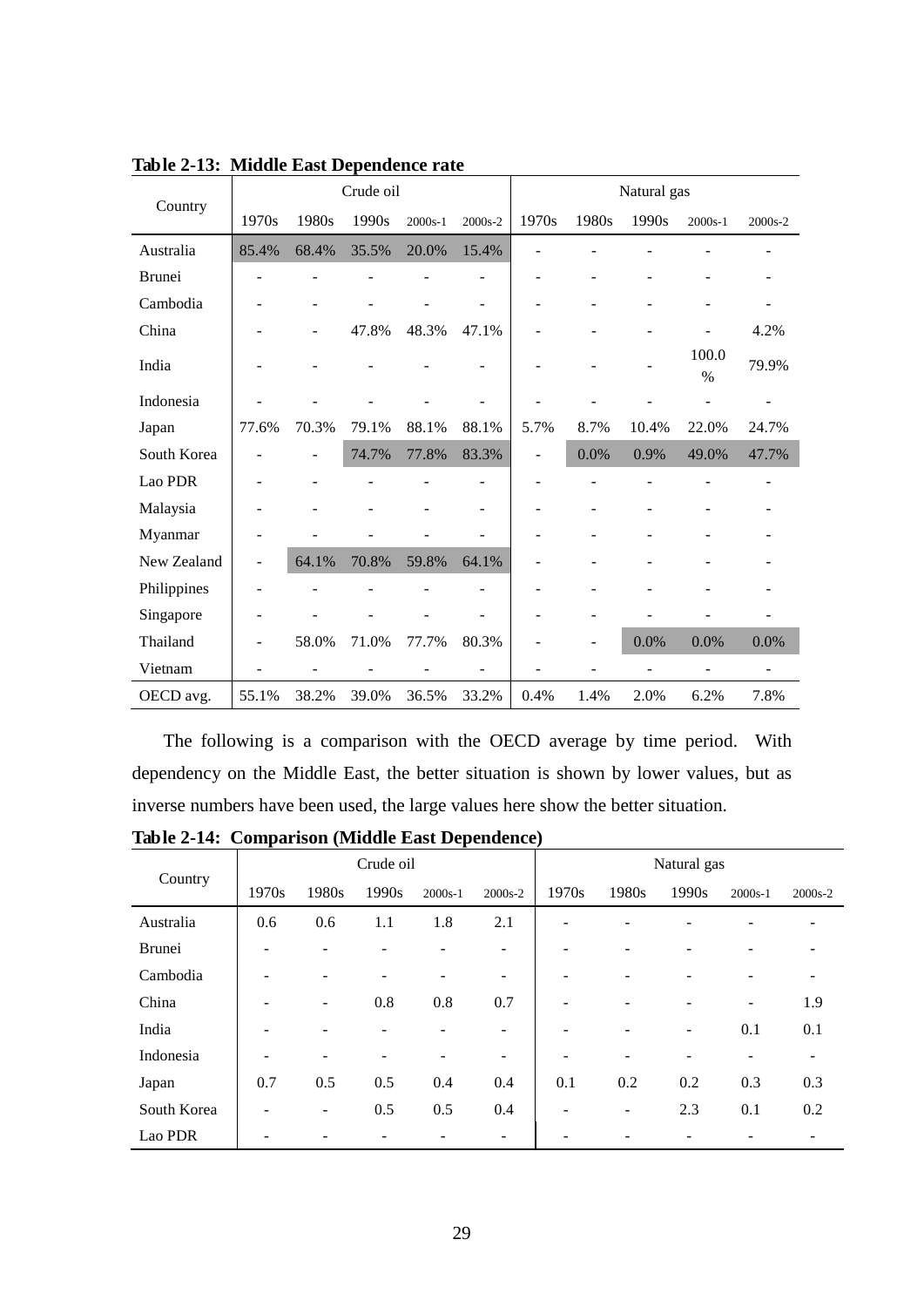**Table 2-13: Middle East Dependence rate**

| Country | Crude oil | | | | | Natural gas | | | | |
|---|---|---|---|---|---|---|---|---|---|---|
| | 1970s | 1980s | 1990s | 2000s-1 | 2000s-2 | 1970s | 1980s | 1990s | 2000s-1 | 2000s-2 |
| Australia | 85.4% | 68.4% | 35.5% | 20.0% | 15.4% | - | - | - | - | - |
| Brunei | - | - | - | - | - | - | - | - | - | - |
| Cambodia | - | - | - | - | - | - | - | - | - | - |
| China | - | - | 47.8% | 48.3% | 47.1% | - | - | - | - | 4.2% |
| India | - | - | - | - | - | - | - | - | 100.0% | 79.9% |
| Indonesia | - | - | - | - | - | - | - | - | - | - |
| Japan | 77.6% | 70.3% | 79.1% | 88.1% | 88.1% | 5.7% | 8.7% | 10.4% | 22.0% | 24.7% |
| South Korea | - | - | 74.7% | 77.8% | 83.3% | - | 0.0% | 0.9% | 49.0% | 47.7% |
| Lao PDR | - | - | - | - | - | - | - | - | - | - |
| Malaysia | - | - | - | - | - | - | - | - | - | - |
| Myanmar | - | - | - | - | - | - | - | - | - | - |
| New Zealand | - | 64.1% | 70.8% | 59.8% | 64.1% | - | - | - | - | - |
| Philippines | - | - | - | - | - | - | - | - | - | - |
| Singapore | - | - | - | - | - | - | - | - | - | - |
| Thailand | - | 58.0% | 71.0% | 77.7% | 80.3% | - | - | 0.0% | 0.0% | 0.0% |
| Vietnam | - | - | - | - | - | - | - | - | - | - |
| OECD avg. | 55.1% | 38.2% | 39.0% | 36.5% | 33.2% | 0.4% | 1.4% | 2.0% | 6.2% | 7.8% |

The following is a comparison with the OECD average by time period. With dependency on the Middle East, the better situation is shown by lower values, but as inverse numbers have been used, the large values here show the better situation.

**Table 2-14: Comparison (Middle East Dependence)**

| Country | Crude oil | | | | | Natural gas | | | | |
|---|---|---|---|---|---|---|---|---|---|---|
| | 1970s | 1980s | 1990s | 2000s-1 | 2000s-2 | 1970s | 1980s | 1990s | 2000s-1 | 2000s-2 |
| Australia | 0.6 | 0.6 | 1.1 | 1.8 | 2.1 | - | - | - | - | - |
| Brunei | - | - | - | - | - | - | - | - | - | - |
| Cambodia | - | - | - | - | - | - | - | - | - | - |
| China | - | - | 0.8 | 0.8 | 0.7 | - | - | - | - | 1.9 |
| India | - | - | - | - | - | - | - | - | 0.1 | 0.1 |
| Indonesia | - | - | - | - | - | - | - | - | - | - |
| Japan | 0.7 | 0.5 | 0.5 | 0.4 | 0.4 | 0.1 | 0.2 | 0.2 | 0.3 | 0.3 |
| South Korea | - | - | 0.5 | 0.5 | 0.4 | - | - | 2.3 | 0.1 | 0.2 |
| Lao PDR | - | - | - | - | - | - | - | - | - | - |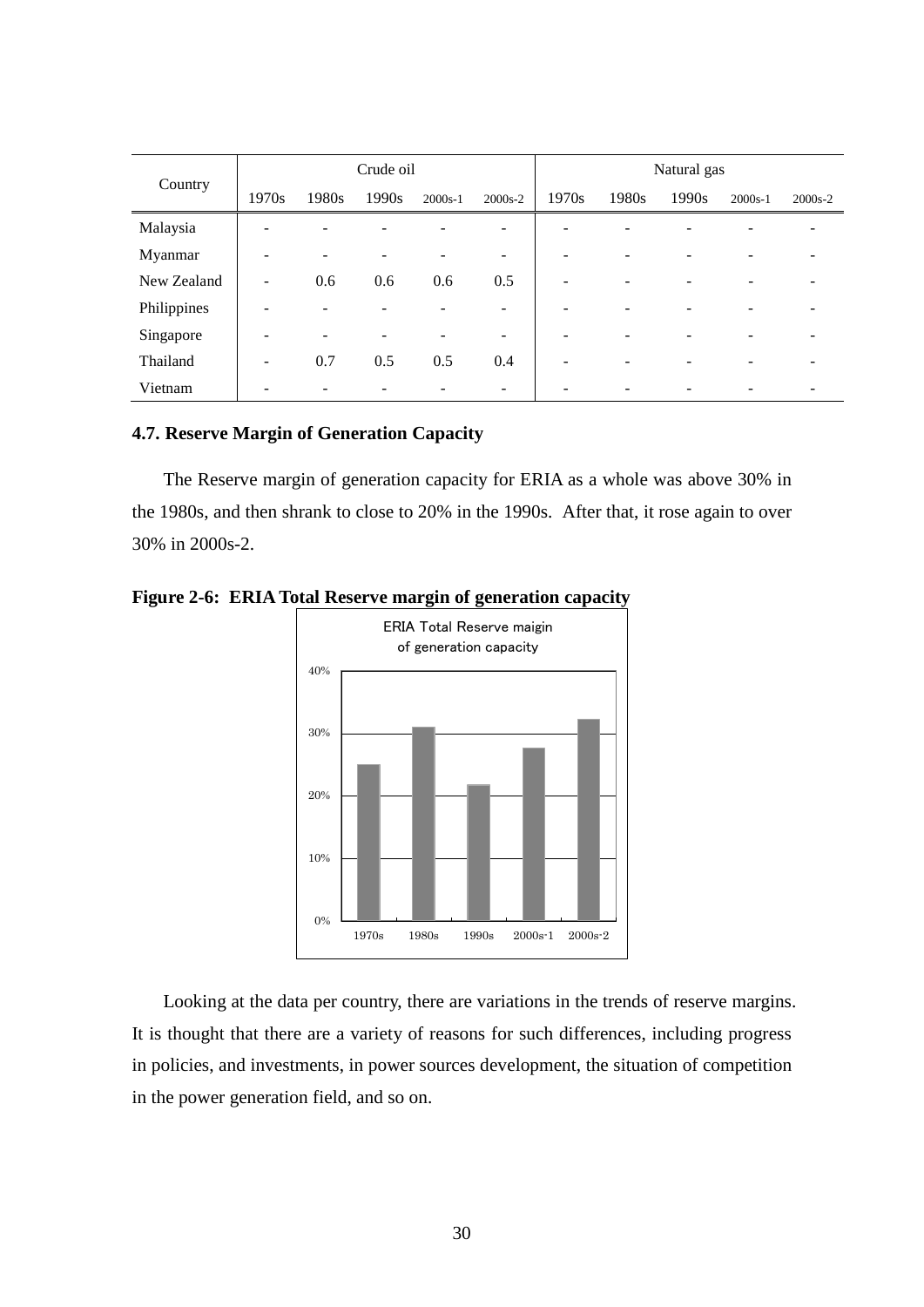| Country | Crude oil | | | | | Natural gas | | | | |
|---|---|---|---|---|---|---|---|---|---|---|
| | 1970s | 1980s | 1990s | 2000s-1 | 2000s-2 | 1970s | 1980s | 1990s | 2000s-1 | 2000s-2 |
| Malaysia | - | - | - | - | - | - | - | - | - | - |
| Myanmar | - | - | - | - | - | - | - | - | - | - |
| New Zealand | - | 0.6 | 0.6 | 0.6 | 0.5 | - | - | - | - | - |
| Philippines | - | - | - | - | - | - | - | - | - | - |
| Singapore | - | - | - | - | - | - | - | - | - | - |
| Thailand | - | 0.7 | 0.5 | 0.5 | 0.4 | - | - | - | - | - |
| Vietnam | - | - | - | - | - | - | - | - | - | - |

### 4.7. Reserve Margin of Generation Capacity

The Reserve margin of generation capacity for ERIA as a whole was above 30% in the 1980s, and then shrank to close to 20% in the 1990s. After that, it rose again to over 30% in 2000s-2.

**Figure 2-6: ERIA Total Reserve margin of generation capacity**

Looking at the data per country, there are variations in the trends of reserve margins. It is thought that there are a variety of reasons for such differences, including progress in policies, and investments, in power sources development, the situation of competition in the power generation field, and so on.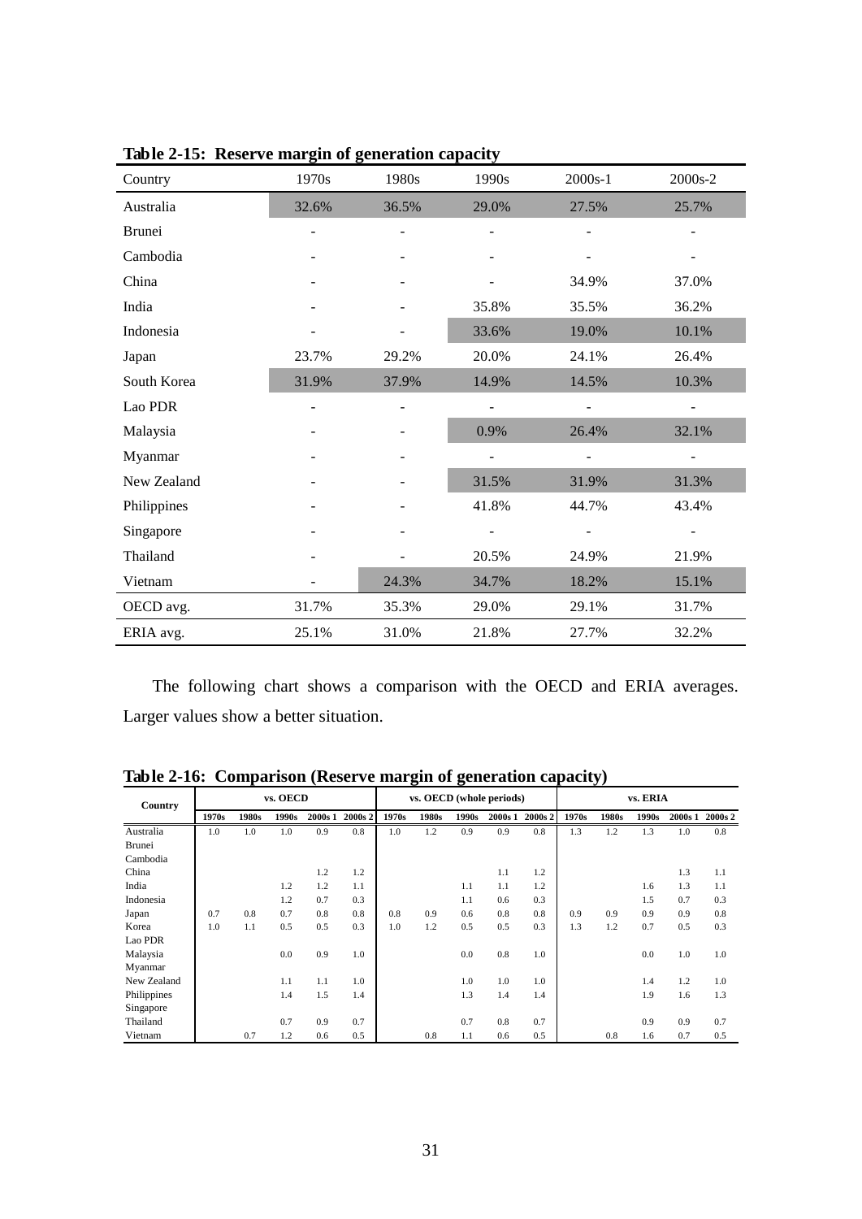**Table 2-15: Reserve margin of generation capacity**

| Country | 1970s | 1980s | 1990s | 2000s-1 | 2000s-2 |
|---|---|---|---|---|---|
| Australia | 32.6% | 36.5% | 29.0% | 27.5% | 25.7% |
| Brunei | - | - | - | - | - |
| Cambodia | - | - | - | - | - |
| China | - | - | - | 34.9% | 37.0% |
| India | - | - | 35.8% | 35.5% | 36.2% |
| Indonesia | - | - | 33.6% | 19.0% | 10.1% |
| Japan | 23.7% | 29.2% | 20.0% | 24.1% | 26.4% |
| South Korea | 31.9% | 37.9% | 14.9% | 14.5% | 10.3% |
| Lao PDR | - | - | - | - | - |
| Malaysia | - | - | 0.9% | 26.4% | 32.1% |
| Myanmar | - | - | - | - | - |
| New Zealand | - | - | 31.5% | 31.9% | 31.3% |
| Philippines | - | - | 41.8% | 44.7% | 43.4% |
| Singapore | - | - | - | - | - |
| Thailand | - | - | 20.5% | 24.9% | 21.9% |
| Vietnam | - | 24.3% | 34.7% | 18.2% | 15.1% |
| OECD avg. | 31.7% | 35.3% | 29.0% | 29.1% | 31.7% |
| ERIA avg. | 25.1% | 31.0% | 21.8% | 27.7% | 32.2% |

The following chart shows a comparison with the OECD and ERIA averages. Larger values show a better situation.

**Table 2-16: Comparison (Reserve margin of generation capacity)**

| Country | vs. OECD | | | | | vs. OECD (whole periods) | | | | | vs. ERIA | | | | |
|---|---|---|---|---|---|---|---|---|---|---|---|---|---|---|---|
| | 1970s | 1980s | 1990s | 2000s 1 | 2000s 2 | 1970s | 1980s | 1990s | 2000s 1 | 2000s 2 | 1970s | 1980s | 1990s | 2000s 1 | 2000s 2 |
| Australia | 1.0 | 1.0 | 1.0 | 0.9 | 0.8 | 1.0 | 1.2 | 0.9 | 0.9 | 0.8 | 1.3 | 1.2 | 1.3 | 1.0 | 0.8 |
| Brunei | | | | | | | | | | | | | | | |
| Cambodia | | | | | | | | | | | | | | | |
| China | | | | 1.2 | 1.2 | | | | 1.1 | 1.2 | | | | 1.3 | 1.1 |
| India | | | 1.2 | 1.2 | 1.1 | | | 1.1 | 1.1 | 1.2 | | | 1.6 | 1.3 | 1.1 |
| Indonesia | | | 1.2 | 0.7 | 0.3 | | | 1.1 | 0.6 | 0.3 | | | 1.5 | 0.7 | 0.3 |
| Japan | 0.7 | 0.8 | 0.7 | 0.8 | 0.8 | 0.8 | 0.9 | 0.6 | 0.8 | 0.8 | 0.9 | 0.9 | 0.9 | 0.9 | 0.8 |
| Korea | 1.0 | 1.1 | 0.5 | 0.5 | 0.3 | 1.0 | 1.2 | 0.5 | 0.5 | 0.3 | 1.3 | 1.2 | 0.7 | 0.5 | 0.3 |
| Lao PDR | | | | | | | | | | | | | | | |
| Malaysia | | | 0.0 | 0.9 | 1.0 | | | 0.0 | 0.8 | 1.0 | | | 0.0 | 1.0 | 1.0 |
| Myanmar | | | | | | | | | | | | | | | |
| New Zealand | | | 1.1 | 1.1 | 1.0 | | | 1.0 | 1.0 | 1.0 | | | 1.4 | 1.2 | 1.0 |
| Philippines | | | 1.4 | 1.5 | 1.4 | | | 1.3 | 1.4 | 1.4 | | | 1.9 | 1.6 | 1.3 |
| Singapore | | | | | | | | | | | | | | | |
| Thailand | | | 0.7 | 0.9 | 0.7 | | | 0.7 | 0.8 | 0.7 | | | 0.9 | 0.9 | 0.7 |
| Vietnam | | 0.7 | 1.2 | 0.6 | 0.5 | | 0.8 | 1.1 | 0.6 | 0.5 | | 0.8 | 1.6 | 0.7 | 0.5 |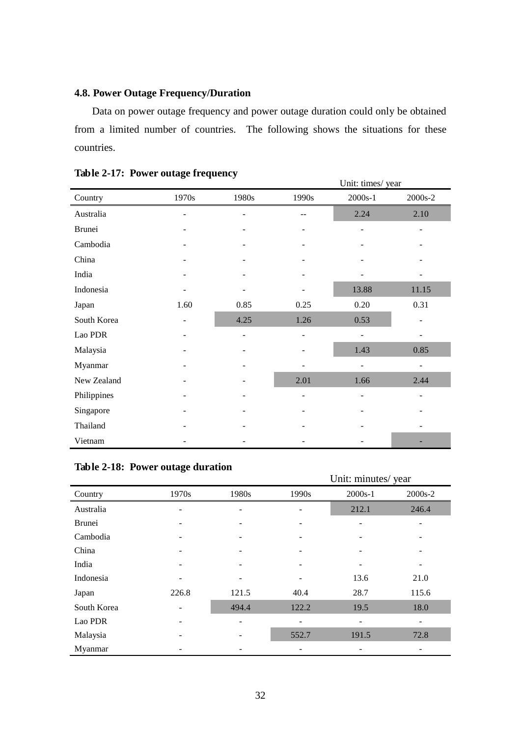### 4.8. Power Outage Frequency/Duration

Data on power outage frequency and power outage duration could only be obtained from a limited number of countries. The following shows the situations for these countries.

**Table 2-17: Power outage frequency**

Unit: times/ year

| Country | 1970s | 1980s | 1990s | 2000s-1 | 2000s-2 |
|---|---|---|---|---|---|
| Australia | - | - | -- | 2.24 | 2.10 |
| Brunei | - | - | - | - | - |
| Cambodia | - | - | - | - | - |
| China | - | - | - | - | - |
| India | - | - | - | - | - |
| Indonesia | - | - | - | 13.88 | 11.15 |
| Japan | 1.60 | 0.85 | 0.25 | 0.20 | 0.31 |
| South Korea | - | 4.25 | 1.26 | 0.53 | - |
| Lao PDR | - | - | - | - | - |
| Malaysia | - | - | - | 1.43 | 0.85 |
| Myanmar | - | - | - | - | - |
| New Zealand | - | - | 2.01 | 1.66 | 2.44 |
| Philippines | - | - | - | - | - |
| Singapore | - | - | - | - | - |
| Thailand | - | - | - | - | - |
| Vietnam | - | - | - | - | - |

**Table 2-18: Power outage duration**

Unit: minutes/ year

| Country | 1970s | 1980s | 1990s | 2000s-1 | 2000s-2 |
|---|---|---|---|---|---|
| Australia | - | - | - | 212.1 | 246.4 |
| Brunei | - | - | - | - | - |
| Cambodia | - | - | - | - | - |
| China | - | - | - | - | - |
| India | - | - | - | - | - |
| Indonesia | - | - | - | 13.6 | 21.0 |
| Japan | 226.8 | 121.5 | 40.4 | 28.7 | 115.6 |
| South Korea | - | 494.4 | 122.2 | 19.5 | 18.0 |
| Lao PDR | - | - | - | - | - |
| Malaysia | - | - | 552.7 | 191.5 | 72.8 |
| Myanmar | - | - | - | - | - |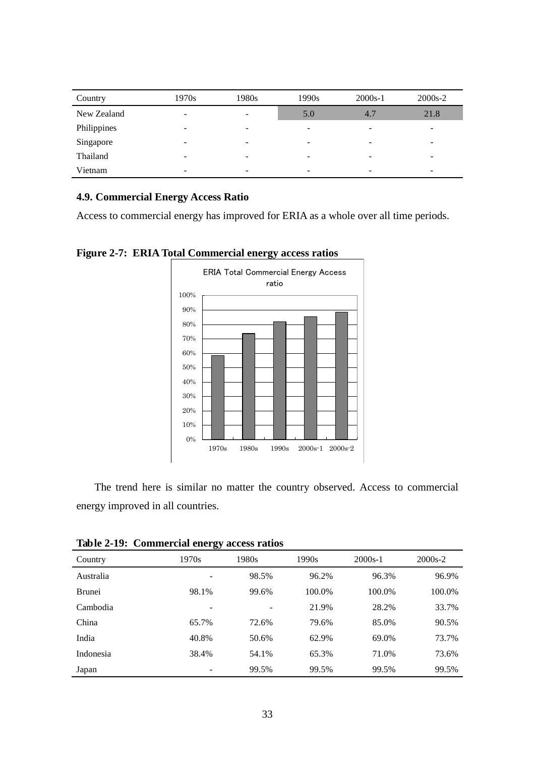| Country | 1970s | 1980s | 1990s | 2000s-1 | 2000s-2 |
|---|---|---|---|---|---|
| New Zealand | - | - | 5.0 | 4.7 | 21.8 |
| Philippines | - | - | - | - | - |
| Singapore | - | - | - | - | - |
| Thailand | - | - | - | - | - |
| Vietnam | - | - | - | - | - |

### 4.9. Commercial Energy Access Ratio

Access to commercial energy has improved for ERIA as a whole over all time periods.

**Figure 2-7: ERIA Total Commercial energy access ratios**

The trend here is similar no matter the country observed. Access to commercial energy improved in all countries.

**Table 2-19: Commercial energy access ratios**

| Country | 1970s | 1980s | 1990s | 2000s-1 | 2000s-2 |
|---|---|---|---|---|---|
| Australia | - | 98.5% | 96.2% | 96.3% | 96.9% |
| Brunei | 98.1% | 99.6% | 100.0% | 100.0% | 100.0% |
| Cambodia | - | - | 21.9% | 28.2% | 33.7% |
| China | 65.7% | 72.6% | 79.6% | 85.0% | 90.5% |
| India | 40.8% | 50.6% | 62.9% | 69.0% | 73.7% |
| Indonesia | 38.4% | 54.1% | 65.3% | 71.0% | 73.6% |
| Japan | - | 99.5% | 99.5% | 99.5% | 99.5% |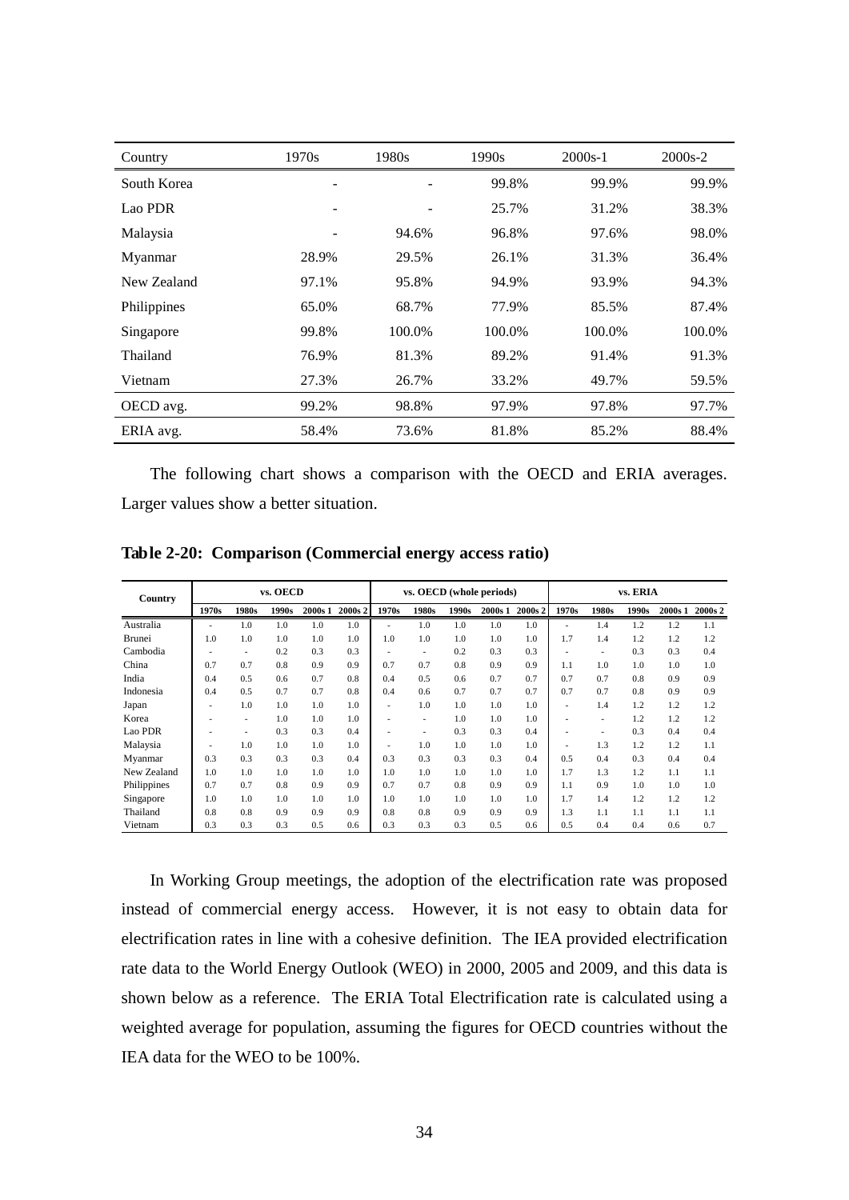| Country | 1970s | 1980s | 1990s | 2000s-1 | 2000s-2 |
|---|---|---|---|---|---|
| South Korea | - | - | 99.8% | 99.9% | 99.9% |
| Lao PDR | - | - | 25.7% | 31.2% | 38.3% |
| Malaysia | - | 94.6% | 96.8% | 97.6% | 98.0% |
| Myanmar | 28.9% | 29.5% | 26.1% | 31.3% | 36.4% |
| New Zealand | 97.1% | 95.8% | 94.9% | 93.9% | 94.3% |
| Philippines | 65.0% | 68.7% | 77.9% | 85.5% | 87.4% |
| Singapore | 99.8% | 100.0% | 100.0% | 100.0% | 100.0% |
| Thailand | 76.9% | 81.3% | 89.2% | 91.4% | 91.3% |
| Vietnam | 27.3% | 26.7% | 33.2% | 49.7% | 59.5% |
| OECD avg. | 99.2% | 98.8% | 97.9% | 97.8% | 97.7% |
| ERIA avg. | 58.4% | 73.6% | 81.8% | 85.2% | 88.4% |

The following chart shows a comparison with the OECD and ERIA averages. Larger values show a better situation.

**Table 2-20: Comparison (Commercial energy access ratio)**

| Country | vs. OECD | | | | | vs. OECD (whole periods) | | | | | vs. ERIA | | | | |
|---|---|---|---|---|---|---|---|---|---|---|---|---|---|---|---|
| | 1970s | 1980s | 1990s | 2000s 1 | 2000s 2 | 1970s | 1980s | 1990s | 2000s 1 | 2000s 2 | 1970s | 1980s | 1990s | 2000s 1 | 2000s 2 |
| Australia | - | 1.0 | 1.0 | 1.0 | 1.0 | - | 1.0 | 1.0 | 1.0 | 1.0 | - | 1.4 | 1.2 | 1.2 | 1.1 |
| Brunei | 1.0 | 1.0 | 1.0 | 1.0 | 1.0 | 1.0 | 1.0 | 1.0 | 1.0 | 1.0 | 1.7 | 1.4 | 1.2 | 1.2 | 1.2 |
| Cambodia | - | - | 0.2 | 0.3 | 0.3 | - | - | 0.2 | 0.3 | 0.3 | - | - | 0.3 | 0.3 | 0.4 |
| China | 0.7 | 0.7 | 0.8 | 0.9 | 0.9 | 0.7 | 0.7 | 0.8 | 0.9 | 0.9 | 1.1 | 1.0 | 1.0 | 1.0 | 1.0 |
| India | 0.4 | 0.5 | 0.6 | 0.7 | 0.8 | 0.4 | 0.5 | 0.6 | 0.7 | 0.7 | 0.7 | 0.7 | 0.8 | 0.9 | 0.9 |
| Indonesia | 0.4 | 0.5 | 0.7 | 0.7 | 0.8 | 0.4 | 0.6 | 0.7 | 0.7 | 0.7 | 0.7 | 0.7 | 0.8 | 0.9 | 0.9 |
| Japan | - | 1.0 | 1.0 | 1.0 | 1.0 | - | 1.0 | 1.0 | 1.0 | 1.0 | - | 1.4 | 1.2 | 1.2 | 1.2 |
| Korea | - | - | 1.0 | 1.0 | 1.0 | - | - | 1.0 | 1.0 | 1.0 | - | - | 1.2 | 1.2 | 1.2 |
| Lao PDR | - | - | 0.3 | 0.3 | 0.4 | - | - | 0.3 | 0.3 | 0.4 | - | - | 0.3 | 0.4 | 0.4 |
| Malaysia | - | 1.0 | 1.0 | 1.0 | 1.0 | - | 1.0 | 1.0 | 1.0 | 1.0 | - | 1.3 | 1.2 | 1.2 | 1.1 |
| Myanmar | 0.3 | 0.3 | 0.3 | 0.3 | 0.4 | 0.3 | 0.3 | 0.3 | 0.3 | 0.4 | 0.5 | 0.4 | 0.3 | 0.4 | 0.4 |
| New Zealand | 1.0 | 1.0 | 1.0 | 1.0 | 1.0 | 1.0 | 1.0 | 1.0 | 1.0 | 1.0 | 1.7 | 1.3 | 1.2 | 1.1 | 1.1 |
| Philippines | 0.7 | 0.7 | 0.8 | 0.9 | 0.9 | 0.7 | 0.7 | 0.8 | 0.9 | 0.9 | 1.1 | 0.9 | 1.0 | 1.0 | 1.0 |
| Singapore | 1.0 | 1.0 | 1.0 | 1.0 | 1.0 | 1.0 | 1.0 | 1.0 | 1.0 | 1.0 | 1.7 | 1.4 | 1.2 | 1.2 | 1.2 |
| Thailand | 0.8 | 0.8 | 0.9 | 0.9 | 0.9 | 0.8 | 0.8 | 0.9 | 0.9 | 0.9 | 1.3 | 1.1 | 1.1 | 1.1 | 1.1 |
| Vietnam | 0.3 | 0.3 | 0.3 | 0.5 | 0.6 | 0.3 | 0.3 | 0.3 | 0.5 | 0.6 | 0.5 | 0.4 | 0.4 | 0.6 | 0.7 |

In Working Group meetings, the adoption of the electrification rate was proposed instead of commercial energy access. However, it is not easy to obtain data for electrification rates in line with a cohesive definition. The IEA provided electrification rate data to the World Energy Outlook (WEO) in 2000, 2005 and 2009, and this data is shown below as a reference. The ERIA Total Electrification rate is calculated using a weighted average for population, assuming the figures for OECD countries without the IEA data for the WEO to be 100%.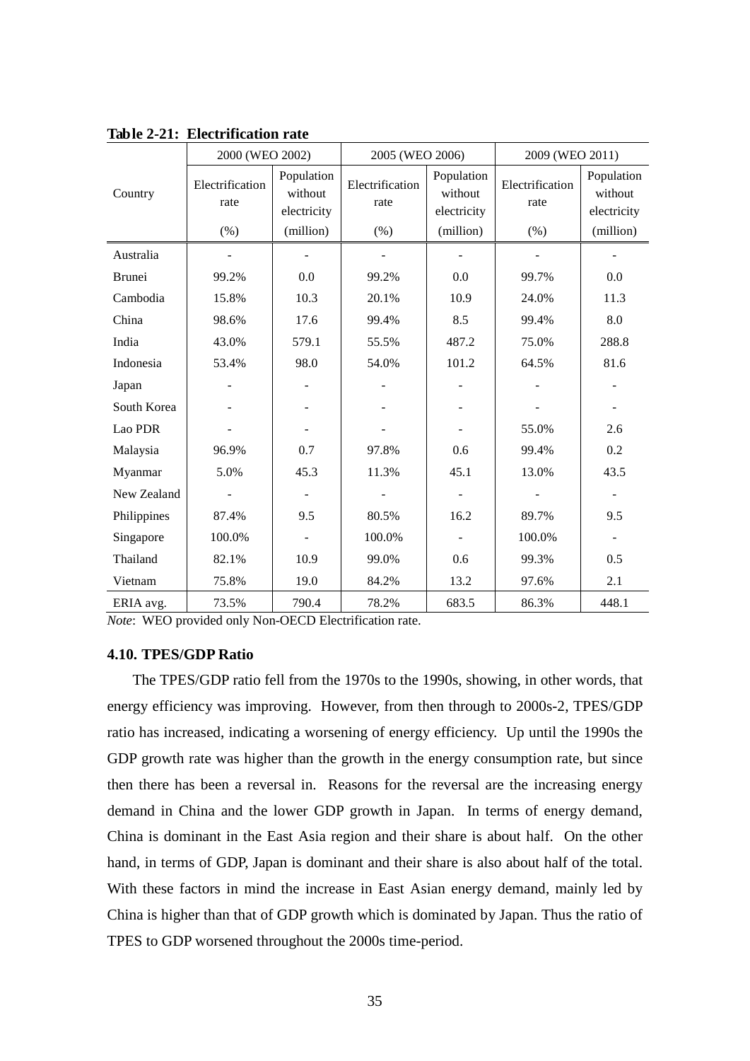**Table 2-21: Electrification rate**

| Country | 2000 (WEO 2002) | | 2005 (WEO 2006) | | 2009 (WEO 2011) | |
|---|---|---|---|---|---|---|
| | Electrification rate (%) | Population without electricity (million) | Electrification rate (%) | Population without electricity (million) | Electrification rate (%) | Population without electricity (million) |
| Australia | - | - | - | - | - | - |
| Brunei | 99.2% | 0.0 | 99.2% | 0.0 | 99.7% | 0.0 |
| Cambodia | 15.8% | 10.3 | 20.1% | 10.9 | 24.0% | 11.3 |
| China | 98.6% | 17.6 | 99.4% | 8.5 | 99.4% | 8.0 |
| India | 43.0% | 579.1 | 55.5% | 487.2 | 75.0% | 288.8 |
| Indonesia | 53.4% | 98.0 | 54.0% | 101.2 | 64.5% | 81.6 |
| Japan | - | - | - | - | - | - |
| South Korea | - | - | - | - | - | - |
| Lao PDR | - | - | - | - | 55.0% | 2.6 |
| Malaysia | 96.9% | 0.7 | 97.8% | 0.6 | 99.4% | 0.2 |
| Myanmar | 5.0% | 45.3 | 11.3% | 45.1 | 13.0% | 43.5 |
| New Zealand | - | - | - | - | - | - |
| Philippines | 87.4% | 9.5 | 80.5% | 16.2 | 89.7% | 9.5 |
| Singapore | 100.0% | - | 100.0% | - | 100.0% | - |
| Thailand | 82.1% | 10.9 | 99.0% | 0.6 | 99.3% | 0.5 |
| Vietnam | 75.8% | 19.0 | 84.2% | 13.2 | 97.6% | 2.1 |
| ERIA avg. | 73.5% | 790.4 | 78.2% | 683.5 | 86.3% | 448.1 |

*Note*: WEO provided only Non-OECD Electrification rate.

### 4.10. TPES/GDP Ratio

The TPES/GDP ratio fell from the 1970s to the 1990s, showing, in other words, that energy efficiency was improving. However, from then through to 2000s-2, TPES/GDP ratio has increased, indicating a worsening of energy efficiency. Up until the 1990s the GDP growth rate was higher than the growth in the energy consumption rate, but since then there has been a reversal in. Reasons for the reversal are the increasing energy demand in China and the lower GDP growth in Japan. In terms of energy demand, China is dominant in the East Asia region and their share is about half. On the other hand, in terms of GDP, Japan is dominant and their share is also about half of the total. With these factors in mind the increase in East Asian energy demand, mainly led by China is higher than that of GDP growth which is dominated by Japan. Thus the ratio of TPES to GDP worsened throughout the 2000s time-period.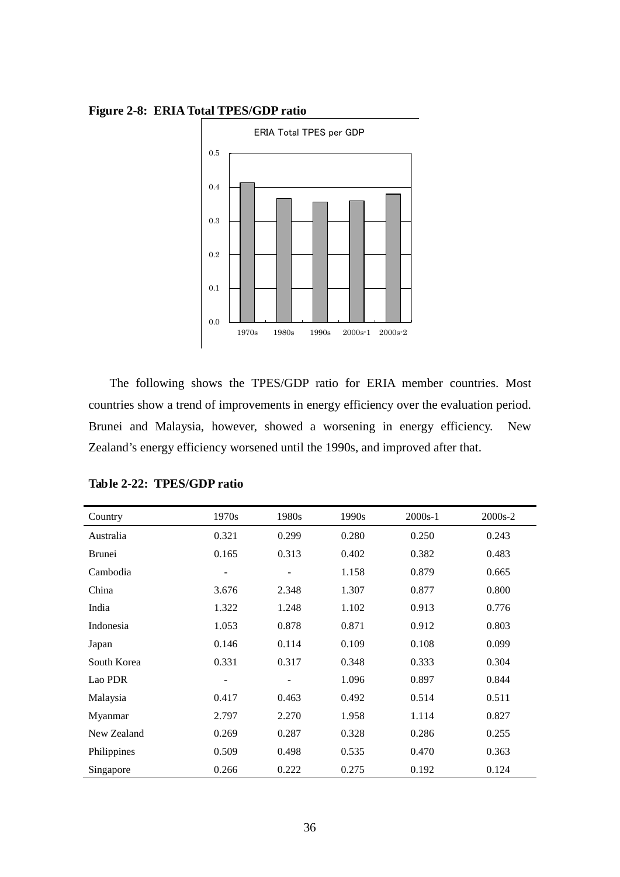**Figure 2-8: ERIA Total TPES/GDP ratio**

The following shows the TPES/GDP ratio for ERIA member countries. Most countries show a trend of improvements in energy efficiency over the evaluation period. Brunei and Malaysia, however, showed a worsening in energy efficiency. New Zealand's energy efficiency worsened until the 1990s, and improved after that.

**Table 2-22: TPES/GDP ratio**

| Country | 1970s | 1980s | 1990s | 2000s-1 | 2000s-2 |
|---|---|---|---|---|---|
| Australia | 0.321 | 0.299 | 0.280 | 0.250 | 0.243 |
| Brunei | 0.165 | 0.313 | 0.402 | 0.382 | 0.483 |
| Cambodia | - | - | 1.158 | 0.879 | 0.665 |
| China | 3.676 | 2.348 | 1.307 | 0.877 | 0.800 |
| India | 1.322 | 1.248 | 1.102 | 0.913 | 0.776 |
| Indonesia | 1.053 | 0.878 | 0.871 | 0.912 | 0.803 |
| Japan | 0.146 | 0.114 | 0.109 | 0.108 | 0.099 |
| South Korea | 0.331 | 0.317 | 0.348 | 0.333 | 0.304 |
| Lao PDR | - | - | 1.096 | 0.897 | 0.844 |
| Malaysia | 0.417 | 0.463 | 0.492 | 0.514 | 0.511 |
| Myanmar | 2.797 | 2.270 | 1.958 | 1.114 | 0.827 |
| New Zealand | 0.269 | 0.287 | 0.328 | 0.286 | 0.255 |
| Philippines | 0.509 | 0.498 | 0.535 | 0.470 | 0.363 |
| Singapore | 0.266 | 0.222 | 0.275 | 0.192 | 0.124 |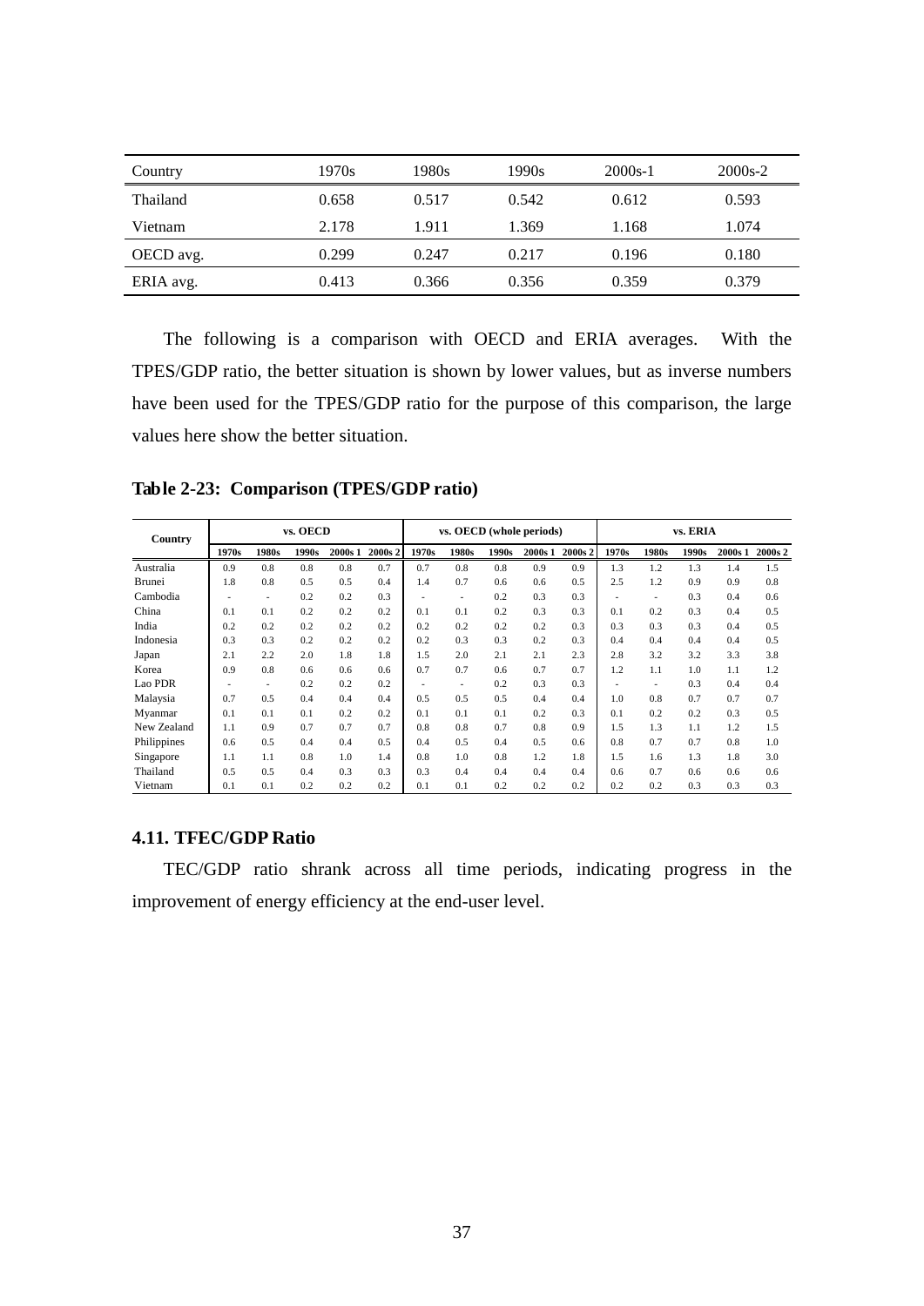| Country | 1970s | 1980s | 1990s | 2000s-1 | 2000s-2 |
|---|---|---|---|---|---|
| Thailand | 0.658 | 0.517 | 0.542 | 0.612 | 0.593 |
| Vietnam | 2.178 | 1.911 | 1.369 | 1.168 | 1.074 |
| OECD avg. | 0.299 | 0.247 | 0.217 | 0.196 | 0.180 |
| ERIA avg. | 0.413 | 0.366 | 0.356 | 0.359 | 0.379 |

The following is a comparison with OECD and ERIA averages. With the TPES/GDP ratio, the better situation is shown by lower values, but as inverse numbers have been used for the TPES/GDP ratio for the purpose of this comparison, the large values here show the better situation.

**Table 2-23: Comparison (TPES/GDP ratio)**

| Country | vs. OECD | | | | | vs. OECD (whole periods) | | | | | vs. ERIA | | | | |
|---|---|---|---|---|---|---|---|---|---|---|---|---|---|---|---|
| | 1970s | 1980s | 1990s | 2000s 1 | 2000s 2 | 1970s | 1980s | 1990s | 2000s 1 | 2000s 2 | 1970s | 1980s | 1990s | 2000s 1 | 2000s 2 |
| Australia | 0.9 | 0.8 | 0.8 | 0.8 | 0.7 | 0.7 | 0.8 | 0.8 | 0.9 | 0.9 | 1.3 | 1.2 | 1.3 | 1.4 | 1.5 |
| Brunei | 1.8 | 0.8 | 0.5 | 0.5 | 0.4 | 1.4 | 0.7 | 0.6 | 0.6 | 0.5 | 2.5 | 1.2 | 0.9 | 0.9 | 0.8 |
| Cambodia | - | - | 0.2 | 0.2 | 0.3 | - | - | 0.2 | 0.3 | 0.3 | - | - | 0.3 | 0.4 | 0.6 |
| China | 0.1 | 0.1 | 0.2 | 0.2 | 0.2 | 0.1 | 0.1 | 0.2 | 0.3 | 0.3 | 0.1 | 0.2 | 0.3 | 0.4 | 0.5 |
| India | 0.2 | 0.2 | 0.2 | 0.2 | 0.2 | 0.2 | 0.2 | 0.2 | 0.2 | 0.3 | 0.3 | 0.3 | 0.3 | 0.4 | 0.5 |
| Indonesia | 0.3 | 0.3 | 0.2 | 0.2 | 0.2 | 0.2 | 0.3 | 0.3 | 0.2 | 0.3 | 0.4 | 0.4 | 0.4 | 0.4 | 0.5 |
| Japan | 2.1 | 2.2 | 2.0 | 1.8 | 1.8 | 1.5 | 2.0 | 2.1 | 2.1 | 2.3 | 2.8 | 3.2 | 3.2 | 3.3 | 3.8 |
| Korea | 0.9 | 0.8 | 0.6 | 0.6 | 0.6 | 0.7 | 0.7 | 0.6 | 0.7 | 0.7 | 1.2 | 1.1 | 1.0 | 1.1 | 1.2 |
| Lao PDR | - | - | 0.2 | 0.2 | 0.2 | - | - | 0.2 | 0.3 | 0.3 | - | - | 0.3 | 0.4 | 0.4 |
| Malaysia | 0.7 | 0.5 | 0.4 | 0.4 | 0.4 | 0.5 | 0.5 | 0.5 | 0.4 | 0.4 | 1.0 | 0.8 | 0.7 | 0.7 | 0.7 |
| Myanmar | 0.1 | 0.1 | 0.1 | 0.2 | 0.2 | 0.1 | 0.1 | 0.1 | 0.2 | 0.3 | 0.1 | 0.2 | 0.2 | 0.3 | 0.5 |
| New Zealand | 1.1 | 0.9 | 0.7 | 0.7 | 0.7 | 0.8 | 0.8 | 0.7 | 0.8 | 0.9 | 1.5 | 1.3 | 1.1 | 1.2 | 1.5 |
| Philippines | 0.6 | 0.5 | 0.4 | 0.4 | 0.5 | 0.4 | 0.5 | 0.4 | 0.5 | 0.6 | 0.8 | 0.7 | 0.7 | 0.8 | 1.0 |
| Singapore | 1.1 | 1.1 | 0.8 | 1.0 | 1.4 | 0.8 | 1.0 | 0.8 | 1.2 | 1.8 | 1.5 | 1.6 | 1.3 | 1.8 | 3.0 |
| Thailand | 0.5 | 0.5 | 0.4 | 0.3 | 0.3 | 0.3 | 0.4 | 0.4 | 0.4 | 0.4 | 0.6 | 0.7 | 0.6 | 0.6 | 0.6 |
| Vietnam | 0.1 | 0.1 | 0.2 | 0.2 | 0.2 | 0.1 | 0.1 | 0.2 | 0.2 | 0.2 | 0.2 | 0.2 | 0.3 | 0.3 | 0.3 |

### 4.11. TFEC/GDP Ratio

TEC/GDP ratio shrank across all time periods, indicating progress in the improvement of energy efficiency at the end-user level.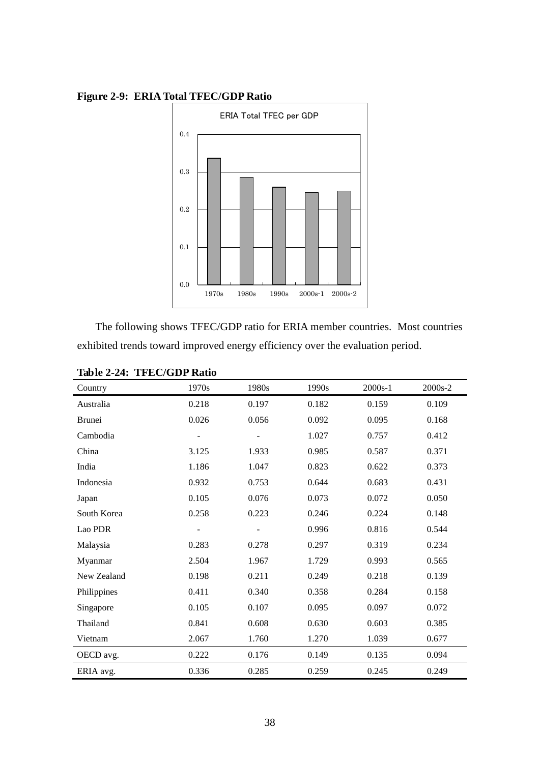**Figure 2-9: ERIA Total TFEC/GDP Ratio**

ERIA Total TFEC per GDP

The following shows TFEC/GDP ratio for ERIA member countries. Most countries exhibited trends toward improved energy efficiency over the evaluation period.

**Table 2-24: TFEC/GDP Ratio**

| Country | 1970s | 1980s | 1990s | 2000s-1 | 2000s-2 |
|---|---|---|---|---|---|
| Australia | 0.218 | 0.197 | 0.182 | 0.159 | 0.109 |
| Brunei | 0.026 | 0.056 | 0.092 | 0.095 | 0.168 |
| Cambodia | - | - | 1.027 | 0.757 | 0.412 |
| China | 3.125 | 1.933 | 0.985 | 0.587 | 0.371 |
| India | 1.186 | 1.047 | 0.823 | 0.622 | 0.373 |
| Indonesia | 0.932 | 0.753 | 0.644 | 0.683 | 0.431 |
| Japan | 0.105 | 0.076 | 0.073 | 0.072 | 0.050 |
| South Korea | 0.258 | 0.223 | 0.246 | 0.224 | 0.148 |
| Lao PDR | - | - | 0.996 | 0.816 | 0.544 |
| Malaysia | 0.283 | 0.278 | 0.297 | 0.319 | 0.234 |
| Myanmar | 2.504 | 1.967 | 1.729 | 0.993 | 0.565 |
| New Zealand | 0.198 | 0.211 | 0.249 | 0.218 | 0.139 |
| Philippines | 0.411 | 0.340 | 0.358 | 0.284 | 0.158 |
| Singapore | 0.105 | 0.107 | 0.095 | 0.097 | 0.072 |
| Thailand | 0.841 | 0.608 | 0.630 | 0.603 | 0.385 |
| Vietnam | 2.067 | 1.760 | 1.270 | 1.039 | 0.677 |
| OECD avg. | 0.222 | 0.176 | 0.149 | 0.135 | 0.094 |
| ERIA avg. | 0.336 | 0.285 | 0.259 | 0.245 | 0.249 |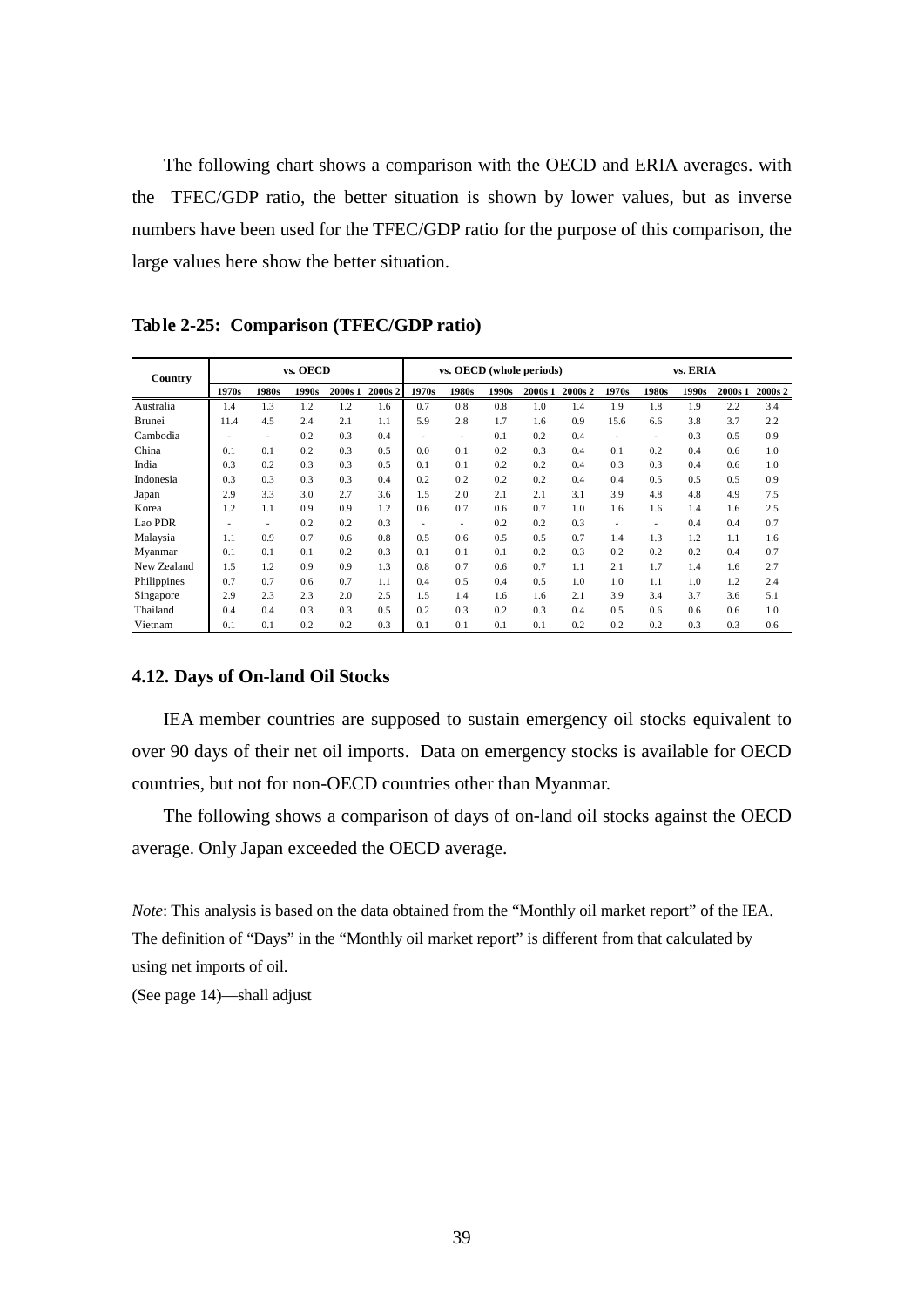The following chart shows a comparison with the OECD and ERIA averages. with the TFEC/GDP ratio, the better situation is shown by lower values, but as inverse numbers have been used for the TFEC/GDP ratio for the purpose of this comparison, the large values here show the better situation.

**Table 2-25: Comparison (TFEC/GDP ratio)**

| Country | vs. OECD | | | | | vs. OECD (whole periods) | | | | | vs. ERIA | | | | |
|---|---|---|---|---|---|---|---|---|---|---|---|---|---|---|---|
| | 1970s | 1980s | 1990s | 2000s 1 | 2000s 2 | 1970s | 1980s | 1990s | 2000s 1 | 2000s 2 | 1970s | 1980s | 1990s | 2000s 1 | 2000s 2 |
| Australia | 1.4 | 1.3 | 1.2 | 1.2 | 1.6 | 0.7 | 0.8 | 0.8 | 1.0 | 1.4 | 1.9 | 1.8 | 1.9 | 2.2 | 3.4 |
| Brunei | 11.4 | 4.5 | 2.4 | 2.1 | 1.1 | 5.9 | 2.8 | 1.7 | 1.6 | 0.9 | 15.6 | 6.6 | 3.8 | 3.7 | 2.2 |
| Cambodia | - | - | 0.2 | 0.3 | 0.4 | - | - | 0.1 | 0.2 | 0.4 | - | - | 0.3 | 0.5 | 0.9 |
| China | 0.1 | 0.1 | 0.2 | 0.3 | 0.5 | 0.0 | 0.1 | 0.2 | 0.3 | 0.4 | 0.1 | 0.2 | 0.4 | 0.6 | 1.0 |
| India | 0.3 | 0.2 | 0.3 | 0.3 | 0.5 | 0.1 | 0.1 | 0.2 | 0.2 | 0.4 | 0.3 | 0.3 | 0.4 | 0.6 | 1.0 |
| Indonesia | 0.3 | 0.3 | 0.3 | 0.3 | 0.4 | 0.2 | 0.2 | 0.2 | 0.2 | 0.4 | 0.4 | 0.5 | 0.5 | 0.5 | 0.9 |
| Japan | 2.9 | 3.3 | 3.0 | 2.7 | 3.6 | 1.5 | 2.0 | 2.1 | 2.1 | 3.1 | 3.9 | 4.8 | 4.8 | 4.9 | 7.5 |
| Korea | 1.2 | 1.1 | 0.9 | 0.9 | 1.2 | 0.6 | 0.7 | 0.6 | 0.7 | 1.0 | 1.6 | 1.6 | 1.4 | 1.6 | 2.5 |
| Lao PDR | - | - | 0.2 | 0.2 | 0.3 | - | - | 0.2 | 0.2 | 0.3 | - | - | 0.4 | 0.4 | 0.7 |
| Malaysia | 1.1 | 0.9 | 0.7 | 0.6 | 0.8 | 0.5 | 0.6 | 0.5 | 0.5 | 0.7 | 1.4 | 1.3 | 1.2 | 1.1 | 1.6 |
| Myanmar | 0.1 | 0.1 | 0.1 | 0.2 | 0.3 | 0.1 | 0.1 | 0.1 | 0.2 | 0.3 | 0.2 | 0.2 | 0.2 | 0.4 | 0.7 |
| New Zealand | 1.5 | 1.2 | 0.9 | 0.9 | 1.3 | 0.8 | 0.7 | 0.6 | 0.7 | 1.1 | 2.1 | 1.7 | 1.4 | 1.6 | 2.7 |
| Philippines | 0.7 | 0.7 | 0.6 | 0.7 | 1.1 | 0.4 | 0.5 | 0.4 | 0.5 | 1.0 | 1.0 | 1.1 | 1.0 | 1.2 | 2.4 |
| Singapore | 2.9 | 2.3 | 2.3 | 2.0 | 2.5 | 1.5 | 1.4 | 1.6 | 1.6 | 2.1 | 3.9 | 3.4 | 3.7 | 3.6 | 5.1 |
| Thailand | 0.4 | 0.4 | 0.3 | 0.3 | 0.5 | 0.2 | 0.3 | 0.2 | 0.3 | 0.4 | 0.5 | 0.6 | 0.6 | 0.6 | 1.0 |
| Vietnam | 0.1 | 0.1 | 0.2 | 0.2 | 0.3 | 0.1 | 0.1 | 0.1 | 0.1 | 0.2 | 0.2 | 0.2 | 0.3 | 0.3 | 0.6 |

### 4.12. Days of On-land Oil Stocks

IEA member countries are supposed to sustain emergency oil stocks equivalent to over 90 days of their net oil imports. Data on emergency stocks is available for OECD countries, but not for non-OECD countries other than Myanmar.

The following shows a comparison of days of on-land oil stocks against the OECD average. Only Japan exceeded the OECD average.

*Note*: This analysis is based on the data obtained from the "Monthly oil market report" of the IEA. The definition of "Days" in the "Monthly oil market report" is different from that calculated by using net imports of oil.

(See page 14)—shall adjust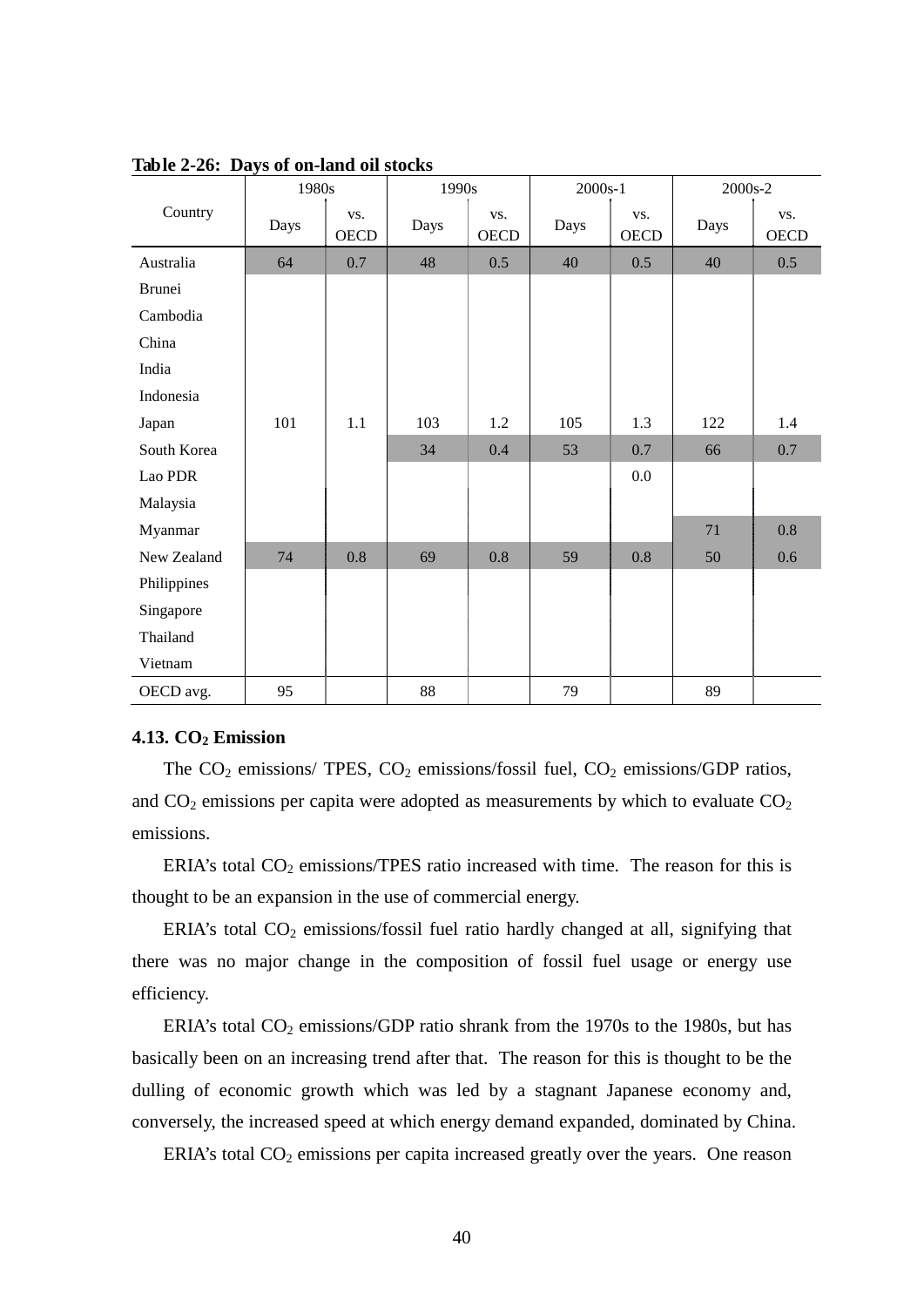**Table 2-26: Days of on-land oil stocks**

| Country | 1980s | | 1990s | | 2000s-1 | | 2000s-2 | |
|---|---|---|---|---|---|---|---|---|
| | Days | vs. OECD | Days | vs. OECD | Days | vs. OECD | Days | vs. OECD |
| Australia | 64 | 0.7 | 48 | 0.5 | 40 | 0.5 | 40 | 0.5 |
| Brunei | | | | | | | | |
| Cambodia | | | | | | | | |
| China | | | | | | | | |
| India | | | | | | | | |
| Indonesia | | | | | | | | |
| Japan | 101 | 1.1 | 103 | 1.2 | 105 | 1.3 | 122 | 1.4 |
| South Korea | | | 34 | 0.4 | 53 | 0.7 | 66 | 0.7 |
| Lao PDR | | | | | | 0.0 | | |
| Malaysia | | | | | | | | |
| Myanmar | | | | | | | 71 | 0.8 |
| New Zealand | 74 | 0.8 | 69 | 0.8 | 59 | 0.8 | 50 | 0.6 |
| Philippines | | | | | | | | |
| Singapore | | | | | | | | |
| Thailand | | | | | | | | |
| Vietnam | | | | | | | | |
| OECD avg. | 95 | | 88 | | 79 | | 89 | |

### 4.13. $CO_2$ Emission

The $CO_2$ emissions/ TPES, $CO_2$ emissions/fossil fuel, $CO_2$ emissions/GDP ratios, and $CO_2$ emissions per capita were adopted as measurements by which to evaluate $CO_2$ emissions.

ERIA's total $CO_2$ emissions/TPES ratio increased with time. The reason for this is thought to be an expansion in the use of commercial energy.

ERIA's total $CO_2$ emissions/fossil fuel ratio hardly changed at all, signifying that there was no major change in the composition of fossil fuel usage or energy use efficiency.

ERIA's total $CO_2$ emissions/GDP ratio shrank from the 1970s to the 1980s, but has basically been on an increasing trend after that. The reason for this is thought to be the dulling of economic growth which was led by a stagnant Japanese economy and, conversely, the increased speed at which energy demand expanded, dominated by China.

ERIA's total $CO_2$ emissions per capita increased greatly over the years. One reason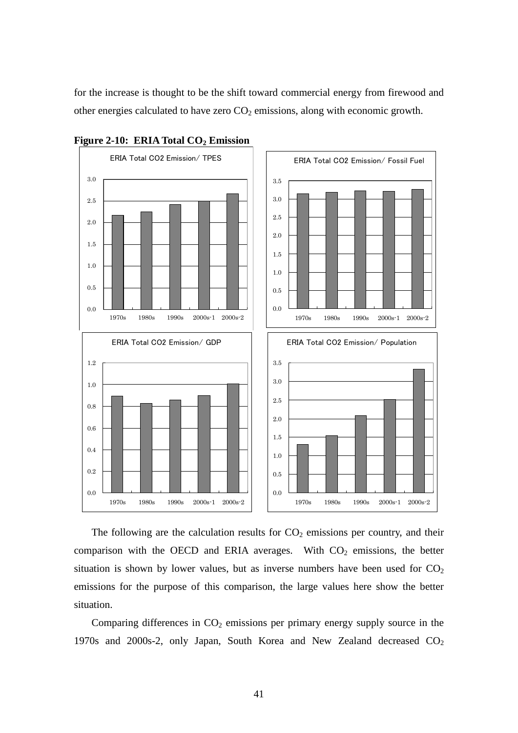for the increase is thought to be the shift toward commercial energy from firewood and other energies calculated to have zero $CO_2$ emissions, along with economic growth.

**Figure 2-10: ERIA Total $CO_2$ Emission**

The following are the calculation results for $CO_2$ emissions per country, and their comparison with the OECD and ERIA averages. With $CO_2$ emissions, the better situation is shown by lower values, but as inverse numbers have been used for $CO_2$ emissions for the purpose of this comparison, the large values here show the better situation.

Comparing differences in $CO_2$ emissions per primary energy supply source in the 1970s and 2000s-2, only Japan, South Korea and New Zealand decreased $CO_2$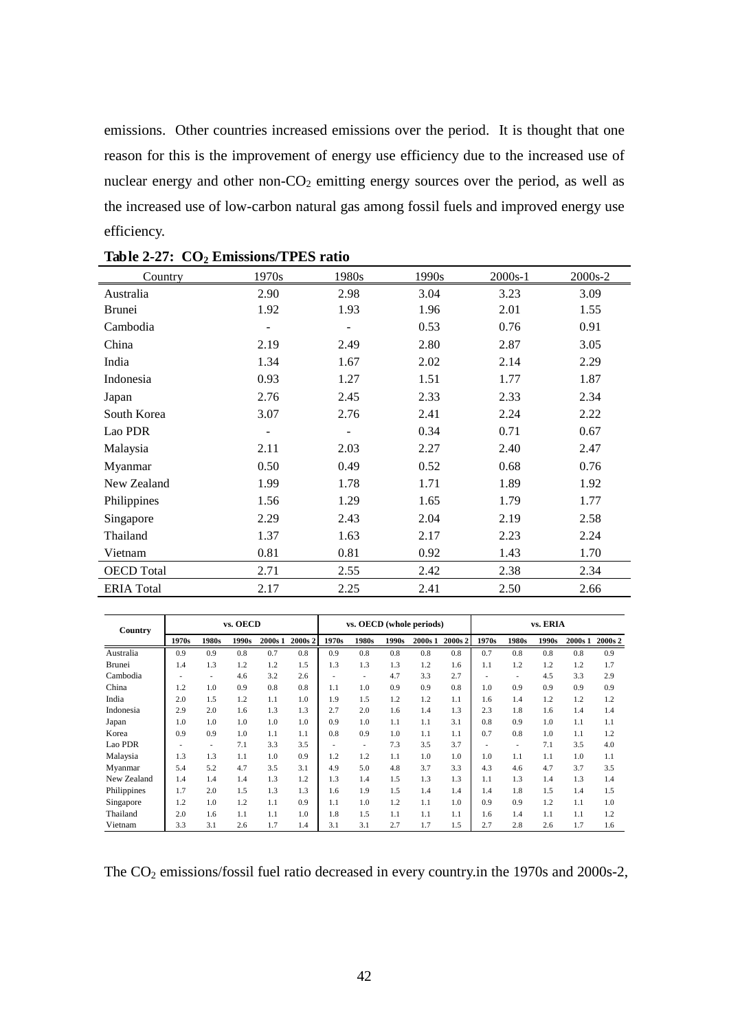emissions. Other countries increased emissions over the period. It is thought that one reason for this is the improvement of energy use efficiency due to the increased use of nuclear energy and other non-$CO_2$ emitting energy sources over the period, as well as the increased use of low-carbon natural gas among fossil fuels and improved energy use efficiency.

**Table 2-27: $CO_2$ Emissions/TPES ratio**

| Country | 1970s | 1980s | 1990s | 2000s-1 | 2000s-2 |
|---|---|---|---|---|---|
| Australia | 2.90 | 2.98 | 3.04 | 3.23 | 3.09 |
| Brunei | 1.92 | 1.93 | 1.96 | 2.01 | 1.55 |
| Cambodia | - | - | 0.53 | 0.76 | 0.91 |
| China | 2.19 | 2.49 | 2.80 | 2.87 | 3.05 |
| India | 1.34 | 1.67 | 2.02 | 2.14 | 2.29 |
| Indonesia | 0.93 | 1.27 | 1.51 | 1.77 | 1.87 |
| Japan | 2.76 | 2.45 | 2.33 | 2.33 | 2.34 |
| South Korea | 3.07 | 2.76 | 2.41 | 2.24 | 2.22 |
| Lao PDR | - | - | 0.34 | 0.71 | 0.67 |
| Malaysia | 2.11 | 2.03 | 2.27 | 2.40 | 2.47 |
| Myanmar | 0.50 | 0.49 | 0.52 | 0.68 | 0.76 |
| New Zealand | 1.99 | 1.78 | 1.71 | 1.89 | 1.92 |
| Philippines | 1.56 | 1.29 | 1.65 | 1.79 | 1.77 |
| Singapore | 2.29 | 2.43 | 2.04 | 2.19 | 2.58 |
| Thailand | 1.37 | 1.63 | 2.17 | 2.23 | 2.24 |
| Vietnam | 0.81 | 0.81 | 0.92 | 1.43 | 1.70 |
| OECD Total | 2.71 | 2.55 | 2.42 | 2.38 | 2.34 |
| ERIA Total | 2.17 | 2.25 | 2.41 | 2.50 | 2.66 |

| Country | vs. OECD | | | | | vs. OECD (whole periods) | | | | | vs. ERIA | | | | |
|---|---|---|---|---|---|---|---|---|---|---|---|---|---|---|---|
| | 1970s | 1980s | 1990s | 2000s 1 | 2000s 2 | 1970s | 1980s | 1990s | 2000s 1 | 2000s 2 | 1970s | 1980s | 1990s | 2000s 1 | 2000s 2 |
| Australia | 0.9 | 0.9 | 0.8 | 0.7 | 0.8 | 0.9 | 0.8 | 0.8 | 0.8 | 0.8 | 0.7 | 0.8 | 0.8 | 0.8 | 0.9 |
| Brunei | 1.4 | 1.3 | 1.2 | 1.2 | 1.5 | 1.3 | 1.3 | 1.3 | 1.2 | 1.6 | 1.1 | 1.2 | 1.2 | 1.2 | 1.7 |
| Cambodia | - | - | 4.6 | 3.2 | 2.6 | - | - | 4.7 | 3.3 | 2.7 | - | - | 4.5 | 3.3 | 2.9 |
| China | 1.2 | 1.0 | 0.9 | 0.8 | 0.8 | 1.1 | 1.0 | 0.9 | 0.9 | 0.8 | 1.0 | 0.9 | 0.9 | 0.9 | 0.9 |
| India | 2.0 | 1.5 | 1.2 | 1.1 | 1.0 | 1.9 | 1.5 | 1.2 | 1.2 | 1.1 | 1.6 | 1.4 | 1.2 | 1.2 | 1.2 |
| Indonesia | 2.9 | 2.0 | 1.6 | 1.3 | 1.3 | 2.7 | 2.0 | 1.6 | 1.4 | 1.3 | 2.3 | 1.8 | 1.6 | 1.4 | 1.4 |
| Japan | 1.0 | 1.0 | 1.0 | 1.0 | 1.0 | 0.9 | 1.0 | 1.1 | 1.1 | 3.1 | 0.8 | 0.9 | 1.0 | 1.1 | 1.1 |
| Korea | 0.9 | 0.9 | 1.0 | 1.1 | 1.1 | 0.8 | 0.9 | 1.0 | 1.1 | 1.1 | 0.7 | 0.8 | 1.0 | 1.1 | 1.2 |
| Lao PDR | - | - | 7.1 | 3.3 | 3.5 | - | - | 7.3 | 3.5 | 3.7 | - | - | 7.1 | 3.5 | 4.0 |
| Malaysia | 1.3 | 1.3 | 1.1 | 1.0 | 0.9 | 1.2 | 1.2 | 1.1 | 1.0 | 1.0 | 1.0 | 1.1 | 1.1 | 1.0 | 1.1 |
| Myanmar | 5.4 | 5.2 | 4.7 | 3.5 | 3.1 | 4.9 | 5.0 | 4.8 | 3.7 | 3.3 | 4.3 | 4.6 | 4.7 | 3.7 | 3.5 |
| New Zealand | 1.4 | 1.4 | 1.4 | 1.3 | 1.2 | 1.3 | 1.4 | 1.5 | 1.3 | 1.3 | 1.1 | 1.3 | 1.4 | 1.3 | 1.4 |
| Philippines | 1.7 | 2.0 | 1.5 | 1.3 | 1.3 | 1.6 | 1.9 | 1.5 | 1.4 | 1.4 | 1.4 | 1.8 | 1.5 | 1.4 | 1.5 |
| Singapore | 1.2 | 1.0 | 1.2 | 1.1 | 0.9 | 1.1 | 1.0 | 1.2 | 1.1 | 1.0 | 0.9 | 0.9 | 1.2 | 1.1 | 1.0 |
| Thailand | 2.0 | 1.6 | 1.1 | 1.1 | 1.0 | 1.8 | 1.5 | 1.1 | 1.1 | 1.1 | 1.6 | 1.4 | 1.1 | 1.1 | 1.2 |
| Vietnam | 3.3 | 3.1 | 2.6 | 1.7 | 1.4 | 3.1 | 3.1 | 2.7 | 1.7 | 1.5 | 2.7 | 2.8 | 2.6 | 1.7 | 1.6 |

The $CO_2$ emissions/fossil fuel ratio decreased in every country.in the 1970s and 2000s-2,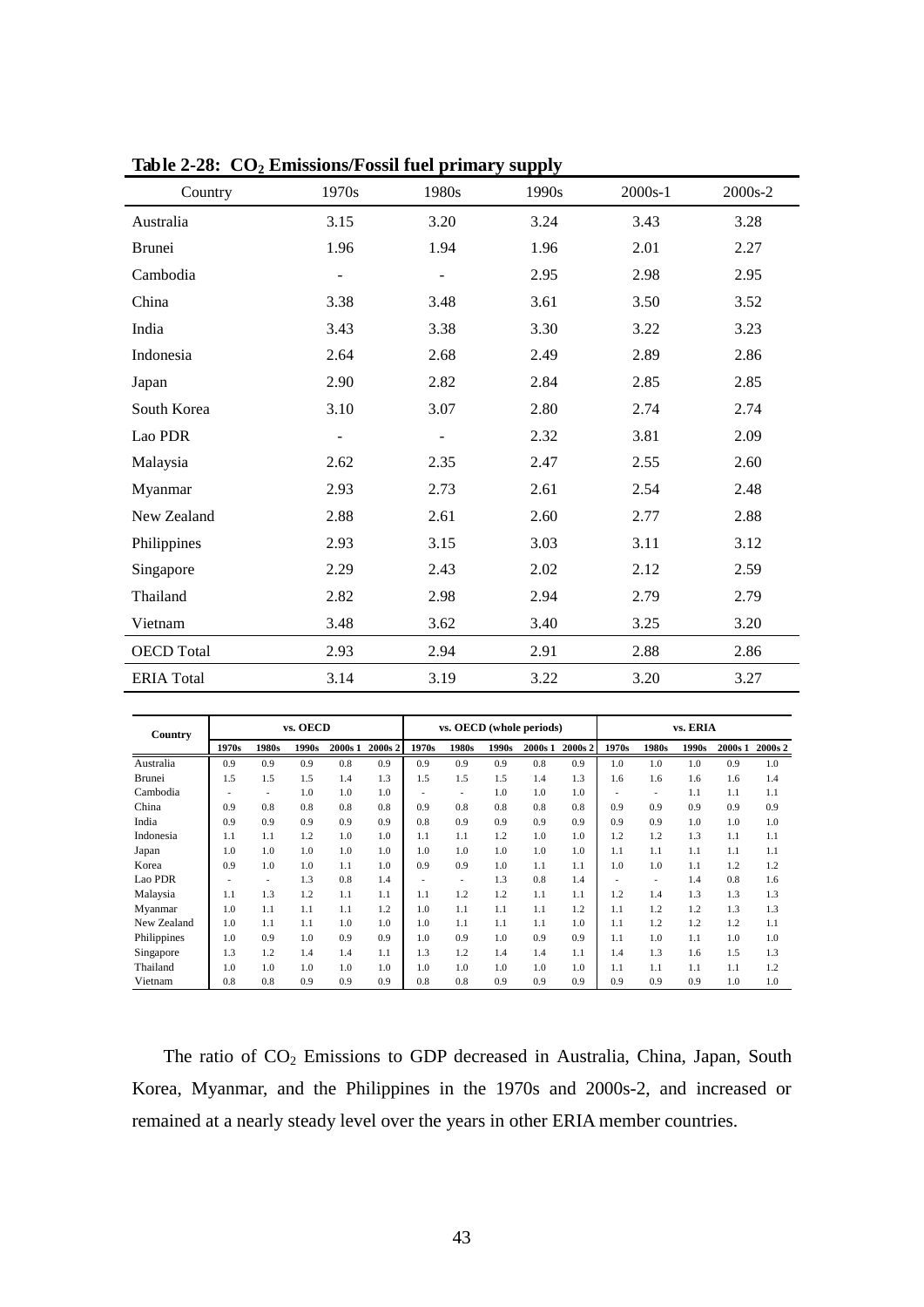**Table 2-28: $CO_2$ Emissions/Fossil fuel primary supply**

| Country | 1970s | 1980s | 1990s | 2000s-1 | 2000s-2 |
|---|---|---|---|---|---|
| Australia | 3.15 | 3.20 | 3.24 | 3.43 | 3.28 |
| Brunei | 1.96 | 1.94 | 1.96 | 2.01 | 2.27 |
| Cambodia | - | - | 2.95 | 2.98 | 2.95 |
| China | 3.38 | 3.48 | 3.61 | 3.50 | 3.52 |
| India | 3.43 | 3.38 | 3.30 | 3.22 | 3.23 |
| Indonesia | 2.64 | 2.68 | 2.49 | 2.89 | 2.86 |
| Japan | 2.90 | 2.82 | 2.84 | 2.85 | 2.85 |
| South Korea | 3.10 | 3.07 | 2.80 | 2.74 | 2.74 |
| Lao PDR | - | - | 2.32 | 3.81 | 2.09 |
| Malaysia | 2.62 | 2.35 | 2.47 | 2.55 | 2.60 |
| Myanmar | 2.93 | 2.73 | 2.61 | 2.54 | 2.48 |
| New Zealand | 2.88 | 2.61 | 2.60 | 2.77 | 2.88 |
| Philippines | 2.93 | 3.15 | 3.03 | 3.11 | 3.12 |
| Singapore | 2.29 | 2.43 | 2.02 | 2.12 | 2.59 |
| Thailand | 2.82 | 2.98 | 2.94 | 2.79 | 2.79 |
| Vietnam | 3.48 | 3.62 | 3.40 | 3.25 | 3.20 |
| OECD Total | 2.93 | 2.94 | 2.91 | 2.88 | 2.86 |
| ERIA Total | 3.14 | 3.19 | 3.22 | 3.20 | 3.27 |

| Country | vs. OECD | | | | | vs. OECD (whole periods) | | | | | vs. ERIA | | | | |
|---|---|---|---|---|---|---|---|---|---|---|---|---|---|---|---|
| | 1970s | 1980s | 1990s | 2000s 1 | 2000s 2 | 1970s | 1980s | 1990s | 2000s 1 | 2000s 2 | 1970s | 1980s | 1990s | 2000s 1 | 2000s 2 |
| Australia | 0.9 | 0.9 | 0.9 | 0.8 | 0.9 | 0.9 | 0.9 | 0.9 | 0.8 | 0.9 | 1.0 | 1.0 | 1.0 | 0.9 | 1.0 |
| Brunei | 1.5 | 1.5 | 1.5 | 1.4 | 1.3 | 1.5 | 1.5 | 1.5 | 1.4 | 1.3 | 1.6 | 1.6 | 1.6 | 1.6 | 1.4 |
| Cambodia | - | - | 1.0 | 1.0 | 1.0 | - | - | 1.0 | 1.0 | 1.0 | - | - | 1.1 | 1.1 | 1.1 |
| China | 0.9 | 0.8 | 0.8 | 0.8 | 0.8 | 0.9 | 0.8 | 0.8 | 0.8 | 0.8 | 0.9 | 0.9 | 0.9 | 0.9 | 0.9 |
| India | 0.9 | 0.9 | 0.9 | 0.9 | 0.9 | 0.8 | 0.9 | 0.9 | 0.9 | 0.9 | 0.9 | 0.9 | 1.0 | 1.0 | 1.0 |
| Indonesia | 1.1 | 1.1 | 1.2 | 1.0 | 1.0 | 1.1 | 1.1 | 1.2 | 1.0 | 1.0 | 1.2 | 1.2 | 1.3 | 1.1 | 1.1 |
| Japan | 1.0 | 1.0 | 1.0 | 1.0 | 1.0 | 1.0 | 1.0 | 1.0 | 1.0 | 1.0 | 1.1 | 1.1 | 1.1 | 1.1 | 1.1 |
| Korea | 0.9 | 1.0 | 1.0 | 1.1 | 1.0 | 0.9 | 0.9 | 1.0 | 1.1 | 1.1 | 1.0 | 1.0 | 1.1 | 1.2 | 1.2 |
| Lao PDR | - | - | 1.3 | 0.8 | 1.4 | - | - | 1.3 | 0.8 | 1.4 | - | - | 1.4 | 0.8 | 1.6 |
| Malaysia | 1.1 | 1.3 | 1.2 | 1.1 | 1.1 | 1.1 | 1.2 | 1.2 | 1.1 | 1.1 | 1.2 | 1.4 | 1.3 | 1.3 | 1.3 |
| Myanmar | 1.0 | 1.1 | 1.1 | 1.1 | 1.2 | 1.0 | 1.1 | 1.1 | 1.1 | 1.2 | 1.1 | 1.2 | 1.2 | 1.3 | 1.3 |
| New Zealand | 1.0 | 1.1 | 1.1 | 1.0 | 1.0 | 1.0 | 1.1 | 1.1 | 1.1 | 1.0 | 1.1 | 1.2 | 1.2 | 1.2 | 1.1 |
| Philippines | 1.0 | 0.9 | 1.0 | 0.9 | 0.9 | 1.0 | 0.9 | 1.0 | 0.9 | 0.9 | 1.1 | 1.0 | 1.1 | 1.0 | 1.0 |
| Singapore | 1.3 | 1.2 | 1.4 | 1.4 | 1.1 | 1.3 | 1.2 | 1.4 | 1.4 | 1.1 | 1.4 | 1.3 | 1.6 | 1.5 | 1.3 |
| Thailand | 1.0 | 1.0 | 1.0 | 1.0 | 1.0 | 1.0 | 1.0 | 1.0 | 1.0 | 1.0 | 1.1 | 1.1 | 1.1 | 1.1 | 1.2 |
| Vietnam | 0.8 | 0.8 | 0.9 | 0.9 | 0.9 | 0.8 | 0.8 | 0.9 | 0.9 | 0.9 | 0.9 | 0.9 | 0.9 | 1.0 | 1.0 |

The ratio of $CO_2$ Emissions to GDP decreased in Australia, China, Japan, South Korea, Myanmar, and the Philippines in the 1970s and 2000s-2, and increased or remained at a nearly steady level over the years in other ERIA member countries.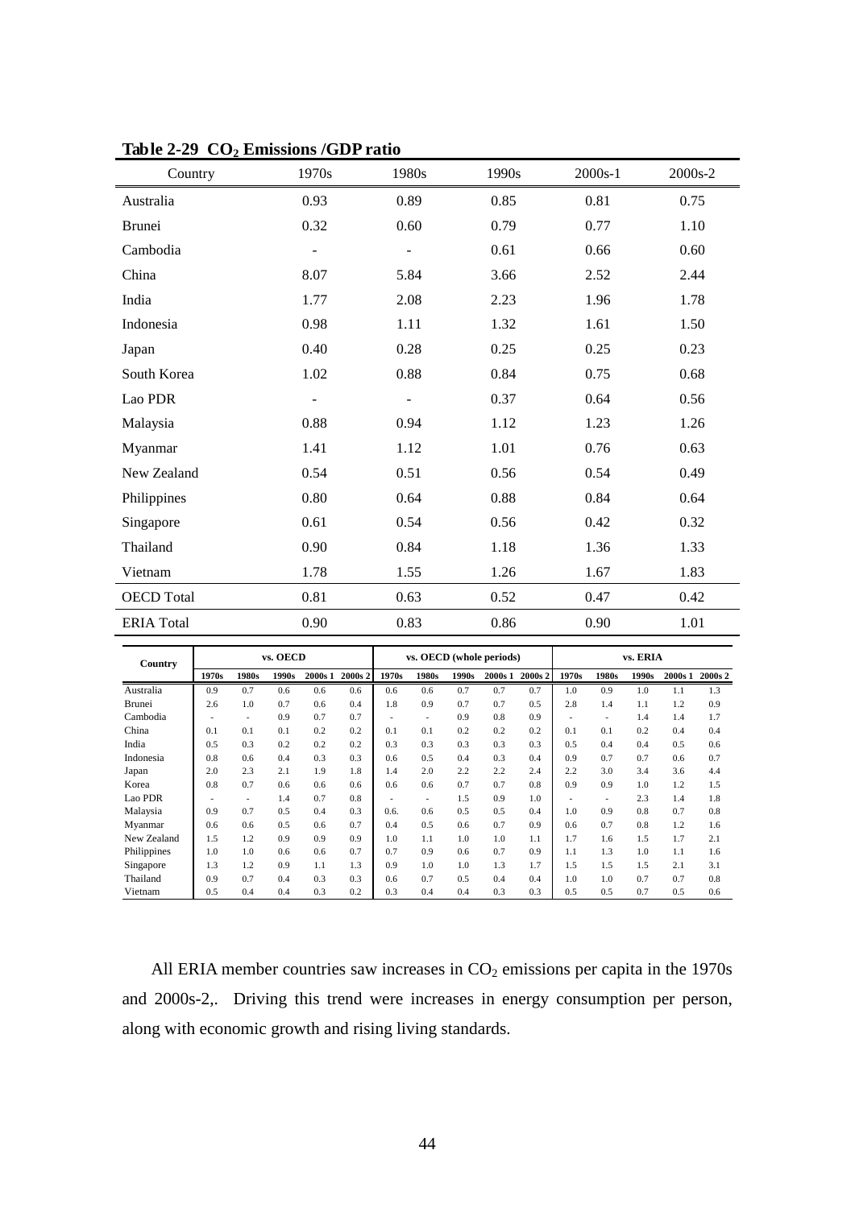**Table 2-29 $CO_2$ Emissions /GDP ratio**

| Country | 1970s | 1980s | 1990s | 2000s-1 | 2000s-2 |
|---|---|---|---|---|---|
| Australia | 0.93 | 0.89 | 0.85 | 0.81 | 0.75 |
| Brunei | 0.32 | 0.60 | 0.79 | 0.77 | 1.10 |
| Cambodia | - | - | 0.61 | 0.66 | 0.60 |
| China | 8.07 | 5.84 | 3.66 | 2.52 | 2.44 |
| India | 1.77 | 2.08 | 2.23 | 1.96 | 1.78 |
| Indonesia | 0.98 | 1.11 | 1.32 | 1.61 | 1.50 |
| Japan | 0.40 | 0.28 | 0.25 | 0.25 | 0.23 |
| South Korea | 1.02 | 0.88 | 0.84 | 0.75 | 0.68 |
| Lao PDR | - | - | 0.37 | 0.64 | 0.56 |
| Malaysia | 0.88 | 0.94 | 1.12 | 1.23 | 1.26 |
| Myanmar | 1.41 | 1.12 | 1.01 | 0.76 | 0.63 |
| New Zealand | 0.54 | 0.51 | 0.56 | 0.54 | 0.49 |
| Philippines | 0.80 | 0.64 | 0.88 | 0.84 | 0.64 |
| Singapore | 0.61 | 0.54 | 0.56 | 0.42 | 0.32 |
| Thailand | 0.90 | 0.84 | 1.18 | 1.36 | 1.33 |
| Vietnam | 1.78 | 1.55 | 1.26 | 1.67 | 1.83 |
| OECD Total | 0.81 | 0.63 | 0.52 | 0.47 | 0.42 |
| ERIA Total | 0.90 | 0.83 | 0.86 | 0.90 | 1.01 |

| Country | vs. OECD | | | | | vs. OECD (whole periods) | | | | | vs. ERIA | | | | |
|---|---|---|---|---|---|---|---|---|---|---|---|---|---|---|---|
| | 1970s | 1980s | 1990s | 2000s 1 | 2000s 2 | 1970s | 1980s | 1990s | 2000s 1 | 2000s 2 | 1970s | 1980s | 1990s | 2000s 1 | 2000s 2 |
| Australia | 0.9 | 0.7 | 0.6 | 0.6 | 0.6 | 0.6 | 0.6 | 0.7 | 0.7 | 0.7 | 1.0 | 0.9 | 1.0 | 1.1 | 1.3 |
| Brunei | 2.6 | 1.0 | 0.7 | 0.6 | 0.4 | 1.8 | 0.9 | 0.7 | 0.7 | 0.5 | 2.8 | 1.4 | 1.1 | 1.2 | 0.9 |
| Cambodia | - | - | 0.9 | 0.7 | 0.7 | - | - | 0.9 | 0.8 | 0.9 | - | - | 1.4 | 1.4 | 1.7 |
| China | 0.1 | 0.1 | 0.1 | 0.2 | 0.2 | 0.1 | 0.1 | 0.2 | 0.2 | 0.2 | 0.1 | 0.1 | 0.2 | 0.4 | 0.4 |
| India | 0.5 | 0.3 | 0.2 | 0.2 | 0.2 | 0.3 | 0.3 | 0.3 | 0.3 | 0.3 | 0.5 | 0.4 | 0.4 | 0.5 | 0.6 |
| Indonesia | 0.8 | 0.6 | 0.4 | 0.3 | 0.3 | 0.6 | 0.5 | 0.4 | 0.3 | 0.4 | 0.9 | 0.7 | 0.7 | 0.6 | 0.7 |
| Japan | 2.0 | 2.3 | 2.1 | 1.9 | 1.8 | 1.4 | 2.0 | 2.2 | 2.2 | 2.4 | 2.2 | 3.0 | 3.4 | 3.6 | 4.4 |
| Korea | 0.8 | 0.7 | 0.6 | 0.6 | 0.6 | 0.6 | 0.6 | 0.7 | 0.7 | 0.8 | 0.9 | 0.9 | 1.0 | 1.2 | 1.5 |
| Lao PDR | - | - | 1.4 | 0.7 | 0.8 | - | - | 1.5 | 0.9 | 1.0 | - | - | 2.3 | 1.4 | 1.8 |
| Malaysia | 0.9 | 0.7 | 0.5 | 0.4 | 0.3 | 0.6. | 0.6 | 0.5 | 0.5 | 0.4 | 1.0 | 0.9 | 0.8 | 0.7 | 0.8 |
| Myanmar | 0.6 | 0.6 | 0.5 | 0.6 | 0.7 | 0.4 | 0.5 | 0.6 | 0.7 | 0.9 | 0.6 | 0.7 | 0.8 | 1.2 | 1.6 |
| New Zealand | 1.5 | 1.2 | 0.9 | 0.9 | 0.9 | 1.0 | 1.1 | 1.0 | 1.0 | 1.1 | 1.7 | 1.6 | 1.5 | 1.7 | 2.1 |
| Philippines | 1.0 | 1.0 | 0.6 | 0.6 | 0.7 | 0.7 | 0.9 | 0.6 | 0.7 | 0.9 | 1.1 | 1.3 | 1.0 | 1.1 | 1.6 |
| Singapore | 1.3 | 1.2 | 0.9 | 1.1 | 1.3 | 0.9 | 1.0 | 1.0 | 1.3 | 1.7 | 1.5 | 1.5 | 1.5 | 2.1 | 3.1 |
| Thailand | 0.9 | 0.7 | 0.4 | 0.3 | 0.3 | 0.6 | 0.7 | 0.5 | 0.4 | 0.4 | 1.0 | 1.0 | 0.7 | 0.7 | 0.8 |
| Vietnam | 0.5 | 0.4 | 0.4 | 0.3 | 0.2 | 0.3 | 0.4 | 0.4 | 0.3 | 0.3 | 0.5 | 0.5 | 0.7 | 0.5 | 0.6 |

All ERIA member countries saw increases in $CO_2$ emissions per capita in the 1970s and 2000s-2,. Driving this trend were increases in energy consumption per person, along with economic growth and rising living standards.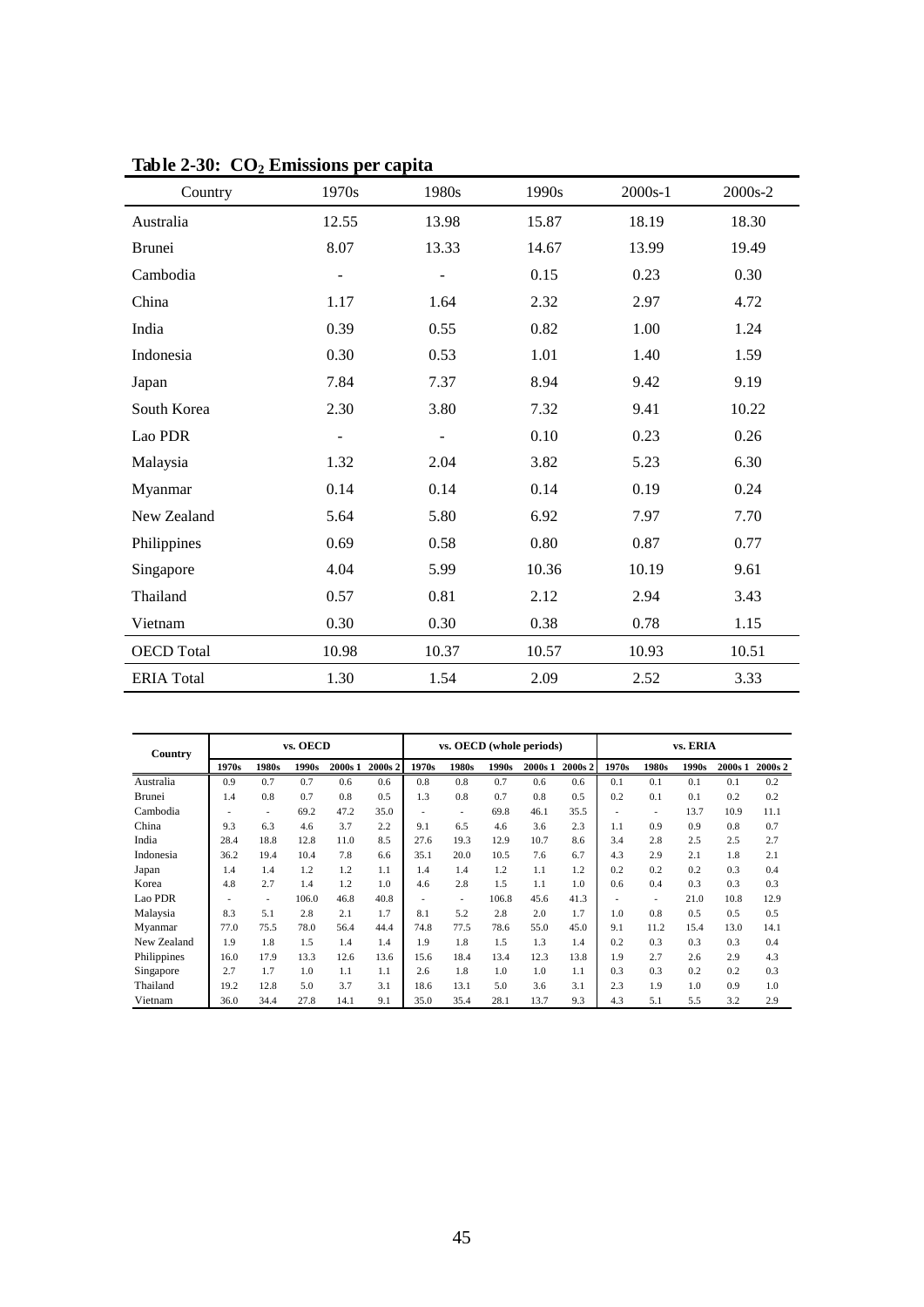**Table 2-30: $CO_2$ Emissions per capita**

| Country | 1970s | 1980s | 1990s | 2000s-1 | 2000s-2 |
|---|---|---|---|---|---|
| Australia | 12.55 | 13.98 | 15.87 | 18.19 | 18.30 |
| Brunei | 8.07 | 13.33 | 14.67 | 13.99 | 19.49 |
| Cambodia | - | - | 0.15 | 0.23 | 0.30 |
| China | 1.17 | 1.64 | 2.32 | 2.97 | 4.72 |
| India | 0.39 | 0.55 | 0.82 | 1.00 | 1.24 |
| Indonesia | 0.30 | 0.53 | 1.01 | 1.40 | 1.59 |
| Japan | 7.84 | 7.37 | 8.94 | 9.42 | 9.19 |
| South Korea | 2.30 | 3.80 | 7.32 | 9.41 | 10.22 |
| Lao PDR | - | - | 0.10 | 0.23 | 0.26 |
| Malaysia | 1.32 | 2.04 | 3.82 | 5.23 | 6.30 |
| Myanmar | 0.14 | 0.14 | 0.14 | 0.19 | 0.24 |
| New Zealand | 5.64 | 5.80 | 6.92 | 7.97 | 7.70 |
| Philippines | 0.69 | 0.58 | 0.80 | 0.87 | 0.77 |
| Singapore | 4.04 | 5.99 | 10.36 | 10.19 | 9.61 |
| Thailand | 0.57 | 0.81 | 2.12 | 2.94 | 3.43 |
| Vietnam | 0.30 | 0.30 | 0.38 | 0.78 | 1.15 |
| OECD Total | 10.98 | 10.37 | 10.57 | 10.93 | 10.51 |
| ERIA Total | 1.30 | 1.54 | 2.09 | 2.52 | 3.33 |

| Country | vs. OECD | | | | | vs. OECD (whole periods) | | | | | vs. ERIA | | | | |
|---|---|---|---|---|---|---|---|---|---|---|---|---|---|---|---|
| | 1970s | 1980s | 1990s | 2000s 1 | 2000s 2 | 1970s | 1980s | 1990s | 2000s 1 | 2000s 2 | 1970s | 1980s | 1990s | 2000s 1 | 2000s 2 |
| Australia | 0.9 | 0.7 | 0.7 | 0.6 | 0.6 | 0.8 | 0.8 | 0.7 | 0.6 | 0.6 | 0.1 | 0.1 | 0.1 | 0.1 | 0.2 |
| Brunei | 1.4 | 0.8 | 0.7 | 0.8 | 0.5 | 1.3 | 0.8 | 0.7 | 0.8 | 0.5 | 0.2 | 0.1 | 0.1 | 0.2 | 0.2 |
| Cambodia | - | - | 69.2 | 47.2 | 35.0 | - | - | 69.8 | 46.1 | 35.5 | - | - | 13.7 | 10.9 | 11.1 |
| China | 9.3 | 6.3 | 4.6 | 3.7 | 2.2 | 9.1 | 6.5 | 4.6 | 3.6 | 2.3 | 1.1 | 0.9 | 0.9 | 0.8 | 0.7 |
| India | 28.4 | 18.8 | 12.8 | 11.0 | 8.5 | 27.6 | 19.3 | 12.9 | 10.7 | 8.6 | 3.4 | 2.8 | 2.5 | 2.5 | 2.7 |
| Indonesia | 36.2 | 19.4 | 10.4 | 7.8 | 6.6 | 35.1 | 20.0 | 10.5 | 7.6 | 6.7 | 4.3 | 2.9 | 2.1 | 1.8 | 2.1 |
| Japan | 1.4 | 1.4 | 1.2 | 1.2 | 1.1 | 1.4 | 1.4 | 1.2 | 1.1 | 1.2 | 0.2 | 0.2 | 0.2 | 0.3 | 0.4 |
| Korea | 4.8 | 2.7 | 1.4 | 1.2 | 1.0 | 4.6 | 2.8 | 1.5 | 1.1 | 1.0 | 0.6 | 0.4 | 0.3 | 0.3 | 0.3 |
| Lao PDR | - | - | 106.0 | 46.8 | 40.8 | - | - | 106.8 | 45.6 | 41.3 | - | - | 21.0 | 10.8 | 12.9 |
| Malaysia | 8.3 | 5.1 | 2.8 | 2.1 | 1.7 | 8.1 | 5.2 | 2.8 | 2.0 | 1.7 | 1.0 | 0.8 | 0.5 | 0.5 | 0.5 |
| Myanmar | 77.0 | 75.5 | 78.0 | 56.4 | 44.4 | 74.8 | 77.5 | 78.6 | 55.0 | 45.0 | 9.1 | 11.2 | 15.4 | 13.0 | 14.1 |
| New Zealand | 1.9 | 1.8 | 1.5 | 1.4 | 1.4 | 1.9 | 1.8 | 1.5 | 1.3 | 1.4 | 0.2 | 0.3 | 0.3 | 0.3 | 0.4 |
| Philippines | 16.0 | 17.9 | 13.3 | 12.6 | 13.6 | 15.6 | 18.4 | 13.4 | 12.3 | 13.8 | 1.9 | 2.7 | 2.6 | 2.9 | 4.3 |
| Singapore | 2.7 | 1.7 | 1.0 | 1.1 | 1.1 | 2.6 | 1.8 | 1.0 | 1.0 | 1.1 | 0.3 | 0.3 | 0.2 | 0.2 | 0.3 |
| Thailand | 19.2 | 12.8 | 5.0 | 3.7 | 3.1 | 18.6 | 13.1 | 5.0 | 3.6 | 3.1 | 2.3 | 1.9 | 1.0 | 0.9 | 1.0 |
| Vietnam | 36.0 | 34.4 | 27.8 | 14.1 | 9.1 | 35.0 | 35.4 | 28.1 | 13.7 | 9.3 | 4.3 | 5.1 | 5.5 | 3.2 | 2.9 |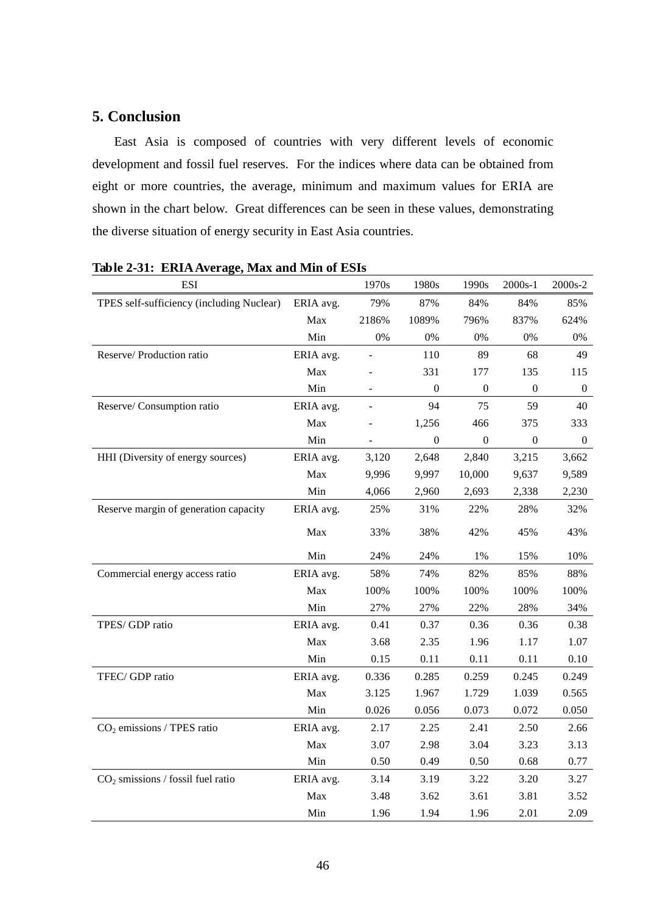## 5. Conclusion

East Asia is composed of countries with very different levels of economic development and fossil fuel reserves. For the indices where data can be obtained from eight or more countries, the average, minimum and maximum values for ERIA are shown in the chart below. Great differences can be seen in these values, demonstrating the diverse situation of energy security in East Asia countries.

**Table 2-31: ERIA Average, Max and Min of ESIs**

| ESI | | 1970s | 1980s | 1990s | 2000s-1 | 2000s-2 |
|---|---|---|---|---|---|---|
| TPES self-sufficiency (including Nuclear) | ERIA avg. | 79% | 87% | 84% | 84% | 85% |
| | Max | 2186% | 1089% | 796% | 837% | 624% |
| | Min | 0% | 0% | 0% | 0% | 0% |
| Reserve/ Production ratio | ERIA avg. | - | 110 | 89 | 68 | 49 |
| | Max | - | 331 | 177 | 135 | 115 |
| | Min | - | 0 | 0 | 0 | 0 |
| Reserve/ Consumption ratio | ERIA avg. | - | 94 | 75 | 59 | 40 |
| | Max | - | 1,256 | 466 | 375 | 333 |
| | Min | - | 0 | 0 | 0 | 0 |
| HHI (Diversity of energy sources) | ERIA avg. | 3,120 | 2,648 | 2,840 | 3,215 | 3,662 |
| | Max | 9,996 | 9,997 | 10,000 | 9,637 | 9,589 |
| | Min | 4,066 | 2,960 | 2,693 | 2,338 | 2,230 |
| Reserve margin of generation capacity | ERIA avg. | 25% | 31% | 22% | 28% | 32% |
| | Max | 33% | 38% | 42% | 45% | 43% |
| | Min | 24% | 24% | 1% | 15% | 10% |
| Commercial energy access ratio | ERIA avg. | 58% | 74% | 82% | 85% | 88% |
| | Max | 100% | 100% | 100% | 100% | 100% |
| | Min | 27% | 27% | 22% | 28% | 34% |
| TPES/ GDP ratio | ERIA avg. | 0.41 | 0.37 | 0.36 | 0.36 | 0.38 |
| | Max | 3.68 | 2.35 | 1.96 | 1.17 | 1.07 |
| | Min | 0.15 | 0.11 | 0.11 | 0.11 | 0.10 |
| TFEC/ GDP ratio | ERIA avg. | 0.336 | 0.285 | 0.259 | 0.245 | 0.249 |
| | Max | 3.125 | 1.967 | 1.729 | 1.039 | 0.565 |
| | Min | 0.026 | 0.056 | 0.073 | 0.072 | 0.050 |
| $CO_2$ emissions / TPES ratio | ERIA avg. | 2.17 | 2.25 | 2.41 | 2.50 | 2.66 |
| | Max | 3.07 | 2.98 | 3.04 | 3.23 | 3.13 |
| | Min | 0.50 | 0.49 | 0.50 | 0.68 | 0.77 |
| $CO_2$ smissions / fossil fuel ratio | ERIA avg. | 3.14 | 3.19 | 3.22 | 3.20 | 3.27 |
| | Max | 3.48 | 3.62 | 3.61 | 3.81 | 3.52 |
| | Min | 1.96 | 1.94 | 1.96 | 2.01 | 2.09 |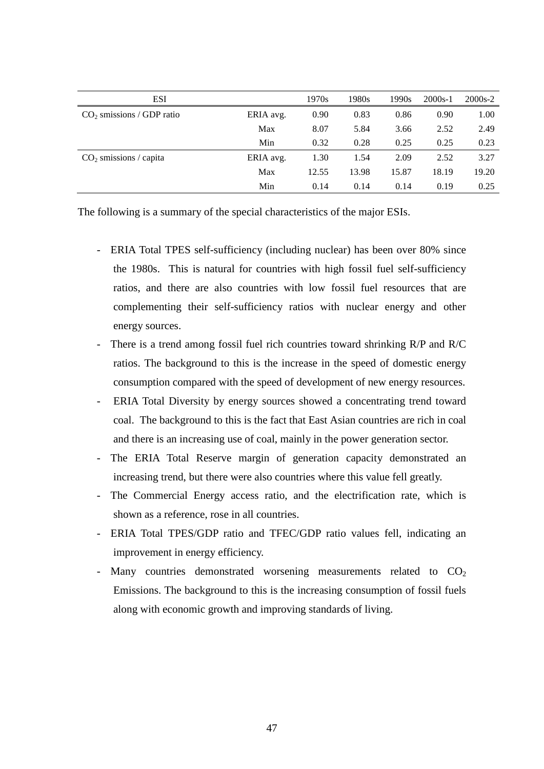| ESI | | 1970s | 1980s | 1990s | 2000s-1 | 2000s-2 |
|---|---|---|---|---|---|---|
| $CO_2$ smissions / GDP ratio | ERIA avg. | 0.90 | 0.83 | 0.86 | 0.90 | 1.00 |
| | Max | 8.07 | 5.84 | 3.66 | 2.52 | 2.49 |
| | Min | 0.32 | 0.28 | 0.25 | 0.25 | 0.23 |
| $CO_2$ smissions / capita | ERIA avg. | 1.30 | 1.54 | 2.09 | 2.52 | 3.27 |
| | Max | 12.55 | 13.98 | 15.87 | 18.19 | 19.20 |
| | Min | 0.14 | 0.14 | 0.14 | 0.19 | 0.25 |

The following is a summary of the special characteristics of the major ESIs.

- ERIA Total TPES self-sufficiency (including nuclear) has been over 80% since the 1980s. This is natural for countries with high fossil fuel self-sufficiency ratios, and there are also countries with low fossil fuel resources that are complementing their self-sufficiency ratios with nuclear energy and other energy sources.
- There is a trend among fossil fuel rich countries toward shrinking R/P and R/C ratios. The background to this is the increase in the speed of domestic energy consumption compared with the speed of development of new energy resources.
- ERIA Total Diversity by energy sources showed a concentrating trend toward coal. The background to this is the fact that East Asian countries are rich in coal and there is an increasing use of coal, mainly in the power generation sector.
- The ERIA Total Reserve margin of generation capacity demonstrated an increasing trend, but there were also countries where this value fell greatly.
- The Commercial Energy access ratio, and the electrification rate, which is shown as a reference, rose in all countries.
- ERIA Total TPES/GDP ratio and TFEC/GDP ratio values fell, indicating an improvement in energy efficiency.
- Many countries demonstrated worsening measurements related to $CO_2$ Emissions. The background to this is the increasing consumption of fossil fuels along with economic growth and improving standards of living.